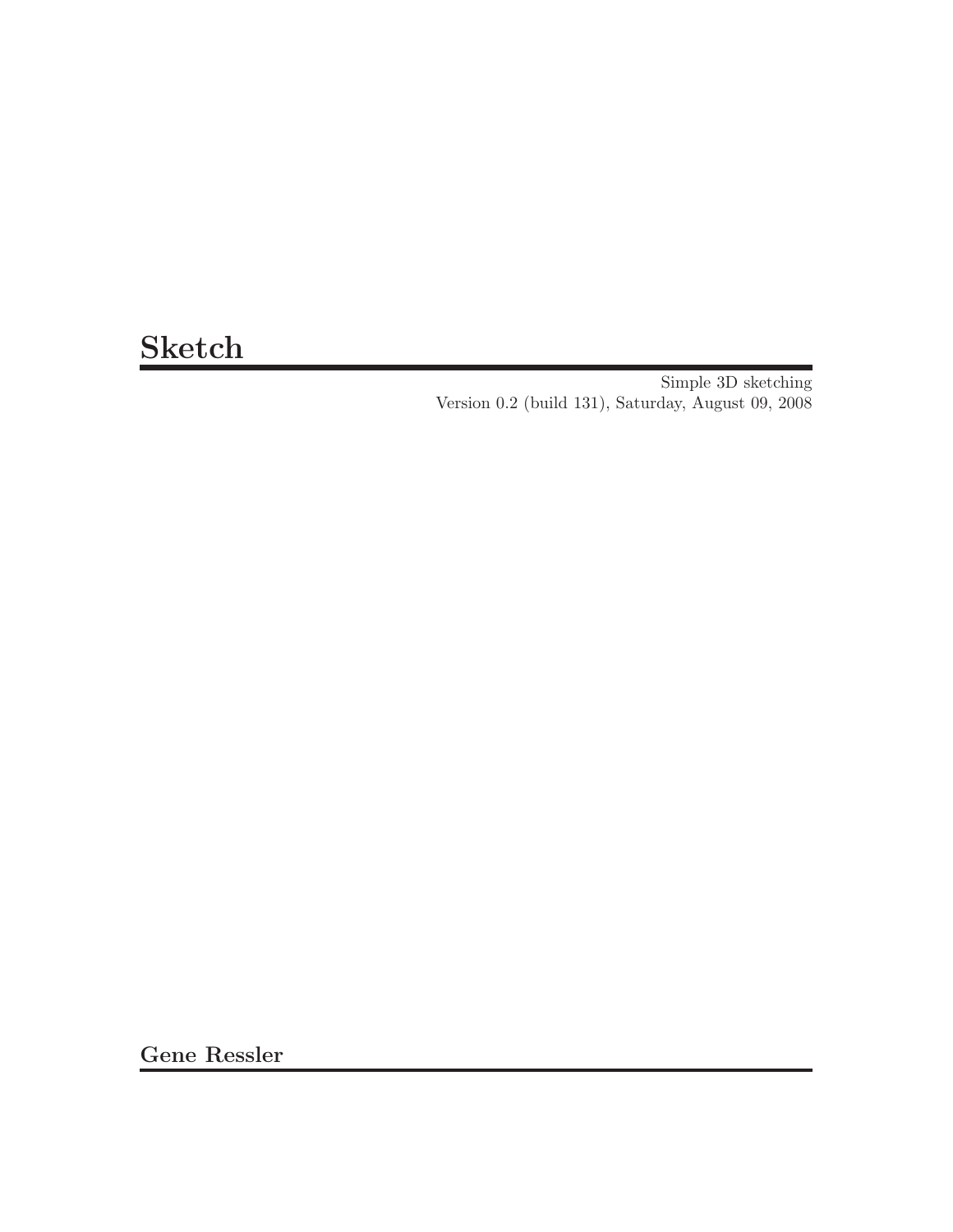# Sketch

Simple 3D sketching
Version 0.2 (build 131), Saturday, August 09, 2008

**Gene Ressler**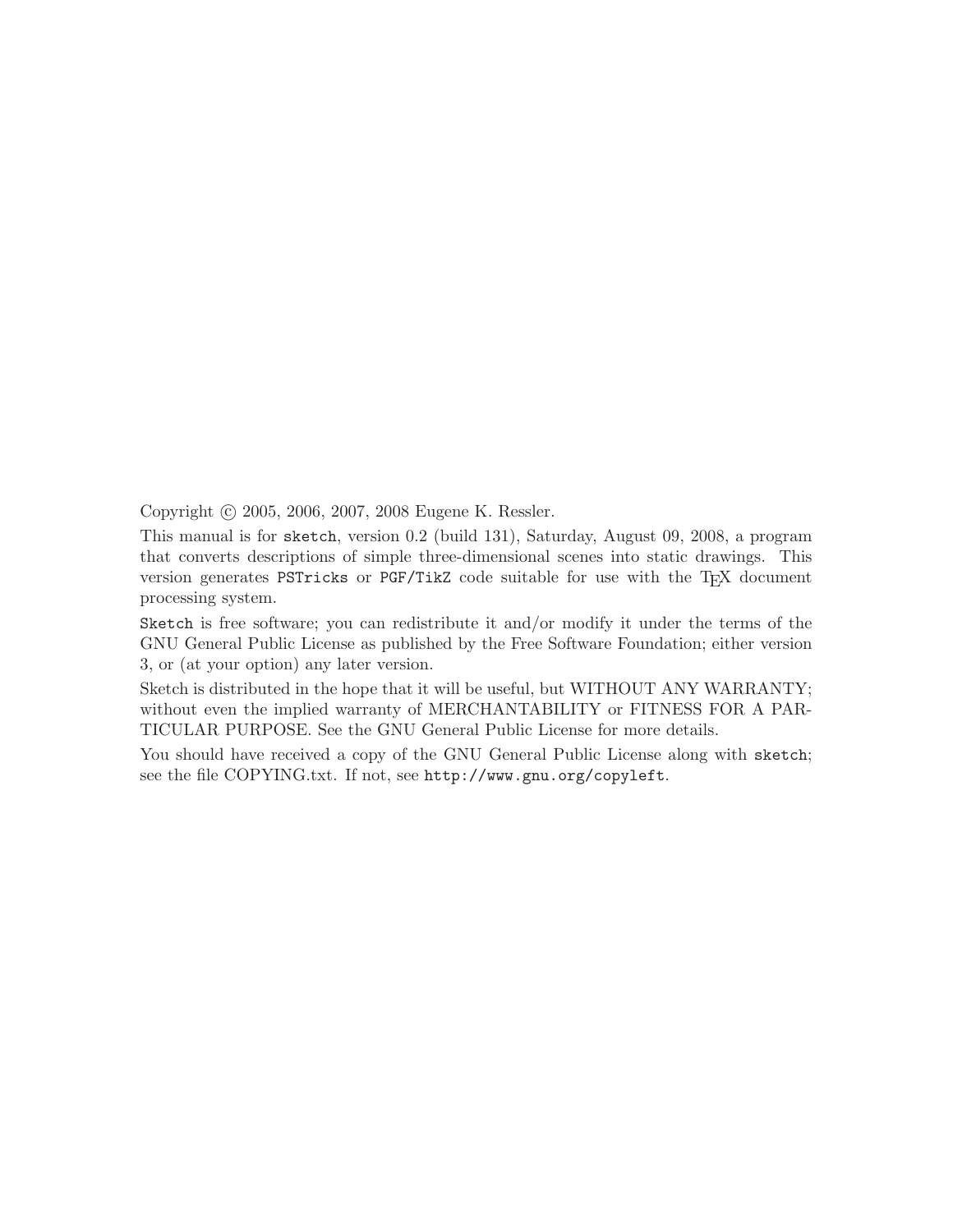Copyright © 2005, 2006, 2007, 2008 Eugene K. Ressler.

This manual is for `sketch`, version 0.2 (build 131), Saturday, August 09, 2008, a program that converts descriptions of simple three-dimensional scenes into static drawings. This version generates `PSTricks` or `PGF/TikZ` code suitable for use with the TeX document processing system.

`Sketch` is free software; you can redistribute it and/or modify it under the terms of the GNU General Public License as published by the Free Software Foundation; either version 3, or (at your option) any later version.

Sketch is distributed in the hope that it will be useful, but WITHOUT ANY WARRANTY; without even the implied warranty of MERCHANTABILITY or FITNESS FOR A PARTICULAR PURPOSE. See the GNU General Public License for more details.

You should have received a copy of the GNU General Public License along with `sketch`; see the file COPYING.txt. If not, see `http://www.gnu.org/copyleft`.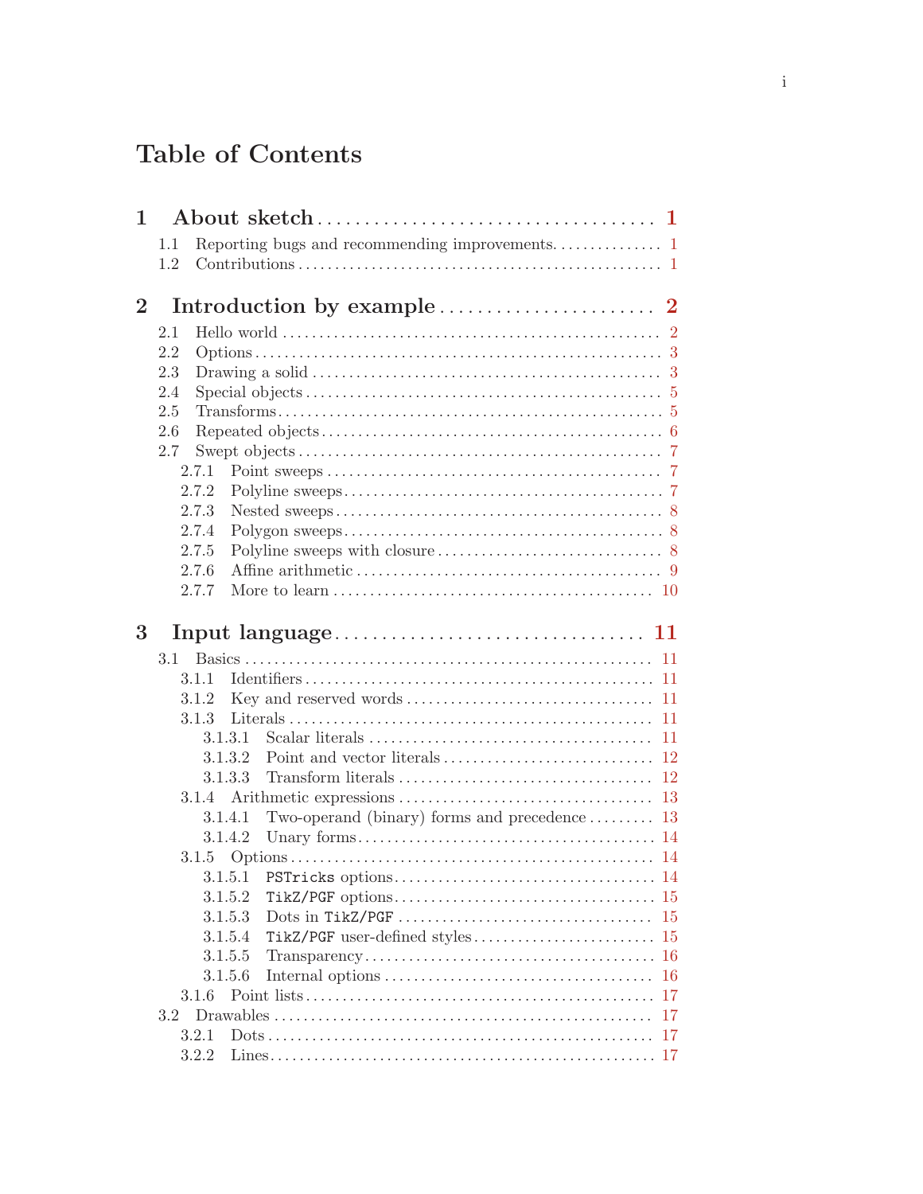# Table of Contents

**1 About sketch** .......... **1**

- 1.1 Reporting bugs and recommending improvements. .......... 1
- 1.2 Contributions .......... 1

**2 Introduction by example** .......... **2**

- 2.1 Hello world .......... 2
- 2.2 Options .......... 3
- 2.3 Drawing a solid .......... 3
- 2.4 Special objects .......... 5
- 2.5 Transforms .......... 5
- 2.6 Repeated objects .......... 6
- 2.7 Swept objects .......... 7
  - 2.7.1 Point sweeps .......... 7
  - 2.7.2 Polyline sweeps .......... 7
  - 2.7.3 Nested sweeps .......... 8
  - 2.7.4 Polygon sweeps .......... 8
  - 2.7.5 Polyline sweeps with closure .......... 8
  - 2.7.6 Affine arithmetic .......... 9
  - 2.7.7 More to learn .......... 10

**3 Input language** .......... **11**

- 3.1 Basics .......... 11
  - 3.1.1 Identifiers .......... 11
  - 3.1.2 Key and reserved words .......... 11
  - 3.1.3 Literals .......... 11
    - 3.1.3.1 Scalar literals .......... 11
    - 3.1.3.2 Point and vector literals .......... 12
    - 3.1.3.3 Transform literals .......... 12
  - 3.1.4 Arithmetic expressions .......... 13
    - 3.1.4.1 Two-operand (binary) forms and precedence .......... 13
    - 3.1.4.2 Unary forms .......... 14
  - 3.1.5 Options .......... 14
    - 3.1.5.1 `PSTricks` options .......... 14
    - 3.1.5.2 `TikZ/PGF` options .......... 15
    - 3.1.5.3 Dots in `TikZ/PGF` .......... 15
    - 3.1.5.4 `TikZ/PGF` user-defined styles .......... 15
    - 3.1.5.5 Transparency .......... 16
    - 3.1.5.6 Internal options .......... 16
  - 3.1.6 Point lists .......... 17
- 3.2 Drawables .......... 17
  - 3.2.1 Dots .......... 17
  - 3.2.2 Lines .......... 17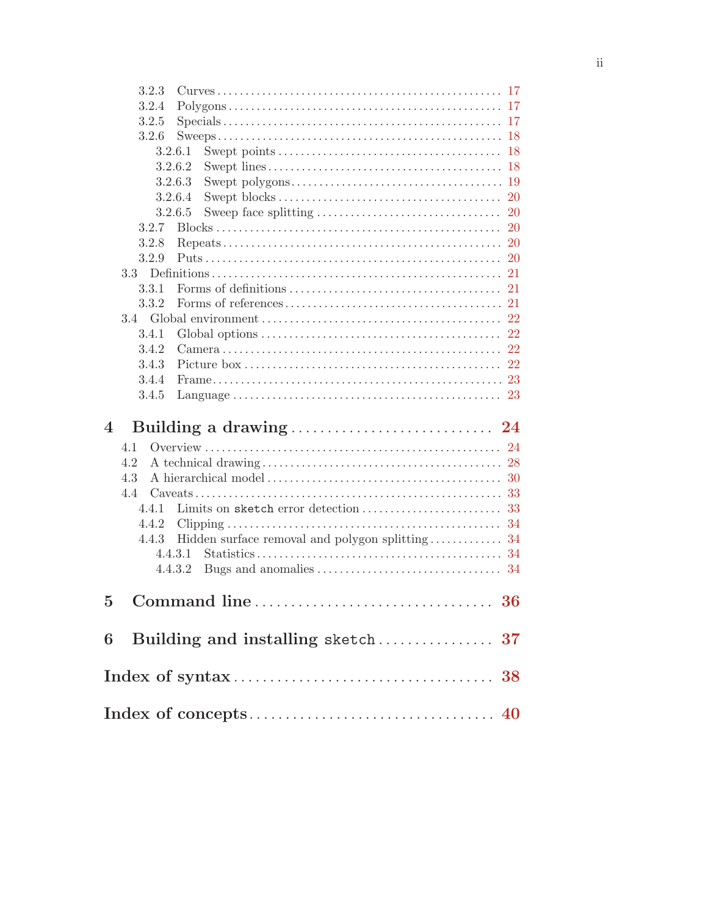- 3.2.3 Curves ..... 17
- 3.2.4 Polygons ..... 17
- 3.2.5 Specials ..... 17
- 3.2.6 Sweeps ..... 18
  - 3.2.6.1 Swept points ..... 18
  - 3.2.6.2 Swept lines ..... 18
  - 3.2.6.3 Swept polygons ..... 19
  - 3.2.6.4 Swept blocks ..... 20
  - 3.2.6.5 Sweep face splitting ..... 20
- 3.2.7 Blocks ..... 20
- 3.2.8 Repeats ..... 20
- 3.2.9 Puts ..... 20

3.3 Definitions ..... 21
- 3.3.1 Forms of definitions ..... 21
- 3.3.2 Forms of references ..... 21

3.4 Global environment ..... 22
- 3.4.1 Global options ..... 22
- 3.4.2 Camera ..... 22
- 3.4.3 Picture box ..... 22
- 3.4.4 Frame ..... 23
- 3.4.5 Language ..... 23

**4 Building a drawing ..... 24**

4.1 Overview ..... 24

4.2 A technical drawing ..... 28

4.3 A hierarchical model ..... 30

4.4 Caveats ..... 33
- 4.4.1 Limits on `sketch` error detection ..... 33
- 4.4.2 Clipping ..... 34
- 4.4.3 Hidden surface removal and polygon splitting ..... 34
  - 4.4.3.1 Statistics ..... 34
  - 4.4.3.2 Bugs and anomalies ..... 34

**5 Command line ..... 36**

**6 Building and installing `sketch` ..... 37**

**Index of syntax ..... 38**

**Index of concepts ..... 40**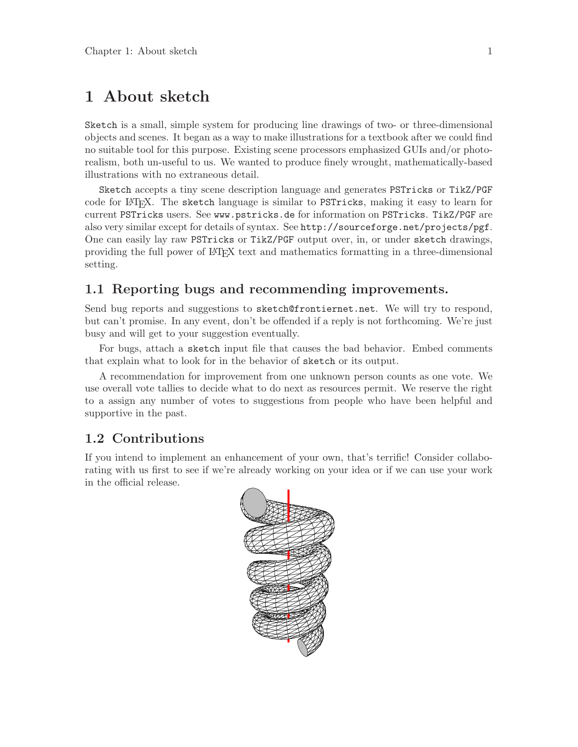# 1 About sketch

Sketch is a small, simple system for producing line drawings of two- or three-dimensional objects and scenes. It began as a way to make illustrations for a textbook after we could find no suitable tool for this purpose. Existing scene processors emphasized GUIs and/or photo-realism, both un-useful to us. We wanted to produce finely wrought, mathematically-based illustrations with no extraneous detail.

Sketch accepts a tiny scene description language and generates PSTricks or TikZ/PGF code for LaTeX. The sketch language is similar to PSTricks, making it easy to learn for current PSTricks users. See www.pstricks.de for information on PSTricks. TikZ/PGF are also very similar except for details of syntax. See http://sourceforge.net/projects/pgf. One can easily lay raw PSTricks or TikZ/PGF output over, in, or under sketch drawings, providing the full power of LaTeX text and mathematics formatting in a three-dimensional setting.

## 1.1 Reporting bugs and recommending improvements.

Send bug reports and suggestions to sketch@frontiernet.net. We will try to respond, but can't promise. In any event, don't be offended if a reply is not forthcoming. We're just busy and will get to your suggestion eventually.

For bugs, attach a sketch input file that causes the bad behavior. Embed comments that explain what to look for in the behavior of sketch or its output.

A recommendation for improvement from one unknown person counts as one vote. We use overall vote tallies to decide what to do next as resources permit. We reserve the right to a assign any number of votes to suggestions from people who have been helpful and supportive in the past.

## 1.2 Contributions

If you intend to implement an enhancement of your own, that's terrific! Consider collaborating with us first to see if we're already working on your idea or if we can use your work in the official release.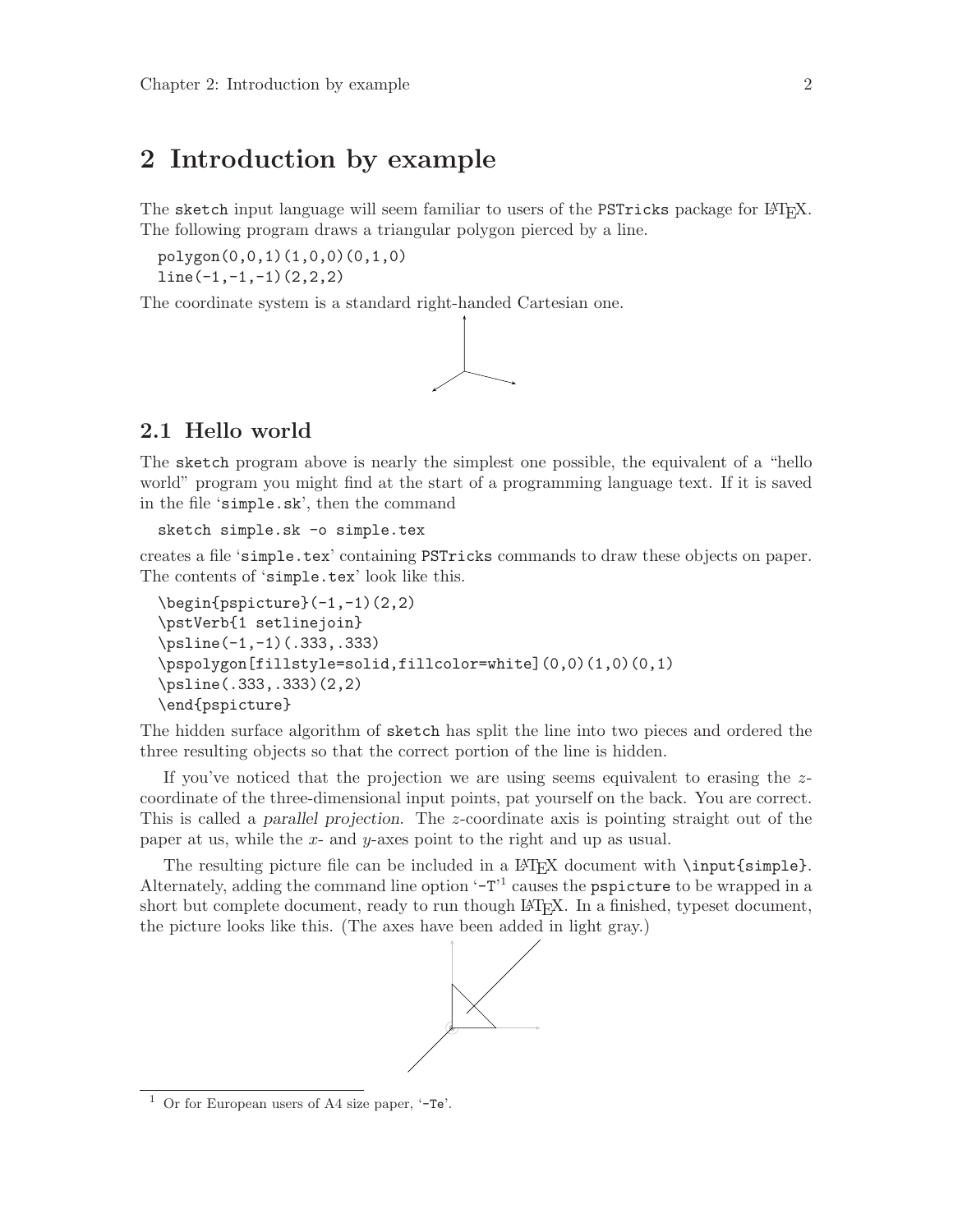# 2 Introduction by example

The `sketch` input language will seem familiar to users of the `PSTricks` package for LaTeX. The following program draws a triangular polygon pierced by a line.

```
polygon(0,0,1)(1,0,0)(0,1,0)
line(-1,-1,-1)(2,2,2)
```

The coordinate system is a standard right-handed Cartesian one.

## 2.1 Hello world

The `sketch` program above is nearly the simplest one possible, the equivalent of a "hello world" program you might find at the start of a programming language text. If it is saved in the file '`simple.sk`', then the command

```
sketch simple.sk -o simple.tex
```

creates a file '`simple.tex`' containing `PSTricks` commands to draw these objects on paper. The contents of '`simple.tex`' look like this.

```
\begin{pspicture}(-1,-1)(2,2)
\pstVerb{1 setlinejoin}
\psline(-1,-1)(.333,.333)
\pspolygon[fillstyle=solid,fillcolor=white](0,0)(1,0)(0,1)
\psline(.333,.333)(2,2)
\end{pspicture}
```

The hidden surface algorithm of `sketch` has split the line into two pieces and ordered the three resulting objects so that the correct portion of the line is hidden.

If you've noticed that the projection we are using seems equivalent to erasing the $z$-coordinate of the three-dimensional input points, pat yourself on the back. You are correct. This is called a *parallel projection*. The $z$-coordinate axis is pointing straight out of the paper at us, while the $x$- and $y$-axes point to the right and up as usual.

The resulting picture file can be included in a LaTeX document with `\input{simple}`. Alternately, adding the command line option '`-T`'[1] causes the `pspicture` to be wrapped in a short but complete document, ready to run though LaTeX. In a finished, typeset document, the picture looks like this. (The axes have been added in light gray.)

---

[1] Or for European users of A4 size paper, '`-Te`'.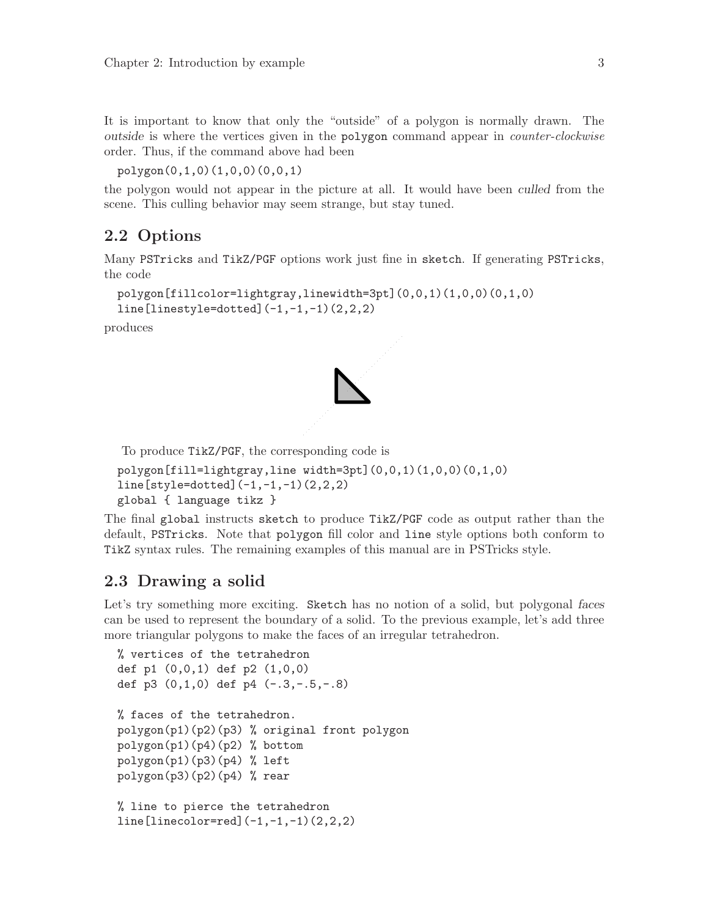It is important to know that only the "outside" of a polygon is normally drawn. The *outside* is where the vertices given in the `polygon` command appear in *counter-clockwise* order. Thus, if the command above had been

```
polygon(0,1,0)(1,0,0)(0,0,1)
```

the polygon would not appear in the picture at all. It would have been *culled* from the scene. This culling behavior may seem strange, but stay tuned.

## 2.2 Options

Many `PSTricks` and `TikZ/PGF` options work just fine in `sketch`. If generating `PSTricks`, the code

```
polygon[fillcolor=lightgray,linewidth=3pt](0,0,1)(1,0,0)(0,1,0)
line[linestyle=dotted](-1,-1,-1)(2,2,2)
```

produces

To produce `TikZ/PGF`, the corresponding code is

```
polygon[fill=lightgray,line width=3pt](0,0,1)(1,0,0)(0,1,0)
line[style=dotted](-1,-1,-1)(2,2,2)
global { language tikz }
```

The final `global` instructs `sketch` to produce `TikZ/PGF` code as output rather than the default, `PSTricks`. Note that `polygon` fill color and `line` style options both conform to `TikZ` syntax rules. The remaining examples of this manual are in PSTricks style.

## 2.3 Drawing a solid

Let's try something more exciting. `Sketch` has no notion of a solid, but polygonal *faces* can be used to represent the boundary of a solid. To the previous example, let's add three more triangular polygons to make the faces of an irregular tetrahedron.

```
% vertices of the tetrahedron
def p1 (0,0,1) def p2 (1,0,0)
def p3 (0,1,0) def p4 (-.3,-.5,-.8)

% faces of the tetrahedron.
polygon(p1)(p2)(p3) % original front polygon
polygon(p1)(p4)(p2) % bottom
polygon(p1)(p3)(p4) % left
polygon(p3)(p2)(p4) % rear

% line to pierce the tetrahedron
line[linecolor=red](-1,-1,-1)(2,2,2)
```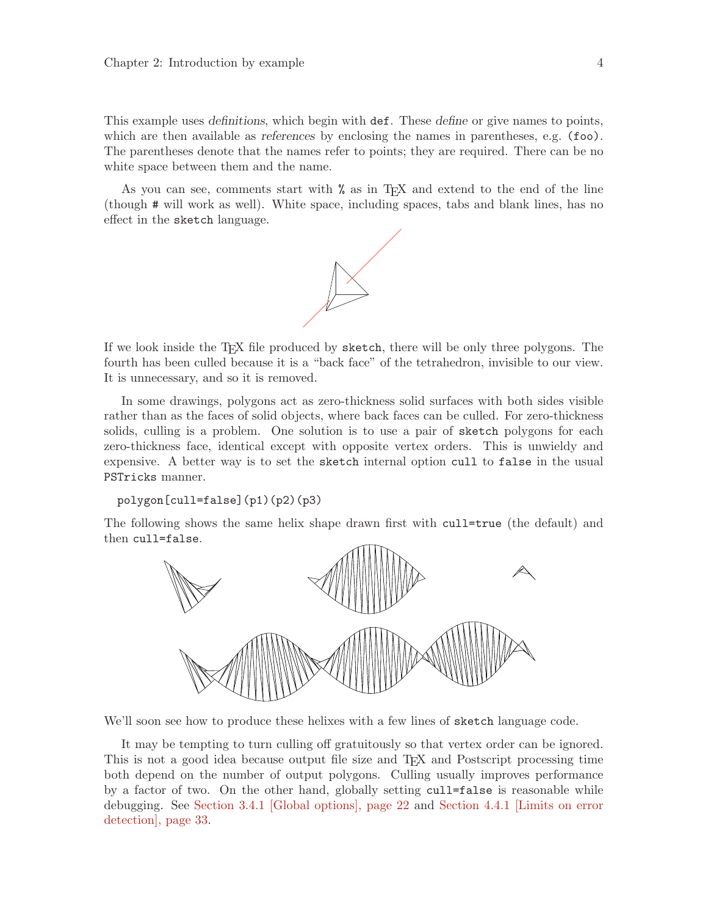This example uses *definitions*, which begin with `def`. These *define* or give names to points, which are then available as *references* by enclosing the names in parentheses, e.g. `(foo)`. The parentheses denote that the names refer to points; they are required. There can be no white space between them and the name.

As you can see, comments start with `%` as in TeX and extend to the end of the line (though `#` will work as well). White space, including spaces, tabs and blank lines, has no effect in the `sketch` language.

If we look inside the TeX file produced by `sketch`, there will be only three polygons. The fourth has been culled because it is a "back face" of the tetrahedron, invisible to our view. It is unnecessary, and so it is removed.

In some drawings, polygons act as zero-thickness solid surfaces with both sides visible rather than as the faces of solid objects, where back faces can be culled. For zero-thickness solids, culling is a problem. One solution is to use a pair of `sketch` polygons for each zero-thickness face, identical except with opposite vertex orders. This is unwieldy and expensive. A better way is to set the `sketch` internal option `cull` to `false` in the usual `PSTricks` manner.

```
polygon[cull=false](p1)(p2)(p3)
```

The following shows the same helix shape drawn first with `cull=true` (the default) and then `cull=false`.

We'll soon see how to produce these helixes with a few lines of `sketch` language code.

It may be tempting to turn culling off gratuitously so that vertex order can be ignored. This is not a good idea because output file size and TeX and Postscript processing time both depend on the number of output polygons. Culling usually improves performance by a factor of two. On the other hand, globally setting `cull=false` is reasonable while debugging. See Section 3.4.1 [Global options], page 22 and Section 4.4.1 [Limits on error detection], page 33.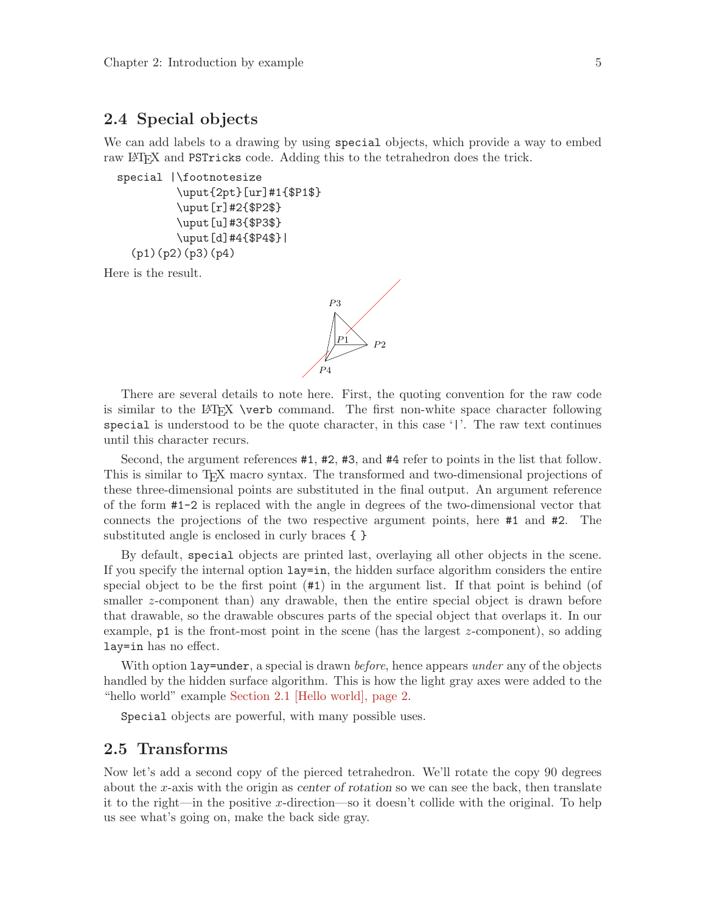## 2.4 Special objects

We can add labels to a drawing by using `special` objects, which provide a way to embed raw LaTeX and `PSTricks` code. Adding this to the tetrahedron does the trick.

```
special |\footnotesize
         \uput{2pt}[ur]#1{$P1$}
         \uput[r]#2{$P2$}
         \uput[u]#3{$P3$}
         \uput[d]#4{$P4$}|
  (p1)(p2)(p3)(p4)
```

Here is the result.

There are several details to note here. First, the quoting convention for the raw code is similar to the LaTeX `\verb` command. The first non-white space character following `special` is understood to be the quote character, in this case '`|`'. The raw text continues until this character recurs.

Second, the argument references `#1`, `#2`, `#3`, and `#4` refer to points in the list that follow. This is similar to TeX macro syntax. The transformed and two-dimensional projections of these three-dimensional points are substituted in the final output. An argument reference of the form `#1-2` is replaced with the angle in degrees of the two-dimensional vector that connects the projections of the two respective argument points, here `#1` and `#2`. The substituted angle is enclosed in curly braces `{ }`

By default, `special` objects are printed last, overlaying all other objects in the scene. If you specify the internal option `lay=in`, the hidden surface algorithm considers the entire special object to be the first point (`#1`) in the argument list. If that point is behind (of smaller $z$-component than) any drawable, then the entire special object is drawn before that drawable, so the drawable obscures parts of the special object that overlaps it. In our example, `p1` is the front-most point in the scene (has the largest $z$-component), so adding `lay=in` has no effect.

With option `lay=under`, a special is drawn *before*, hence appears *under* any of the objects handled by the hidden surface algorithm. This is how the light gray axes were added to the "hello world" example Section 2.1 [Hello world], page 2.

`Special` objects are powerful, with many possible uses.

## 2.5 Transforms

Now let's add a second copy of the pierced tetrahedron. We'll rotate the copy 90 degrees about the $x$-axis with the origin as *center of rotation* so we can see the back, then translate it to the right—in the positive $x$-direction—so it doesn't collide with the original. To help us see what's going on, make the back side gray.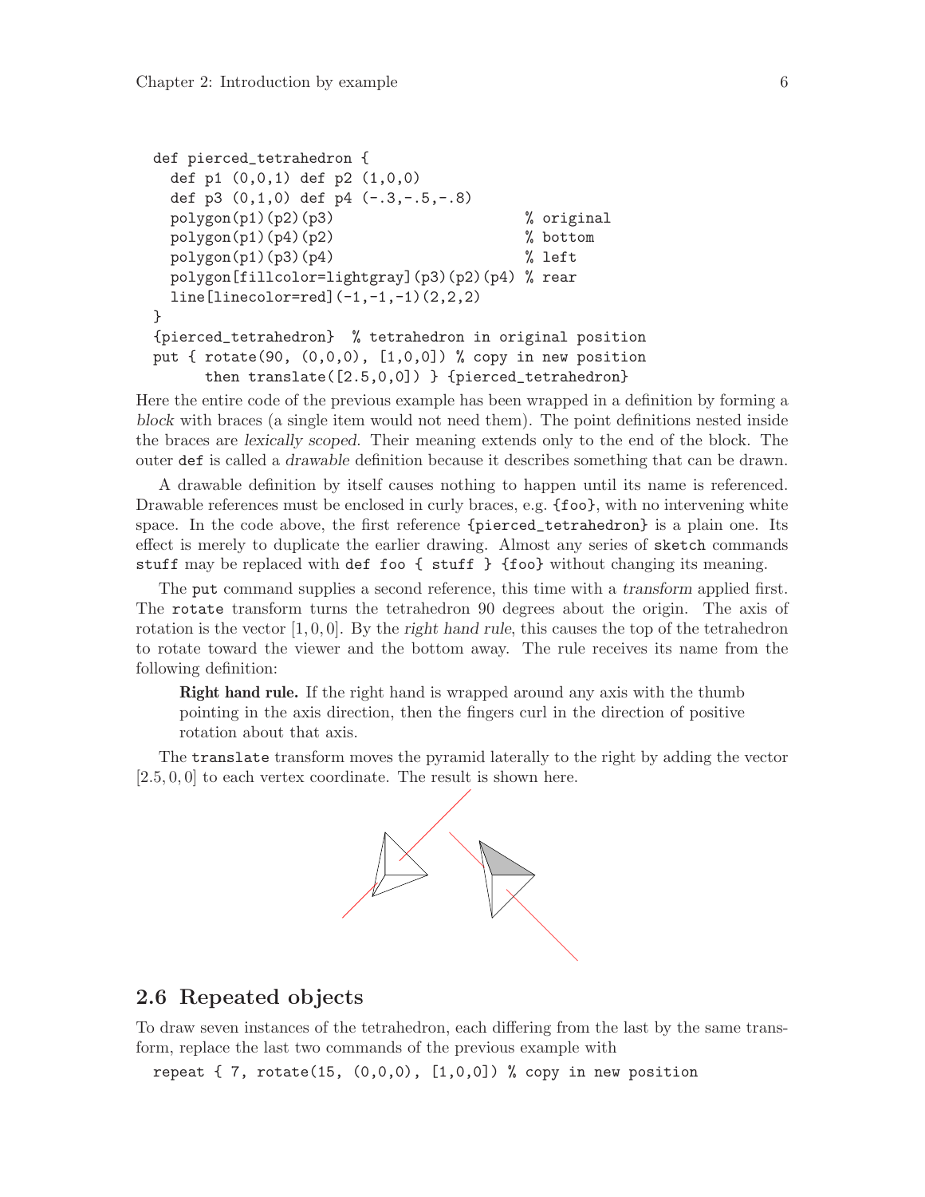```
def pierced_tetrahedron {
  def p1 (0,0,1) def p2 (1,0,0)
  def p3 (0,1,0) def p4 (-.3,-.5,-.8)
  polygon(p1)(p2)(p3)                       % original
  polygon(p1)(p4)(p2)                       % bottom
  polygon(p1)(p3)(p4)                       % left
  polygon[fillcolor=lightgray](p3)(p2)(p4) % rear
  line[linecolor=red](-1,-1,-1)(2,2,2)
}
{pierced_tetrahedron}  % tetrahedron in original position
put { rotate(90, (0,0,0), [1,0,0]) % copy in new position
      then translate([2.5,0,0]) } {pierced_tetrahedron}
```

Here the entire code of the previous example has been wrapped in a definition by forming a *block* with braces (a single item would not need them). The point definitions nested inside the braces are *lexically scoped*. Their meaning extends only to the end of the block. The outer `def` is called a *drawable* definition because it describes something that can be drawn.

A drawable definition by itself causes nothing to happen until its name is referenced. Drawable references must be enclosed in curly braces, e.g. `{foo}`, with no intervening white space. In the code above, the first reference `{pierced_tetrahedron}` is a plain one. Its effect is merely to duplicate the earlier drawing. Almost any series of `sketch` commands `stuff` may be replaced with `def foo { stuff } {foo}` without changing its meaning.

The `put` command supplies a second reference, this time with a *transform* applied first. The `rotate` transform turns the tetrahedron 90 degrees about the origin. The axis of rotation is the vector $[1, 0, 0]$. By the *right hand rule*, this causes the top of the tetrahedron to rotate toward the viewer and the bottom away. The rule receives its name from the following definition:

> **Right hand rule.** If the right hand is wrapped around any axis with the thumb pointing in the axis direction, then the fingers curl in the direction of positive rotation about that axis.

The `translate` transform moves the pyramid laterally to the right by adding the vector $[2.5, 0, 0]$ to each vertex coordinate. The result is shown here.

## 2.6 Repeated objects

To draw seven instances of the tetrahedron, each differing from the last by the same transform, replace the last two commands of the previous example with

```
repeat { 7, rotate(15, (0,0,0), [1,0,0]) % copy in new position
```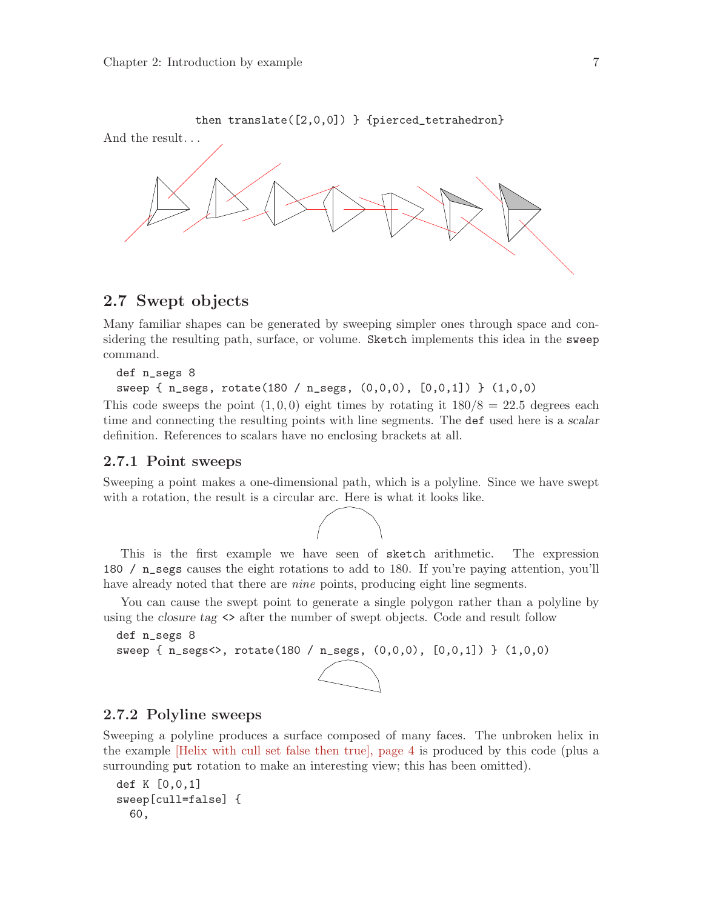```
            then translate([2,0,0]) } {pierced_tetrahedron}
```

And the result. . .

## 2.7 Swept objects

Many familiar shapes can be generated by sweeping simpler ones through space and considering the resulting path, surface, or volume. `Sketch` implements this idea in the `sweep` command.

```
def n_segs 8
sweep { n_segs, rotate(180 / n_segs, (0,0,0), [0,0,1]) } (1,0,0)
```

This code sweeps the point $(1, 0, 0)$ eight times by rotating it $180/8 = 22.5$ degrees each time and connecting the resulting points with line segments. The `def` used here is a *scalar* definition. References to scalars have no enclosing brackets at all.

### 2.7.1 Point sweeps

Sweeping a point makes a one-dimensional path, which is a polyline. Since we have swept with a rotation, the result is a circular arc. Here is what it looks like.

This is the first example we have seen of `sketch` arithmetic. The expression `180 / n_segs` causes the eight rotations to add to 180. If you're paying attention, you'll have already noted that there are *nine* points, producing eight line segments.

You can cause the swept point to generate a single polygon rather than a polyline by using the *closure tag* `<>` after the number of swept objects. Code and result follow

```
def n_segs 8
sweep { n_segs<>, rotate(180 / n_segs, (0,0,0), [0,0,1]) } (1,0,0)
```

### 2.7.2 Polyline sweeps

Sweeping a polyline produces a surface composed of many faces. The unbroken helix in the example [Helix with cull set false then true], page 4 is produced by this code (plus a surrounding `put` rotation to make an interesting view; this has been omitted).

```
def K [0,0,1]
sweep[cull=false] {
  60,
```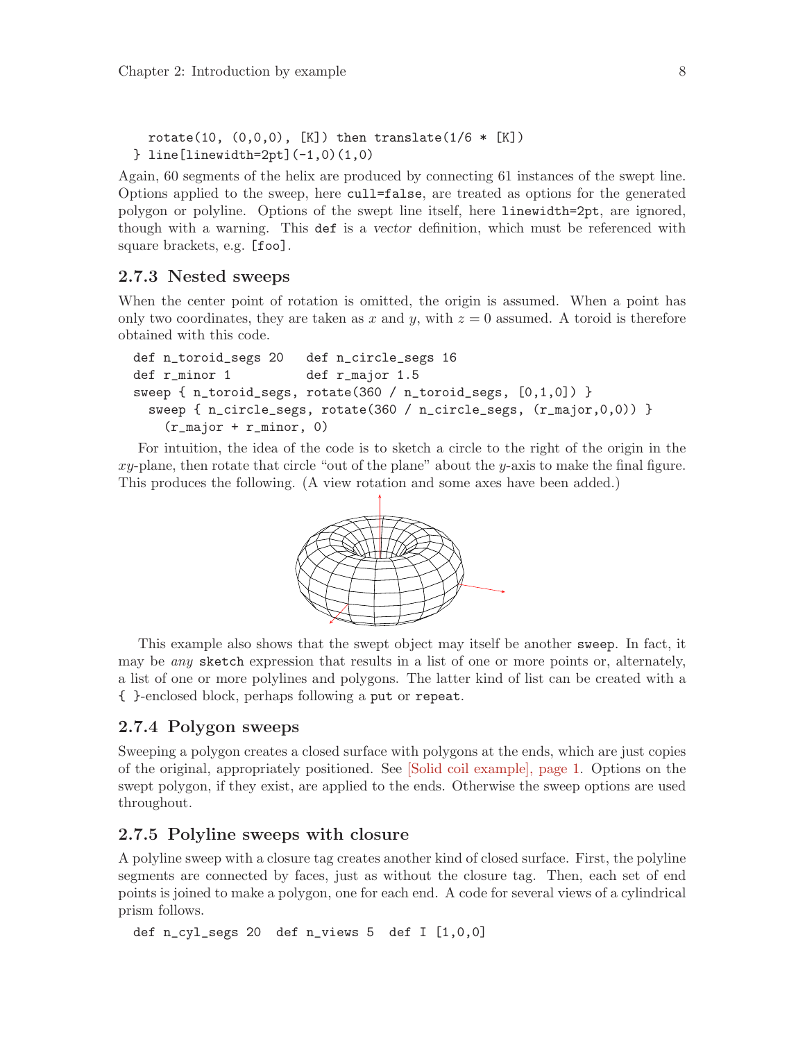```
  rotate(10, (0,0,0), [K]) then translate(1/6 * [K])
} line[linewidth=2pt](-1,0)(1,0)
```

Again, 60 segments of the helix are produced by connecting 61 instances of the swept line. Options applied to the sweep, here `cull=false`, are treated as options for the generated polygon or polyline. Options of the swept line itself, here `linewidth=2pt`, are ignored, though with a warning. This `def` is a *vector* definition, which must be referenced with square brackets, e.g. `[foo]`.

### 2.7.3 Nested sweeps

When the center point of rotation is omitted, the origin is assumed. When a point has only two coordinates, they are taken as $x$ and $y$, with $z = 0$ assumed. A toroid is therefore obtained with this code.

```
def n_toroid_segs 20   def n_circle_segs 16
def r_minor 1          def r_major 1.5
sweep { n_toroid_segs, rotate(360 / n_toroid_segs, [0,1,0]) }
  sweep { n_circle_segs, rotate(360 / n_circle_segs, (r_major,0,0)) }
    (r_major + r_minor, 0)
```

For intuition, the idea of the code is to sketch a circle to the right of the origin in the $xy$-plane, then rotate that circle "out of the plane" about the $y$-axis to make the final figure. This produces the following. (A view rotation and some axes have been added.)

This example also shows that the swept object may itself be another `sweep`. In fact, it may be *any* `sketch` expression that results in a list of one or more points or, alternately, a list of one or more polylines and polygons. The latter kind of list can be created with a `{ }`-enclosed block, perhaps following a `put` or `repeat`.

### 2.7.4 Polygon sweeps

Sweeping a polygon creates a closed surface with polygons at the ends, which are just copies of the original, appropriately positioned. See [Solid coil example], page 1. Options on the swept polygon, if they exist, are applied to the ends. Otherwise the sweep options are used throughout.

### 2.7.5 Polyline sweeps with closure

A polyline sweep with a closure tag creates another kind of closed surface. First, the polyline segments are connected by faces, just as without the closure tag. Then, each set of end points is joined to make a polygon, one for each end. A code for several views of a cylindrical prism follows.

```
def n_cyl_segs 20  def n_views 5  def I [1,0,0]
```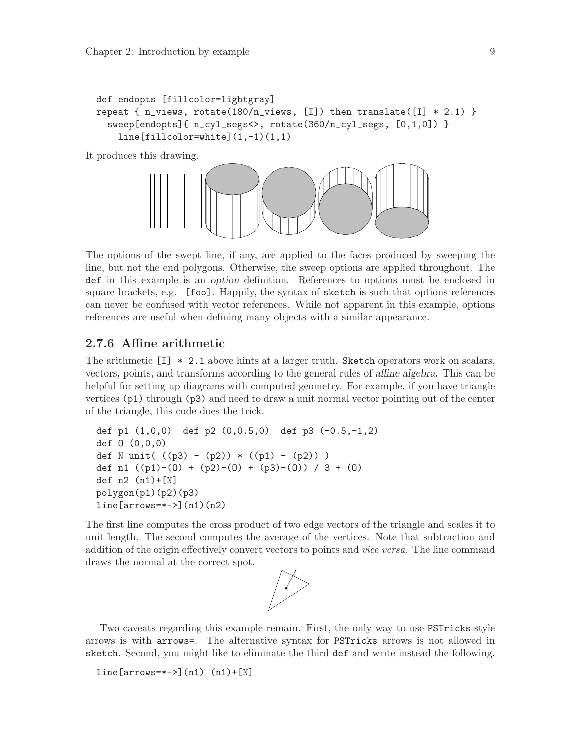```
def endopts [fillcolor=lightgray]
repeat { n_views, rotate(180/n_views, [I]) then translate([I] * 2.1) }
  sweep[endopts]{ n_cyl_segs<>, rotate(360/n_cyl_segs, [0,1,0]) }
    line[fillcolor=white](1,-1)(1,1)
```

It produces this drawing.

The options of the swept line, if any, are applied to the faces produced by sweeping the line, but not the end polygons. Otherwise, the sweep options are applied throughout. The `def` in this example is an *option* definition. References to options must be enclosed in square brackets, e.g. `[foo]`. Happily, the syntax of `sketch` is such that options references can never be confused with vector references. While not apparent in this example, options references are useful when defining many objects with a similar appearance.

### 2.7.6 Affine arithmetic

The arithmetic `[I] * 2.1` above hints at a larger truth. `Sketch` operators work on scalars, vectors, points, and transforms according to the general rules of *affine algebra*. This can be helpful for setting up diagrams with computed geometry. For example, if you have triangle vertices `(p1)` through `(p3)` and need to draw a unit normal vector pointing out of the center of the triangle, this code does the trick.

```
def p1 (1,0,0)  def p2 (0,0.5,0)  def p3 (-0.5,-1,2)
def O (0,0,0)
def N unit( ((p3) - (p2)) * ((p1) - (p2)) )
def n1 ((p1)-(O) + (p2)-(O) + (p3)-(O)) / 3 + (O)
def n2 (n1)+[N]
polygon(p1)(p2)(p3)
line[arrows=*->](n1)(n2)
```

The first line computes the cross product of two edge vectors of the triangle and scales it to unit length. The second computes the average of the vertices. Note that subtraction and addition of the origin effectively convert vectors to points and *vice versa*. The line command draws the normal at the correct spot.

Two caveats regarding this example remain. First, the only way to use `PSTricks`-style arrows is with `arrows=`. The alternative syntax for `PSTricks` arrows is not allowed in `sketch`. Second, you might like to eliminate the third `def` and write instead the following.

```
line[arrows=*->](n1) (n1)+[N]
```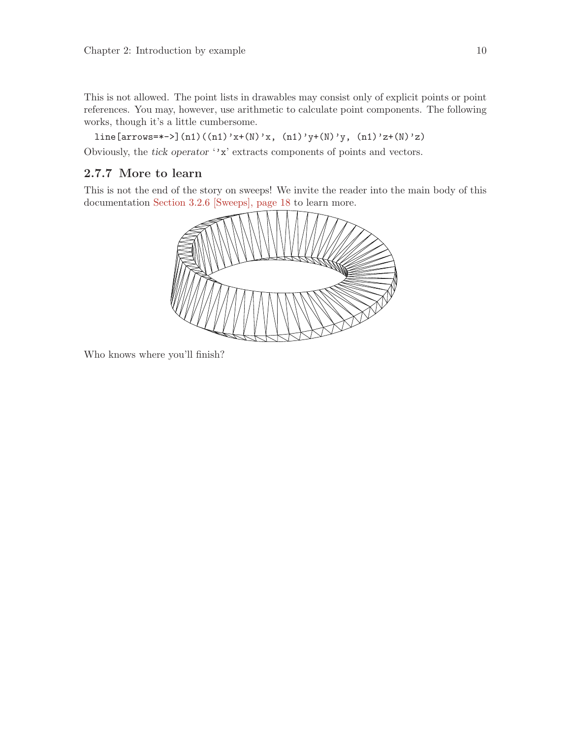This is not allowed. The point lists in drawables may consist only of explicit points or point references. You may, however, use arithmetic to calculate point components. The following works, though it's a little cumbersome.

```
line[arrows=*->](n1)((n1)'x+(N)'x, (n1)'y+(N)'y, (n1)'z+(N)'z)
```

Obviously, the *tick operator* ''x' extracts components of points and vectors.

### 2.7.7 More to learn

This is not the end of the story on sweeps! We invite the reader into the main body of this documentation Section 3.2.6 [Sweeps], page 18 to learn more.

Who knows where you'll finish?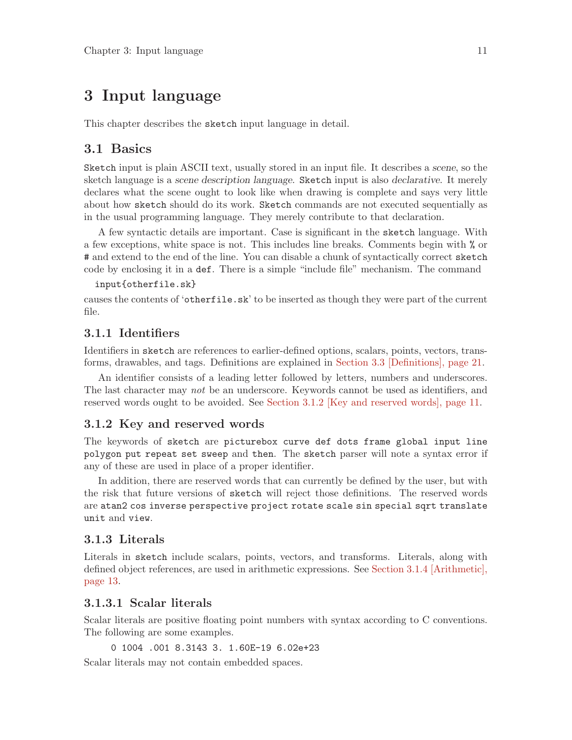# 3 Input language

This chapter describes the `sketch` input language in detail.

## 3.1 Basics

`Sketch` input is plain ASCII text, usually stored in an input file. It describes a *scene*, so the sketch language is a *scene description language*. `Sketch` input is also *declarative*. It merely declares what the scene ought to look like when drawing is complete and says very little about how `sketch` should do its work. `Sketch` commands are not executed sequentially as in the usual programming language. They merely contribute to that declaration.

A few syntactic details are important. Case is significant in the `sketch` language. With a few exceptions, white space is not. This includes line breaks. Comments begin with `%` or `#` and extend to the end of the line. You can disable a chunk of syntactically correct `sketch` code by enclosing it in a `def`. There is a simple "include file" mechanism. The command

```
input{otherfile.sk}
```

causes the contents of '`otherfile.sk`' to be inserted as though they were part of the current file.

### 3.1.1 Identifiers

Identifiers in `sketch` are references to earlier-defined options, scalars, points, vectors, transforms, drawables, and tags. Definitions are explained in Section 3.3 [Definitions], page 21.

An identifier consists of a leading letter followed by letters, numbers and underscores. The last character may *not* be an underscore. Keywords cannot be used as identifiers, and reserved words ought to be avoided. See Section 3.1.2 [Key and reserved words], page 11.

### 3.1.2 Key and reserved words

The keywords of `sketch` are `picturebox curve def dots frame global input line polygon put repeat set sweep` and `then`. The `sketch` parser will note a syntax error if any of these are used in place of a proper identifier.

In addition, there are reserved words that can currently be defined by the user, but with the risk that future versions of `sketch` will reject those definitions. The reserved words are `atan2 cos inverse perspective project rotate scale sin special sqrt translate unit` and `view`.

### 3.1.3 Literals

Literals in `sketch` include scalars, points, vectors, and transforms. Literals, along with defined object references, are used in arithmetic expressions. See Section 3.1.4 [Arithmetic], page 13.

#### 3.1.3.1 Scalar literals

Scalar literals are positive floating point numbers with syntax according to C conventions. The following are some examples.

```
0 1004 .001 8.3143 3. 1.60E-19 6.02e+23
```

Scalar literals may not contain embedded spaces.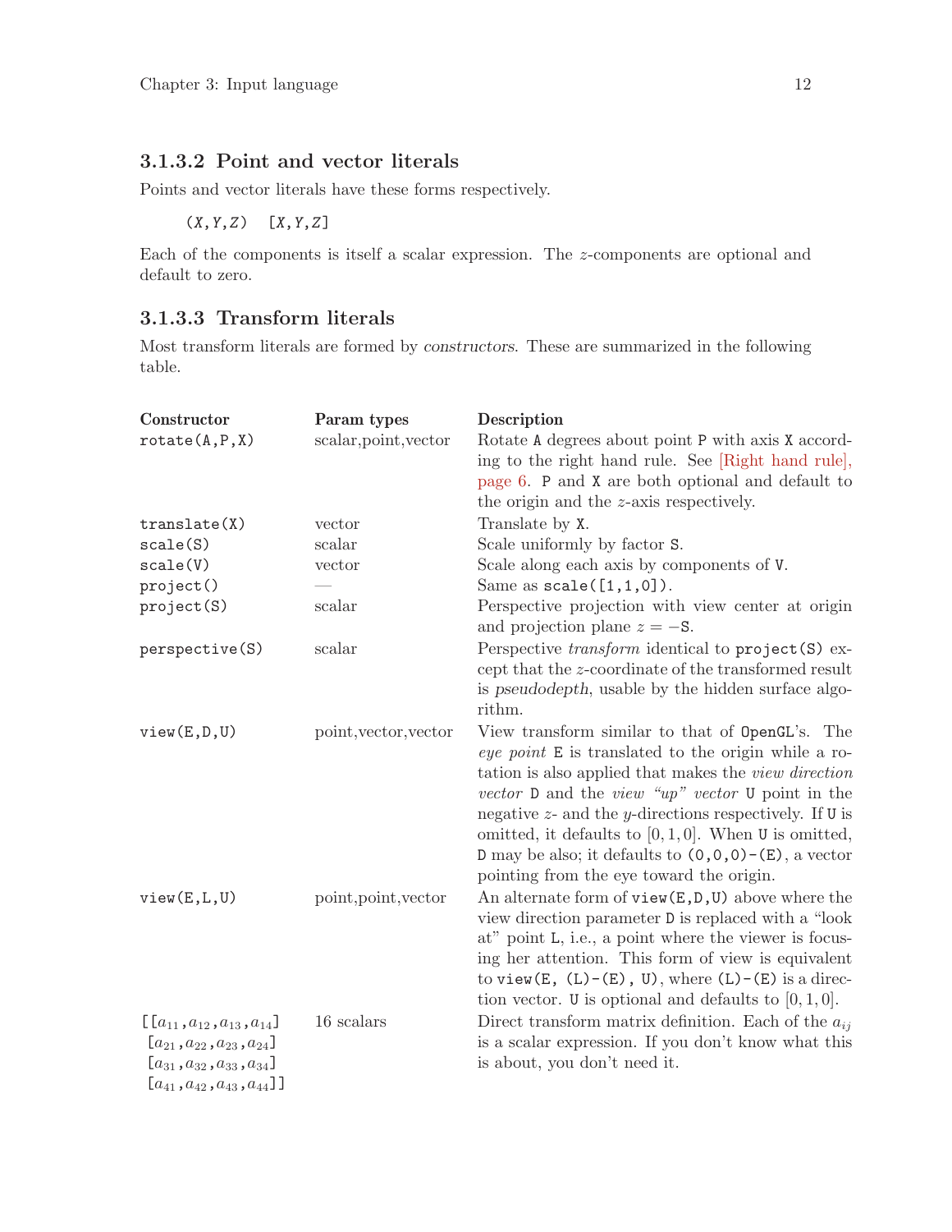### 3.1.3.2 Point and vector literals

Points and vector literals have these forms respectively.

```
(X,Y,Z)  [X,Y,Z]
```

Each of the components is itself a scalar expression. The $z$-components are optional and default to zero.

### 3.1.3.3 Transform literals

Most transform literals are formed by *constructors*. These are summarized in the following table.

| Constructor | Param types | Description |
|---|---|---|
| `rotate(A,P,X)` | scalar,point,vector | Rotate `A` degrees about point `P` with axis `X` according to the right hand rule. See [Right hand rule], page 6. `P` and `X` are both optional and default to the origin and the $z$-axis respectively. |
| `translate(X)` | vector | Translate by `X`. |
| `scale(S)` | scalar | Scale uniformly by factor `S`. |
| `scale(V)` | vector | Scale along each axis by components of `V`. |
| `project()` | — | Same as `scale([1,1,0])`. |
| `project(S)` | scalar | Perspective projection with view center at origin and projection plane $z = -$`S`. |
| `perspective(S)` | scalar | Perspective *transform* identical to `project(S)` except that the $z$-coordinate of the transformed result is *pseudodepth*, usable by the hidden surface algorithm. |
| `view(E,D,U)` | point,vector,vector | View transform similar to that of `OpenGL`'s. The *eye point* `E` is translated to the origin while a rotation is also applied that makes the *view direction vector* `D` and the *view "up" vector* `U` point in the negative $z$- and the $y$-directions respectively. If `U` is omitted, it defaults to $[0, 1, 0]$. When `U` is omitted, `D` may be also; it defaults to `(0,0,0)-(E)`, a vector pointing from the eye toward the origin. |
| `view(E,L,U)` | point,point,vector | An alternate form of `view(E,D,U)` above where the view direction parameter `D` is replaced with a "look at" point `L`, i.e., a point where the viewer is focusing her attention. This form of view is equivalent to `view(E, (L)-(E), U)`, where `(L)-(E)` is a direction vector. `U` is optional and defaults to $[0, 1, 0]$. |
| `[[`$a_{11}$`,`$a_{12}$`,`$a_{13}$`,`$a_{14}$`]` `[`$a_{21}$`,`$a_{22}$`,`$a_{23}$`,`$a_{24}$`]` `[`$a_{31}$`,`$a_{32}$`,`$a_{33}$`,`$a_{34}$`]` `[`$a_{41}$`,`$a_{42}$`,`$a_{43}$`,`$a_{44}$`]]` | 16 scalars | Direct transform matrix definition. Each of the $a_{ij}$ is a scalar expression. If you don't know what this is about, you don't need it. |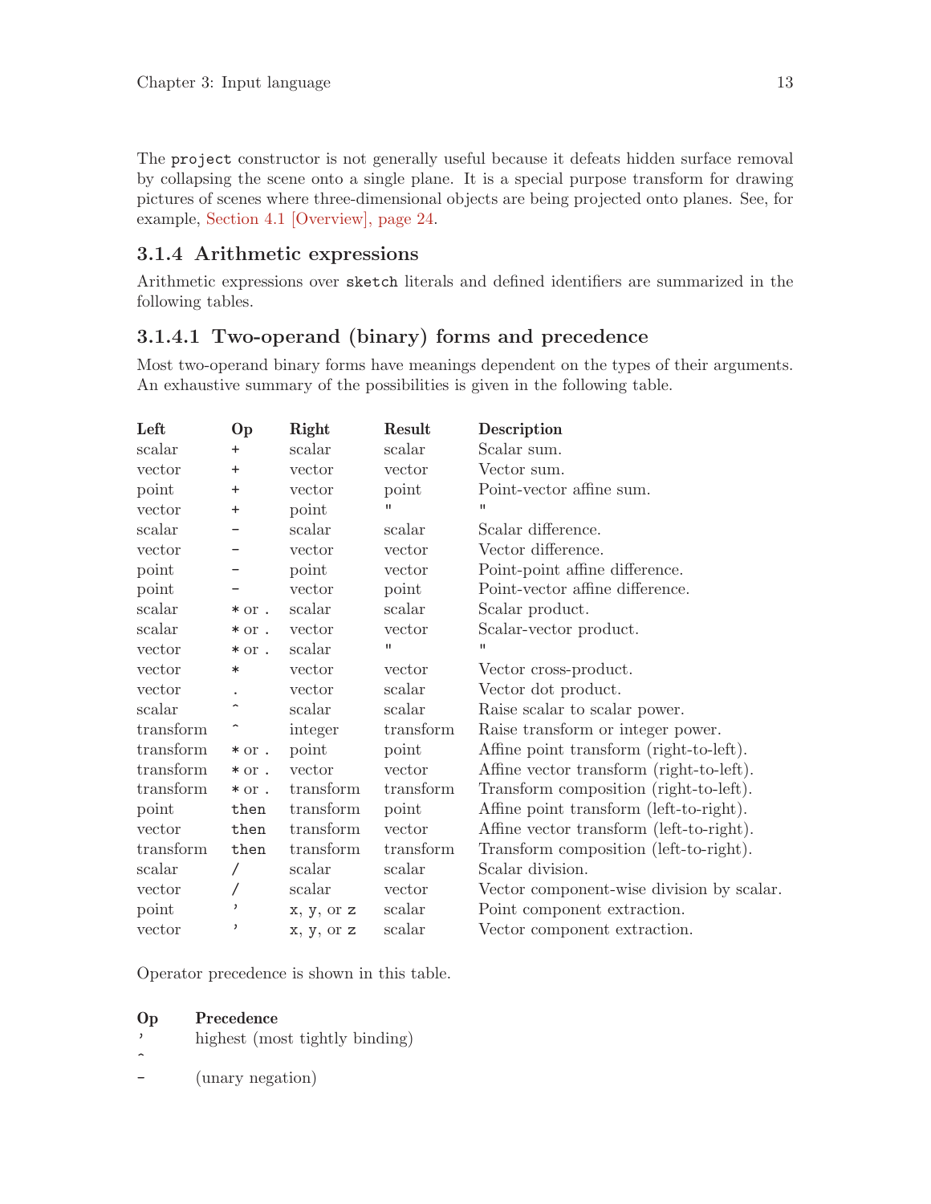The `project` constructor is not generally useful because it defeats hidden surface removal by collapsing the scene onto a single plane. It is a special purpose transform for drawing pictures of scenes where three-dimensional objects are being projected onto planes. See, for example, Section 4.1 [Overview], page 24.

### 3.1.4 Arithmetic expressions

Arithmetic expressions over `sketch` literals and defined identifiers are summarized in the following tables.

#### 3.1.4.1 Two-operand (binary) forms and precedence

Most two-operand binary forms have meanings dependent on the types of their arguments. An exhaustive summary of the possibilities is given in the following table.

| **Left** | **Op** | **Right** | **Result** | **Description** |
|---|---|---|---|---|
| scalar | `+` | scalar | scalar | Scalar sum. |
| vector | `+` | vector | vector | Vector sum. |
| point | `+` | vector | point | Point-vector affine sum. |
| vector | `+` | point | " | " |
| scalar | `-` | scalar | scalar | Scalar difference. |
| vector | `-` | vector | vector | Vector difference. |
| point | `-` | point | vector | Point-point affine difference. |
| point | `-` | vector | point | Point-vector affine difference. |
| scalar | `*` or `.` | scalar | scalar | Scalar product. |
| scalar | `*` or `.` | vector | vector | Scalar-vector product. |
| vector | `*` or `.` | scalar | " | " |
| vector | `*` | vector | vector | Vector cross-product. |
| vector | `.` | vector | scalar | Vector dot product. |
| scalar | `^` | scalar | scalar | Raise scalar to scalar power. |
| transform | `^` | integer | transform | Raise transform or integer power. |
| transform | `*` or `.` | point | point | Affine point transform (right-to-left). |
| transform | `*` or `.` | vector | vector | Affine vector transform (right-to-left). |
| transform | `*` or `.` | transform | transform | Transform composition (right-to-left). |
| point | `then` | transform | point | Affine point transform (left-to-right). |
| vector | `then` | transform | vector | Affine vector transform (left-to-right). |
| transform | `then` | transform | transform | Transform composition (left-to-right). |
| scalar | `/` | scalar | scalar | Scalar division. |
| vector | `/` | scalar | vector | Vector component-wise division by scalar. |
| point | `'` | `x`, `y`, or `z` | scalar | Point component extraction. |
| vector | `'` | `x`, `y`, or `z` | scalar | Vector component extraction. |

Operator precedence is shown in this table.

| **Op** | **Precedence** |
|---|---|
| `'` | highest (most tightly binding) |
| `^` | |
| `-` | (unary negation) |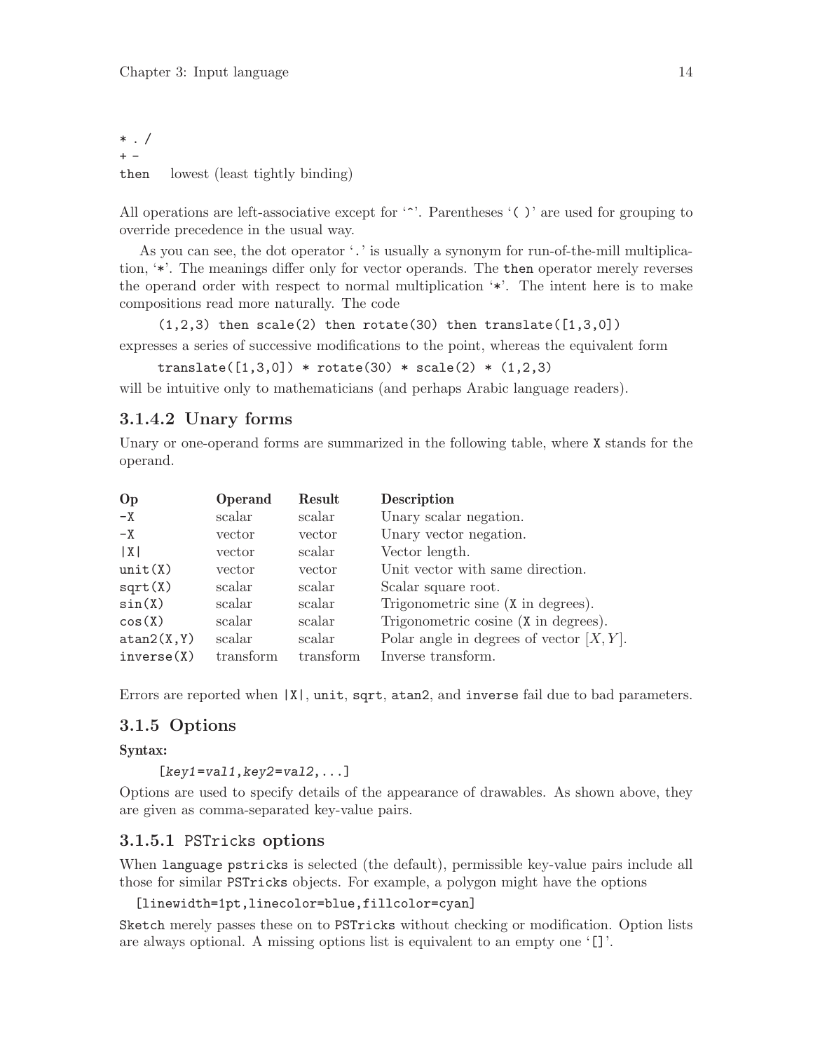`* . /`
`+ -`
`then`    lowest (least tightly binding)

All operations are left-associative except for '`^`'. Parentheses '`( )`' are used for grouping to override precedence in the usual way.

As you can see, the dot operator '`.`' is usually a synonym for run-of-the-mill multiplication, '`*`'. The meanings differ only for vector operands. The `then` operator merely reverses the operand order with respect to normal multiplication '`*`'. The intent here is to make compositions read more naturally. The code

```
(1,2,3) then scale(2) then rotate(30) then translate([1,3,0])
```

expresses a series of successive modifications to the point, whereas the equivalent form

```
translate([1,3,0]) * rotate(30) * scale(2) * (1,2,3)
```

will be intuitive only to mathematicians (and perhaps Arabic language readers).

#### 3.1.4.2 Unary forms

Unary or one-operand forms are summarized in the following table, where `X` stands for the operand.

| **Op** | **Operand** | **Result** | **Description** |
|---|---|---|---|
| `-X` | scalar | scalar | Unary scalar negation. |
| `-X` | vector | vector | Unary vector negation. |
| `\|X\|` | vector | scalar | Vector length. |
| `unit(X)` | vector | vector | Unit vector with same direction. |
| `sqrt(X)` | scalar | scalar | Scalar square root. |
| `sin(X)` | scalar | scalar | Trigonometric sine (`X` in degrees). |
| `cos(X)` | scalar | scalar | Trigonometric cosine (`X` in degrees). |
| `atan2(X,Y)` | scalar | scalar | Polar angle in degrees of vector $[X, Y]$. |
| `inverse(X)` | transform | transform | Inverse transform. |

Errors are reported when `|X|`, `unit`, `sqrt`, `atan2`, and `inverse` fail due to bad parameters.

### 3.1.5 Options

**Syntax:**

```
[key1=val1,key2=val2,...]
```

Options are used to specify details of the appearance of drawables. As shown above, they are given as comma-separated key-value pairs.

#### 3.1.5.1 `PSTricks` options

When `language pstricks` is selected (the default), permissible key-value pairs include all those for similar `PSTricks` objects. For example, a polygon might have the options

```
[linewidth=1pt,linecolor=blue,fillcolor=cyan]
```

`Sketch` merely passes these on to `PSTricks` without checking or modification. Option lists are always optional. A missing options list is equivalent to an empty one '`[]`'.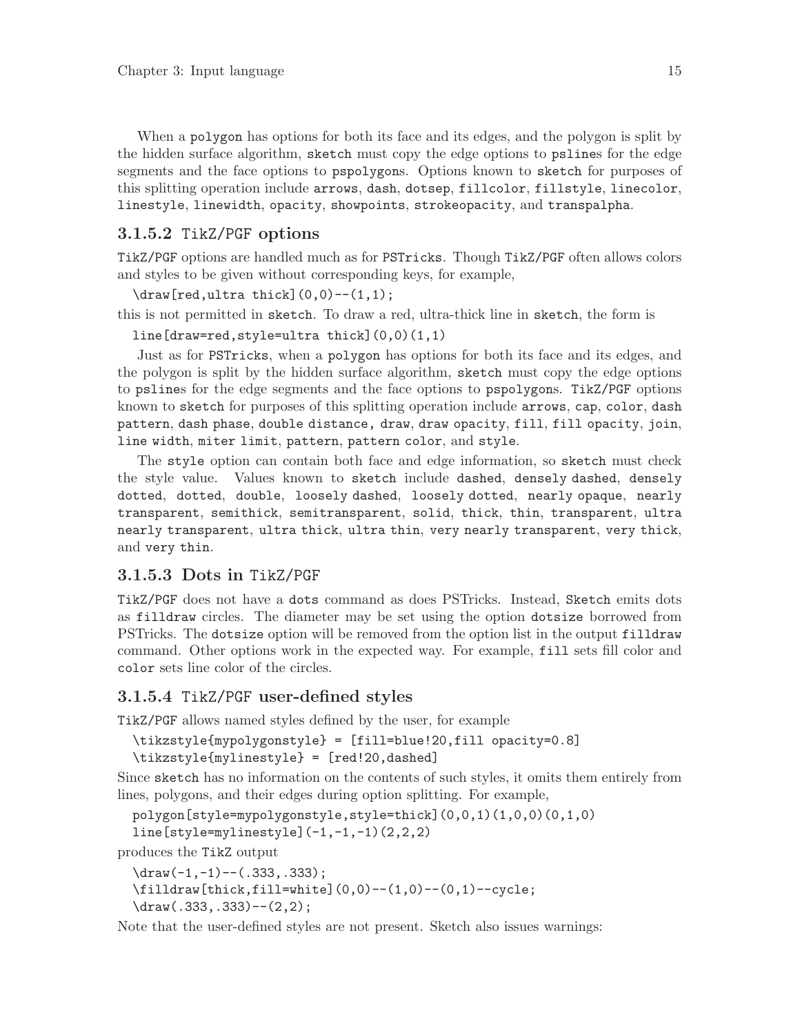When a `polygon` has options for both its face and its edges, and the polygon is split by the hidden surface algorithm, `sketch` must copy the edge options to `psline`s for the edge segments and the face options to `pspolygon`s. Options known to `sketch` for purposes of this splitting operation include `arrows`, `dash`, `dotsep`, `fillcolor`, `fillstyle`, `linecolor`, `linestyle`, `linewidth`, `opacity`, `showpoints`, `strokeopacity`, and `transpalpha`.

#### 3.1.5.2 `TikZ/PGF` options

`TikZ/PGF` options are handled much as for `PSTricks`. Though `TikZ/PGF` often allows colors and styles to be given without corresponding keys, for example,

```
\draw[red,ultra thick](0,0)--(1,1);
```

this is not permitted in `sketch`. To draw a red, ultra-thick line in `sketch`, the form is

```
line[draw=red,style=ultra thick](0,0)(1,1)
```

Just as for `PSTricks`, when a `polygon` has options for both its face and its edges, and the polygon is split by the hidden surface algorithm, `sketch` must copy the edge options to `psline`s for the edge segments and the face options to `pspolygon`s. `TikZ/PGF` options known to `sketch` for purposes of this splitting operation include `arrows`, `cap`, `color`, `dash pattern`, `dash phase`, `double distance`, `draw`, `draw opacity`, `fill`, `fill opacity`, `join`, `line width`, `miter limit`, `pattern`, `pattern color`, and `style`.

The `style` option can contain both face and edge information, so `sketch` must check the style value. Values known to `sketch` include `dashed`, `densely dashed`, `densely dotted`, `dotted`, `double`, `loosely dashed`, `loosely dotted`, `nearly opaque`, `nearly transparent`, `semithick`, `semitransparent`, `solid`, `thick`, `thin`, `transparent`, `ultra nearly transparent`, `ultra thick`, `ultra thin`, `very nearly transparent`, `very thick`, and `very thin`.

#### 3.1.5.3 Dots in `TikZ/PGF`

`TikZ/PGF` does not have a `dots` command as does PSTricks. Instead, `Sketch` emits dots as `filldraw` circles. The diameter may be set using the option `dotsize` borrowed from PSTricks. The `dotsize` option will be removed from the option list in the output `filldraw` command. Other options work in the expected way. For example, `fill` sets fill color and `color` sets line color of the circles.

#### 3.1.5.4 `TikZ/PGF` user-defined styles

`TikZ/PGF` allows named styles defined by the user, for example

```
\tikzstyle{mypolygonstyle} = [fill=blue!20,fill opacity=0.8]
\tikzstyle{mylinestyle} = [red!20,dashed]
```

Since `sketch` has no information on the contents of such styles, it omits them entirely from lines, polygons, and their edges during option splitting. For example,

```
polygon[style=mypolygonstyle,style=thick](0,0,1)(1,0,0)(0,1,0)
line[style=mylinestyle](-1,-1,-1)(2,2,2)
```

produces the `TikZ` output

```
\draw(-1,-1)--(.333,.333);
\filldraw[thick,fill=white](0,0)--(1,0)--(0,1)--cycle;
\draw(.333,.333)--(2,2);
```

Note that the user-defined styles are not present. Sketch also issues warnings: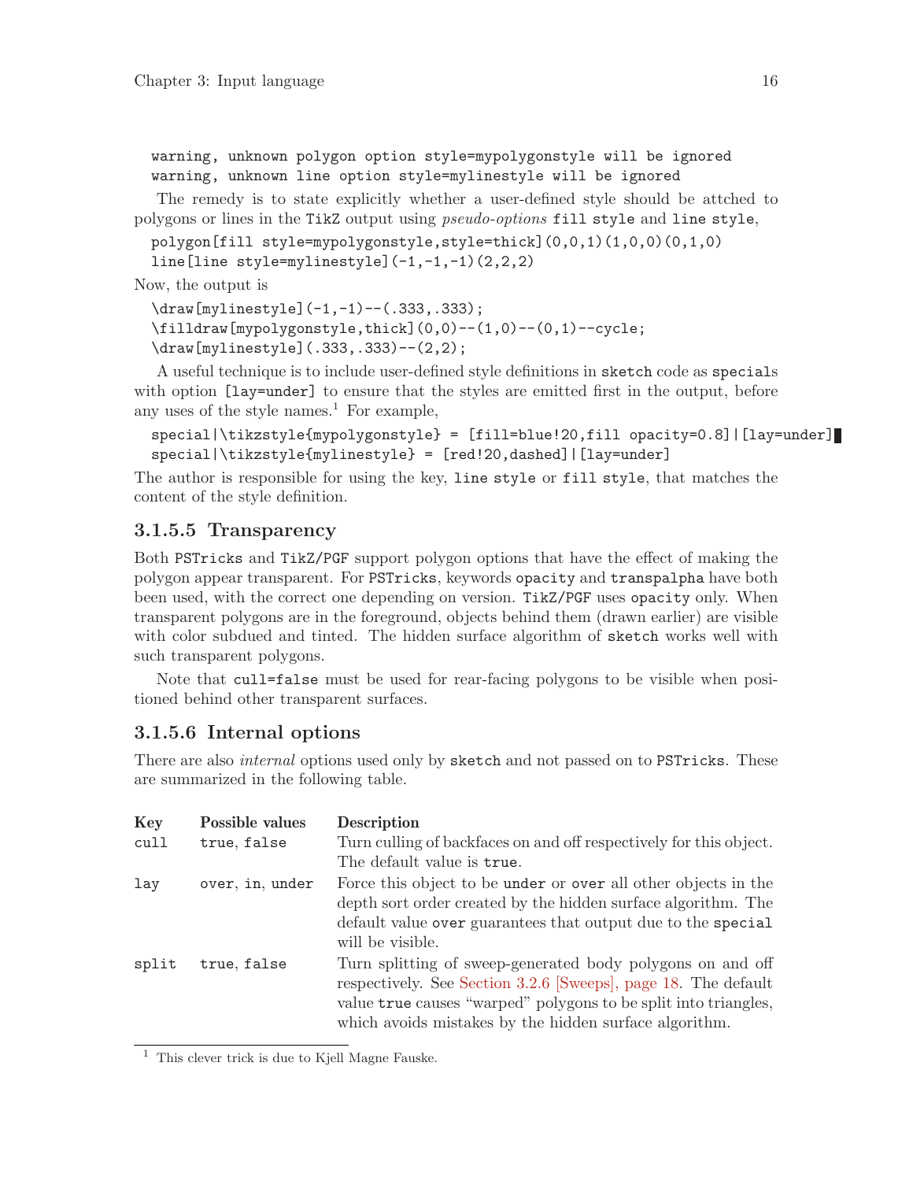```
warning, unknown polygon option style=mypolygonstyle will be ignored
warning, unknown line option style=mylinestyle will be ignored
```

The remedy is to state explicitly whether a user-defined style should be attched to polygons or lines in the TikZ output using *pseudo-options* `fill style` and `line style`,

```
polygon[fill style=mypolygonstyle,style=thick](0,0,1)(1,0,0)(0,1,0)
line[line style=mylinestyle](-1,-1,-1)(2,2,2)
```

Now, the output is

```
\draw[mylinestyle](-1,-1)--(.333,.333);
\filldraw[mypolygonstyle,thick](0,0)--(1,0)--(0,1)--cycle;
\draw[mylinestyle](.333,.333)--(2,2);
```

A useful technique is to include user-defined style definitions in `sketch` code as `specials` with option `[lay=under]` to ensure that the styles are emitted first in the output, before any uses of the style names.[1] For example,

```
special|\tikzstyle{mypolygonstyle} = [fill=blue!20,fill opacity=0.8]|[lay=under]
special|\tikzstyle{mylinestyle} = [red!20,dashed]|[lay=under]
```

The author is responsible for using the key, `line style` or `fill style`, that matches the content of the style definition.

### 3.1.5.5 Transparency

Both PSTricks and TikZ/PGF support polygon options that have the effect of making the polygon appear transparent. For PSTricks, keywords `opacity` and `transpalpha` have both been used, with the correct one depending on version. TikZ/PGF uses `opacity` only. When transparent polygons are in the foreground, objects behind them (drawn earlier) are visible with color subdued and tinted. The hidden surface algorithm of `sketch` works well with such transparent polygons.

Note that `cull=false` must be used for rear-facing polygons to be visible when positioned behind other transparent surfaces.

### 3.1.5.6 Internal options

There are also *internal* options used only by `sketch` and not passed on to PSTricks. These are summarized in the following table.

| Key | Possible values | Description |
|---|---|---|
| `cull` | `true`, `false` | Turn culling of backfaces on and off respectively for this object. The default value is `true`. |
| `lay` | `over`, `in`, `under` | Force this object to be `under` or `over` all other objects in the depth sort order created by the hidden surface algorithm. The default value `over` guarantees that output due to the `special` will be visible. |
| `split` | `true`, `false` | Turn splitting of sweep-generated body polygons on and off respectively. See Section 3.2.6 [Sweeps], page 18. The default value `true` causes "warped" polygons to be split into triangles, which avoids mistakes by the hidden surface algorithm. |

[1] This clever trick is due to Kjell Magne Fauske.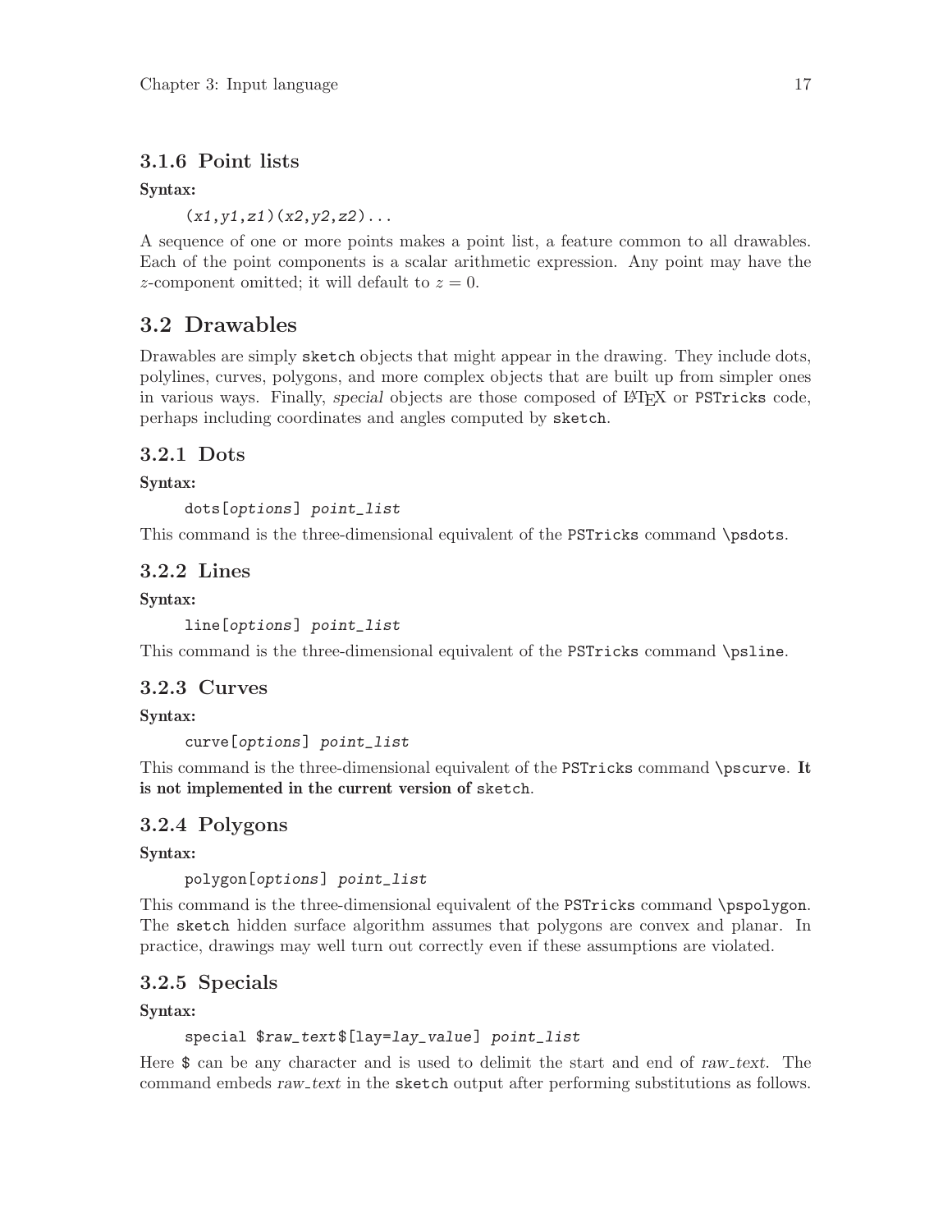### 3.1.6 Point lists

**Syntax:**

```
(x1,y1,z1)(x2,y2,z2)...
```

A sequence of one or more points makes a point list, a feature common to all drawables. Each of the point components is a scalar arithmetic expression. Any point may have the $z$-component omitted; it will default to $z = 0$.

## 3.2 Drawables

Drawables are simply `sketch` objects that might appear in the drawing. They include dots, polylines, curves, polygons, and more complex objects that are built up from simpler ones in various ways. Finally, *special* objects are those composed of LaTeX or `PSTricks` code, perhaps including coordinates and angles computed by `sketch`.

### 3.2.1 Dots

**Syntax:**

```
dots[options] point_list
```

This command is the three-dimensional equivalent of the `PSTricks` command `\psdots`.

### 3.2.2 Lines

**Syntax:**

```
line[options] point_list
```

This command is the three-dimensional equivalent of the `PSTricks` command `\psline`.

### 3.2.3 Curves

**Syntax:**

```
curve[options] point_list
```

This command is the three-dimensional equivalent of the `PSTricks` command `\pscurve`. **It is not implemented in the current version of** `sketch`.

### 3.2.4 Polygons

**Syntax:**

```
polygon[options] point_list
```

This command is the three-dimensional equivalent of the `PSTricks` command `\pspolygon`. The `sketch` hidden surface algorithm assumes that polygons are convex and planar. In practice, drawings may well turn out correctly even if these assumptions are violated.

### 3.2.5 Specials

**Syntax:**

```
special $raw_text$[lay=lay_value] point_list
```

Here `$` can be any character and is used to delimit the start and end of *raw_text*. The command embeds *raw_text* in the `sketch` output after performing substitutions as follows.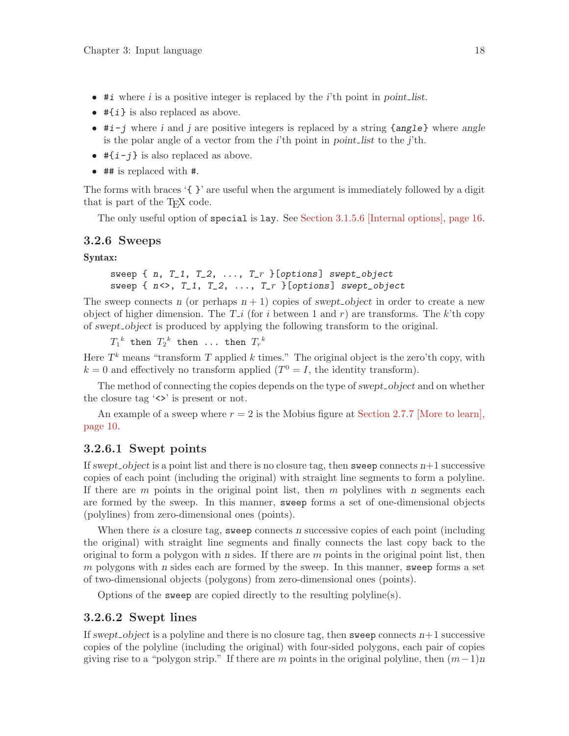- `#i` where *i* is a positive integer is replaced by the *i*'th point in *point_list*.
- `#{i}` is also replaced as above.
- `#i-j` where *i* and *j* are positive integers is replaced by a string `{angle}` where *angle* is the polar angle of a vector from the *i*'th point in *point_list* to the *j*'th.
- `#{i-j}` is also replaced as above.
- `##` is replaced with `#`.

The forms with braces '`{ }`' are useful when the argument is immediately followed by a digit that is part of the TEX code.

The only useful option of `special` is `lay`. See Section 3.1.5.6 [Internal options], page 16.

### 3.2.6 Sweeps

**Syntax:**

```
sweep { n, T_1, T_2, ..., T_r }[options] swept_object
sweep { n<>, T_1, T_2, ..., T_r }[options] swept_object
```

The sweep connects $n$ (or perhaps $n+1$) copies of *swept_object* in order to create a new object of higher dimension. The *T_i* (for $i$ between 1 and $r$) are transforms. The $k$'th copy of *swept_object* is produced by applying the following transform to the original.

$T_1{}^k$ `then` $T_2{}^k$ `then ... then` $T_r{}^k$

Here $T^k$ means "transform $T$ applied $k$ times." The original object is the zero'th copy, with $k = 0$ and effectively no transform applied ($T^0 = I$, the identity transform).

The method of connecting the copies depends on the type of *swept_object* and on whether the closure tag '`<>`' is present or not.

An example of a sweep where $r = 2$ is the Mobius figure at Section 2.7.7 [More to learn], page 10.

#### 3.2.6.1 Swept points

If *swept_object* is a point list and there is no closure tag, then `sweep` connects $n+1$ successive copies of each point (including the original) with straight line segments to form a polyline. If there are $m$ points in the original point list, then $m$ polylines with $n$ segments each are formed by the sweep. In this manner, `sweep` forms a set of one-dimensional objects (polylines) from zero-dimensional ones (points).

When there *is* a closure tag, `sweep` connects $n$ successive copies of each point (including the original) with straight line segments and finally connects the last copy back to the original to form a polygon with $n$ sides. If there are $m$ points in the original point list, then $m$ polygons with $n$ sides each are formed by the sweep. In this manner, `sweep` forms a set of two-dimensional objects (polygons) from zero-dimensional ones (points).

Options of the `sweep` are copied directly to the resulting polyline(s).

#### 3.2.6.2 Swept lines

If *swept_object* is a polyline and there is no closure tag, then `sweep` connects $n+1$ successive copies of the polyline (including the original) with four-sided polygons, each pair of copies giving rise to a "polygon strip." If there are $m$ points in the original polyline, then $(m-1)n$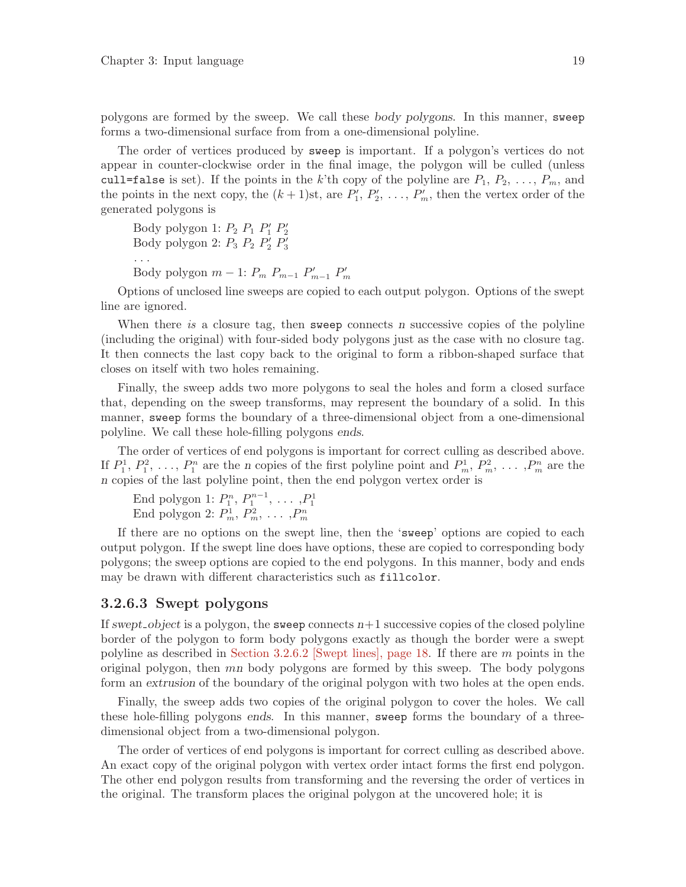polygons are formed by the sweep. We call these *body polygons*. In this manner, `sweep` forms a two-dimensional surface from from a one-dimensional polyline.

The order of vertices produced by `sweep` is important. If a polygon's vertices do not appear in counter-clockwise order in the final image, the polygon will be culled (unless `cull=false` is set). If the points in the $k$'th copy of the polyline are $P_1$, $P_2$, ..., $P_m$, and the points in the next copy, the $(k+1)$st, are $P'_1$, $P'_2$, ..., $P'_m$, then the vertex order of the generated polygons is

> Body polygon 1: $P_2$ $P_1$ $P'_1$ $P'_2$
> Body polygon 2: $P_3$ $P_2$ $P'_2$ $P'_3$
> ...
> Body polygon $m-1$: $P_m$ $P_{m-1}$ $P'_{m-1}$ $P'_m$

Options of unclosed line sweeps are copied to each output polygon. Options of the swept line are ignored.

When there *is* a closure tag, then `sweep` connects $n$ successive copies of the polyline (including the original) with four-sided body polygons just as the case with no closure tag. It then connects the last copy back to the original to form a ribbon-shaped surface that closes on itself with two holes remaining.

Finally, the sweep adds two more polygons to seal the holes and form a closed surface that, depending on the sweep transforms, may represent the boundary of a solid. In this manner, `sweep` forms the boundary of a three-dimensional object from a one-dimensional polyline. We call these hole-filling polygons *ends*.

The order of vertices of end polygons is important for correct culling as described above. If $P_1^1$, $P_1^2$, ..., $P_1^n$ are the $n$ copies of the first polyline point and $P_m^1$, $P_m^2$, ... ,$P_m^n$ are the $n$ copies of the last polyline point, then the end polygon vertex order is

> End polygon 1: $P_1^n$, $P_1^{n-1}$, ... ,$P_1^1$
> End polygon 2: $P_m^1$, $P_m^2$, ... ,$P_m^n$

If there are no options on the swept line, then the '`sweep`' options are copied to each output polygon. If the swept line does have options, these are copied to corresponding body polygons; the sweep options are copied to the end polygons. In this manner, body and ends may be drawn with different characteristics such as `fillcolor`.

### 3.2.6.3 Swept polygons

If *swept_object* is a polygon, the `sweep` connects $n+1$ successive copies of the closed polyline border of the polygon to form body polygons exactly as though the border were a swept polyline as described in Section 3.2.6.2 [Swept lines], page 18. If there are $m$ points in the original polygon, then $mn$ body polygons are formed by this sweep. The body polygons form an *extrusion* of the boundary of the original polygon with two holes at the open ends.

Finally, the sweep adds two copies of the original polygon to cover the holes. We call these hole-filling polygons *ends*. In this manner, `sweep` forms the boundary of a three-dimensional object from a two-dimensional polygon.

The order of vertices of end polygons is important for correct culling as described above. An exact copy of the original polygon with vertex order intact forms the first end polygon. The other end polygon results from transforming and the reversing the order of vertices in the original. The transform places the original polygon at the uncovered hole; it is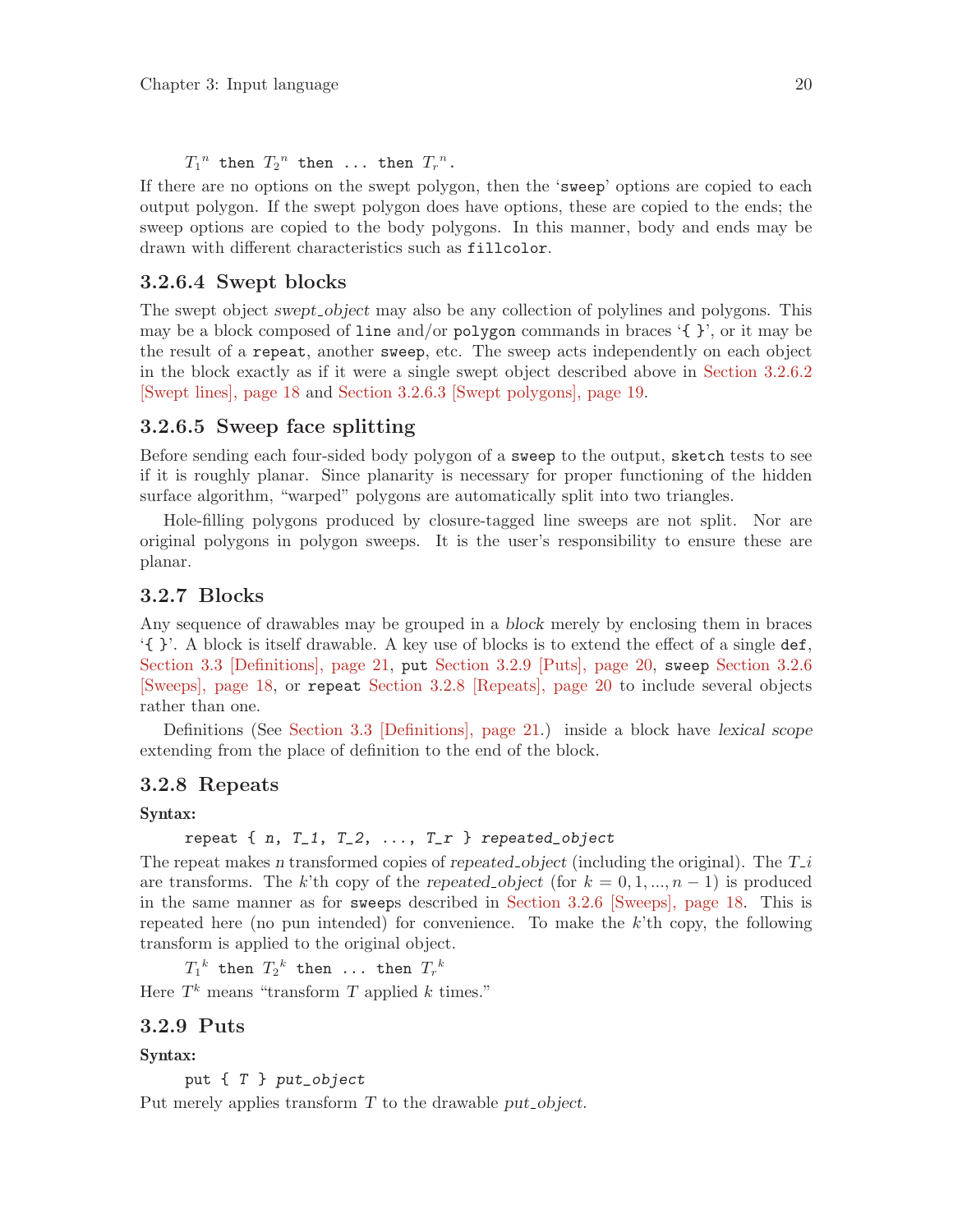$T_1{}^n$ `then` $T_2{}^n$ `then ... then` $T_r{}^n$.

If there are no options on the swept polygon, then the '`sweep`' options are copied to each output polygon. If the swept polygon does have options, these are copied to the ends; the sweep options are copied to the body polygons. In this manner, body and ends may be drawn with different characteristics such as `fillcolor`.

#### 3.2.6.4 Swept blocks

The swept object *swept_object* may also be any collection of polylines and polygons. This may be a block composed of `line` and/or `polygon` commands in braces '`{ }`', or it may be the result of a `repeat`, another `sweep`, etc. The sweep acts independently on each object in the block exactly as if it were a single swept object described above in Section 3.2.6.2 [Swept lines], page 18 and Section 3.2.6.3 [Swept polygons], page 19.

#### 3.2.6.5 Sweep face splitting

Before sending each four-sided body polygon of a `sweep` to the output, `sketch` tests to see if it is roughly planar. Since planarity is necessary for proper functioning of the hidden surface algorithm, "warped" polygons are automatically split into two triangles.

Hole-filling polygons produced by closure-tagged line sweeps are not split. Nor are original polygons in polygon sweeps. It is the user's responsibility to ensure these are planar.

### 3.2.7 Blocks

Any sequence of drawables may be grouped in a *block* merely by enclosing them in braces '`{ }`'. A block is itself drawable. A key use of blocks is to extend the effect of a single `def`, Section 3.3 [Definitions], page 21, `put` Section 3.2.9 [Puts], page 20, `sweep` Section 3.2.6 [Sweeps], page 18, or `repeat` Section 3.2.8 [Repeats], page 20 to include several objects rather than one.

Definitions (See Section 3.3 [Definitions], page 21.) inside a block have *lexical scope* extending from the place of definition to the end of the block.

### 3.2.8 Repeats

**Syntax:**

```
repeat { n, T_1, T_2, ..., T_r } repeated_object
```

The repeat makes *n* transformed copies of *repeated_object* (including the original). The *T_i* are transforms. The *k*'th copy of the *repeated_object* (for $k = 0, 1, ..., n-1$) is produced in the same manner as for `sweep`s described in Section 3.2.6 [Sweeps], page 18. This is repeated here (no pun intended) for convenience. To make the *k*'th copy, the following transform is applied to the original object.

$T_1{}^k$ `then` $T_2{}^k$ `then ... then` $T_r{}^k$

Here $T^k$ means "transform $T$ applied $k$ times."

### 3.2.9 Puts

**Syntax:**

```
put { T } put_object
```

Put merely applies transform $T$ to the drawable *put_object*.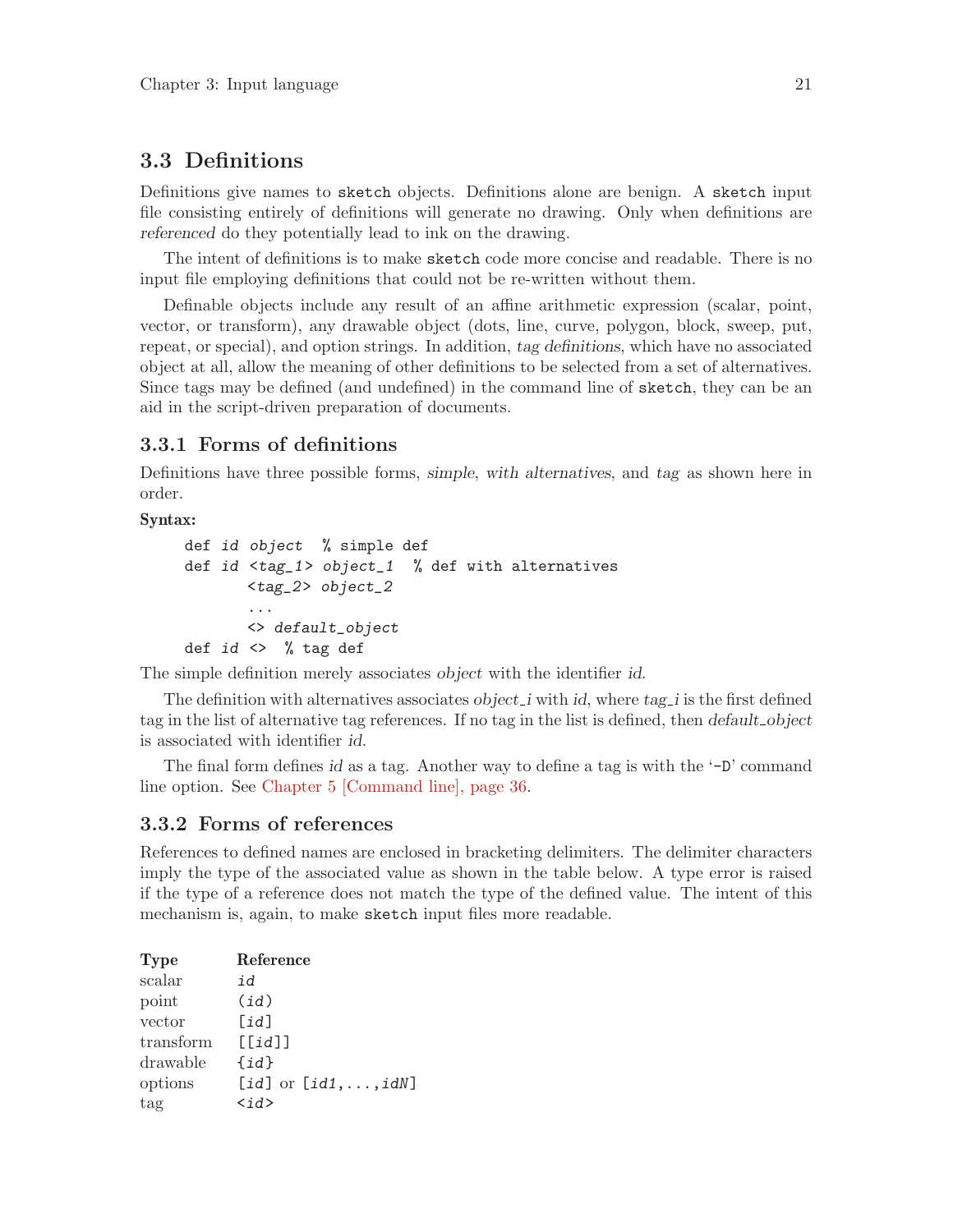## 3.3 Definitions

Definitions give names to `sketch` objects. Definitions alone are benign. A `sketch` input file consisting entirely of definitions will generate no drawing. Only when definitions are *referenced* do they potentially lead to ink on the drawing.

The intent of definitions is to make `sketch` code more concise and readable. There is no input file employing definitions that could not be re-written without them.

Definable objects include any result of an affine arithmetic expression (scalar, point, vector, or transform), any drawable object (dots, line, curve, polygon, block, sweep, put, repeat, or special), and option strings. In addition, *tag definitions*, which have no associated object at all, allow the meaning of other definitions to be selected from a set of alternatives. Since tags may be defined (and undefined) in the command line of `sketch`, they can be an aid in the script-driven preparation of documents.

### 3.3.1 Forms of definitions

Definitions have three possible forms, *simple*, *with alternatives*, and *tag* as shown here in order.

**Syntax:**

```
def id object  % simple def
def id <tag_1> object_1  % def with alternatives
       <tag_2> object_2
       ...
       <> default_object
def id <>  % tag def
```

The simple definition merely associates *object* with the identifier *id*.

The definition with alternatives associates *object_i* with *id*, where *tag_i* is the first defined tag in the list of alternative tag references. If no tag in the list is defined, then *default_object* is associated with identifier *id*.

The final form defines *id* as a tag. Another way to define a tag is with the '`-D`' command line option. See Chapter 5 [Command line], page 36.

### 3.3.2 Forms of references

References to defined names are enclosed in bracketing delimiters. The delimiter characters imply the type of the associated value as shown in the table below. A type error is raised if the type of a reference does not match the type of the defined value. The intent of this mechanism is, again, to make `sketch` input files more readable.

| Type | Reference |
|---|---|
| scalar | `id` |
| point | `(id)` |
| vector | `[id]` |
| transform | `[[id]]` |
| drawable | `{id}` |
| options | `[id]` or `[id1,...,idN]` |
| tag | `<id>` |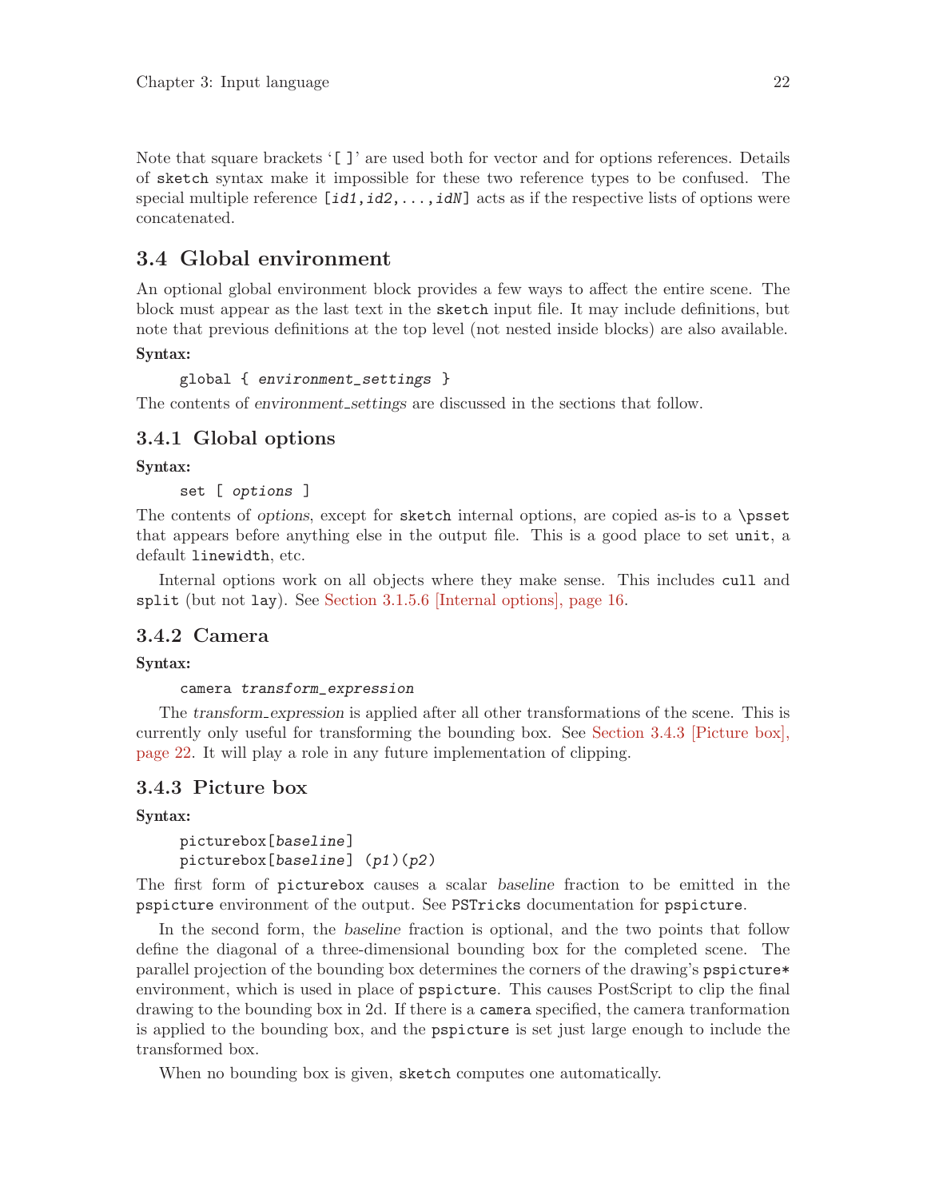Note that square brackets '`[ ]`' are used both for vector and for options references. Details of `sketch` syntax make it impossible for these two reference types to be confused. The special multiple reference `[`*`id1,id2,...,idN`*`]` acts as if the respective lists of options were concatenated.

## 3.4 Global environment

An optional global environment block provides a few ways to affect the entire scene. The block must appear as the last text in the `sketch` input file. It may include definitions, but note that previous definitions at the top level (not nested inside blocks) are also available.

**Syntax:**

```
global { environment_settings }
```

The contents of *environment_settings* are discussed in the sections that follow.

### 3.4.1 Global options

**Syntax:**

```
set [ options ]
```

The contents of *options*, except for `sketch` internal options, are copied as-is to a `\psset` that appears before anything else in the output file. This is a good place to set `unit`, a default `linewidth`, etc.

Internal options work on all objects where they make sense. This includes `cull` and `split` (but not `lay`). See Section 3.1.5.6 [Internal options], page 16.

### 3.4.2 Camera

**Syntax:**

```
camera transform_expression
```

The *transform_expression* is applied after all other transformations of the scene. This is currently only useful for transforming the bounding box. See Section 3.4.3 [Picture box], page 22. It will play a role in any future implementation of clipping.

### 3.4.3 Picture box

**Syntax:**

```
picturebox[baseline]
picturebox[baseline] (p1)(p2)
```

The first form of `picturebox` causes a scalar *baseline* fraction to be emitted in the `pspicture` environment of the output. See `PSTricks` documentation for `pspicture`.

In the second form, the *baseline* fraction is optional, and the two points that follow define the diagonal of a three-dimensional bounding box for the completed scene. The parallel projection of the bounding box determines the corners of the drawing's `pspicture*` environment, which is used in place of `pspicture`. This causes PostScript to clip the final drawing to the bounding box in 2d. If there is a `camera` specified, the camera tranformation is applied to the bounding box, and the `pspicture` is set just large enough to include the transformed box.

When no bounding box is given, `sketch` computes one automatically.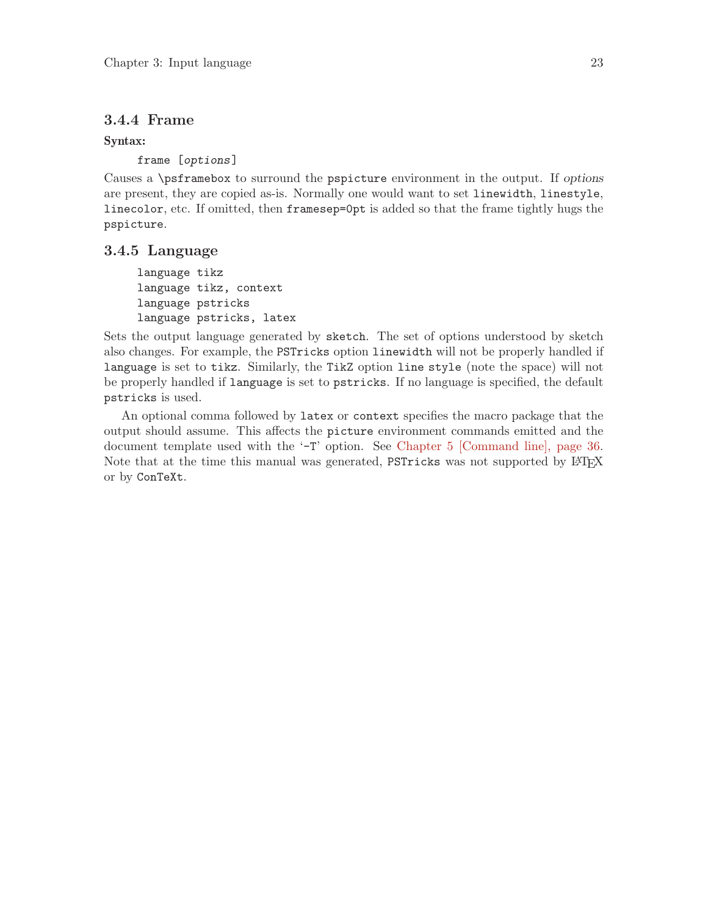### 3.4.4 Frame

**Syntax:**

```
frame [options]
```

Causes a `\psframebox` to surround the `pspicture` environment in the output. If *options* are present, they are copied as-is. Normally one would want to set `linewidth`, `linestyle`, `linecolor`, etc. If omitted, then `framesep=0pt` is added so that the frame tightly hugs the `pspicture`.

### 3.4.5 Language

```
language tikz
language tikz, context
language pstricks
language pstricks, latex
```

Sets the output language generated by `sketch`. The set of options understood by sketch also changes. For example, the `PSTricks` option `linewidth` will not be properly handled if `language` is set to `tikz`. Similarly, the `TikZ` option `line style` (note the space) will not be properly handled if `language` is set to `pstricks`. If no language is specified, the default `pstricks` is used.

An optional comma followed by `latex` or `context` specifies the macro package that the output should assume. This affects the `picture` environment commands emitted and the document template used with the '`-T`' option. See Chapter 5 [Command line], page 36. Note that at the time this manual was generated, `PSTricks` was not supported by LaTeX or by `ConTeXt`.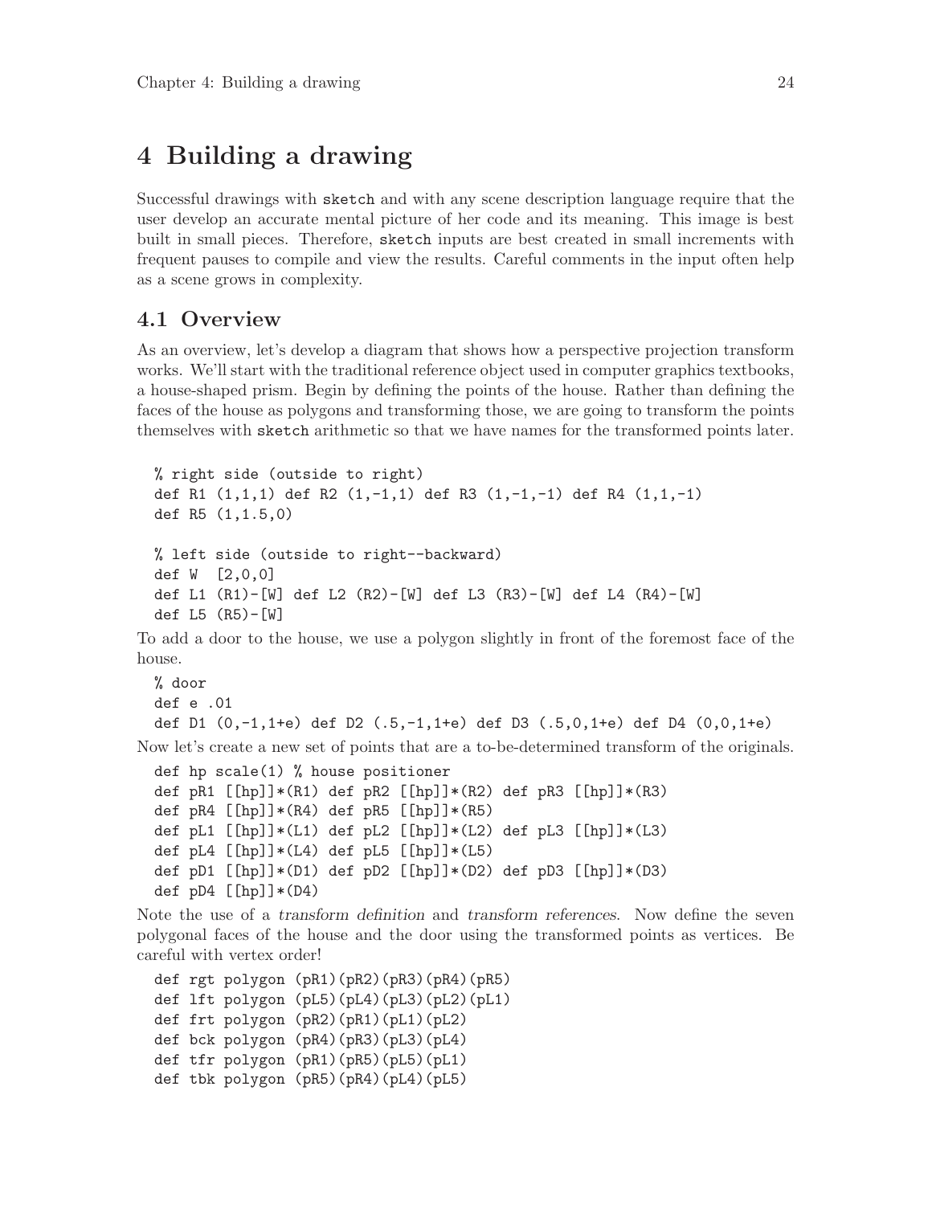# 4 Building a drawing

Successful drawings with `sketch` and with any scene description language require that the user develop an accurate mental picture of her code and its meaning. This image is best built in small pieces. Therefore, `sketch` inputs are best created in small increments with frequent pauses to compile and view the results. Careful comments in the input often help as a scene grows in complexity.

## 4.1 Overview

As an overview, let's develop a diagram that shows how a perspective projection transform works. We'll start with the traditional reference object used in computer graphics textbooks, a house-shaped prism. Begin by defining the points of the house. Rather than defining the faces of the house as polygons and transforming those, we are going to transform the points themselves with `sketch` arithmetic so that we have names for the transformed points later.

```
% right side (outside to right)
def R1 (1,1,1) def R2 (1,-1,1) def R3 (1,-1,-1) def R4 (1,1,-1)
def R5 (1,1.5,0)

% left side (outside to right--backward)
def W  [2,0,0]
def L1 (R1)-[W] def L2 (R2)-[W] def L3 (R3)-[W] def L4 (R4)-[W]
def L5 (R5)-[W]
```

To add a door to the house, we use a polygon slightly in front of the foremost face of the house.

```
% door
def e .01
def D1 (0,-1,1+e) def D2 (.5,-1,1+e) def D3 (.5,0,1+e) def D4 (0,0,1+e)
```

Now let's create a new set of points that are a to-be-determined transform of the originals.

```
def hp scale(1) % house positioner
def pR1 [[hp]]*(R1) def pR2 [[hp]]*(R2) def pR3 [[hp]]*(R3)
def pR4 [[hp]]*(R4) def pR5 [[hp]]*(R5)
def pL1 [[hp]]*(L1) def pL2 [[hp]]*(L2) def pL3 [[hp]]*(L3)
def pL4 [[hp]]*(L4) def pL5 [[hp]]*(L5)
def pD1 [[hp]]*(D1) def pD2 [[hp]]*(D2) def pD3 [[hp]]*(D3)
def pD4 [[hp]]*(D4)
```

Note the use of a *transform definition* and *transform references*. Now define the seven polygonal faces of the house and the door using the transformed points as vertices. Be careful with vertex order!

```
def rgt polygon (pR1)(pR2)(pR3)(pR4)(pR5)
def lft polygon (pL5)(pL4)(pL3)(pL2)(pL1)
def frt polygon (pR2)(pR1)(pL1)(pL2)
def bck polygon (pR4)(pR3)(pL3)(pL4)
def tfr polygon (pR1)(pR5)(pL5)(pL1)
def tbk polygon (pR5)(pR4)(pL4)(pL5)
```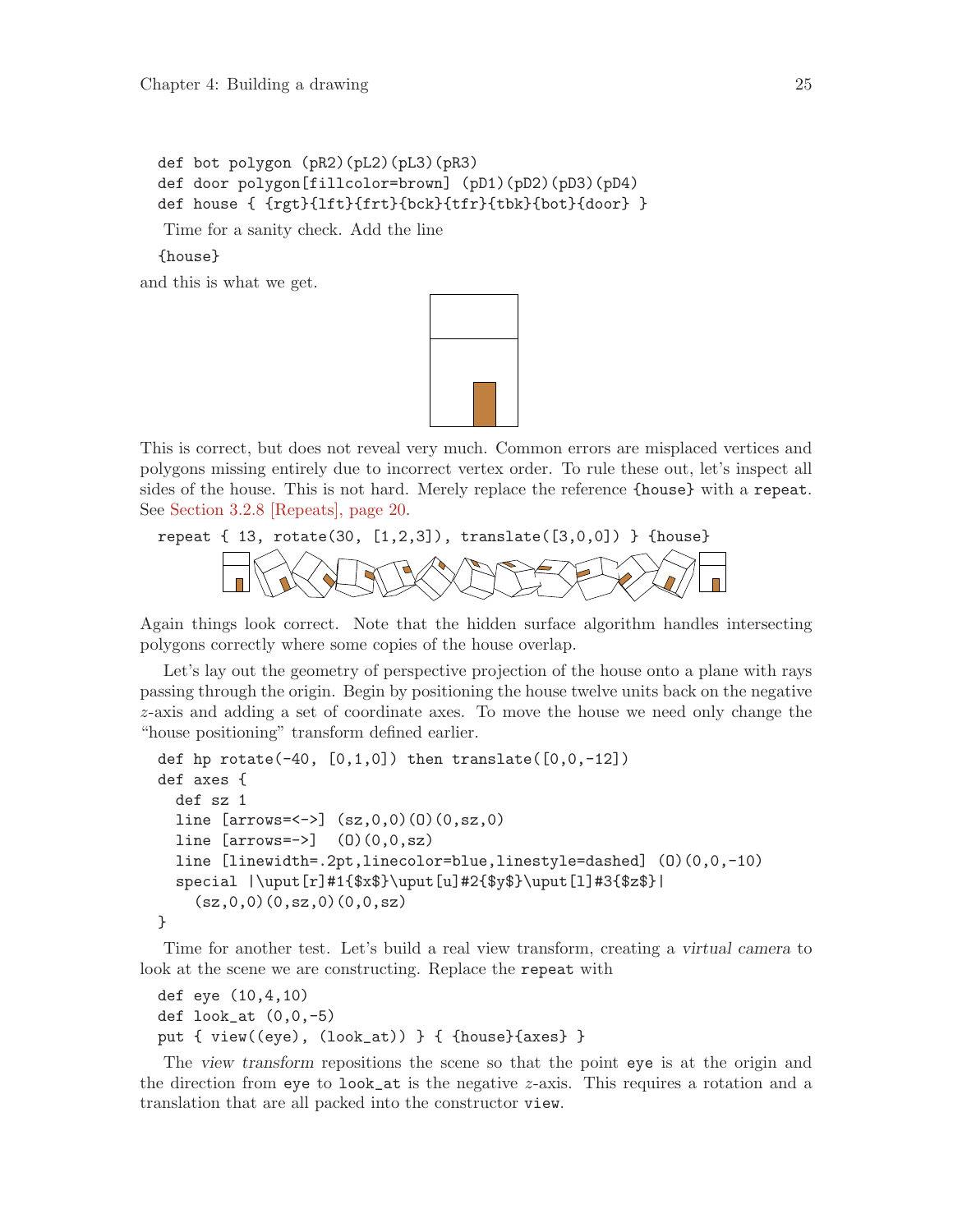```
def bot polygon (pR2)(pL2)(pL3)(pR3)
def door polygon[fillcolor=brown] (pD1)(pD2)(pD3)(pD4)
def house { {rgt}{lft}{frt}{bck}{tfr}{tbk}{bot}{door} }
```

Time for a sanity check. Add the line

```
{house}
```

and this is what we get.

This is correct, but does not reveal very much. Common errors are misplaced vertices and polygons missing entirely due to incorrect vertex order. To rule these out, let's inspect all sides of the house. This is not hard. Merely replace the reference `{house}` with a `repeat`. See Section 3.2.8 [Repeats], page 20.

```
repeat { 13, rotate(30, [1,2,3]), translate([3,0,0]) } {house}
```

Again things look correct. Note that the hidden surface algorithm handles intersecting polygons correctly where some copies of the house overlap.

Let's lay out the geometry of perspective projection of the house onto a plane with rays passing through the origin. Begin by positioning the house twelve units back on the negative $z$-axis and adding a set of coordinate axes. To move the house we need only change the "house positioning" transform defined earlier.

```
def hp rotate(-40, [0,1,0]) then translate([0,0,-12])
def axes {
  def sz 1
  line [arrows=<->] (sz,0,0)(O)(0,sz,0)
  line [arrows=->]  (O)(0,0,sz)
  line [linewidth=.2pt,linecolor=blue,linestyle=dashed] (O)(0,0,-10)
  special |\uput[r]#1{$x$}\uput[u]#2{$y$}\uput[l]#3{$z$}|
    (sz,0,0)(0,sz,0)(0,0,sz)
}
```

Time for another test. Let's build a real view transform, creating a *virtual camera* to look at the scene we are constructing. Replace the `repeat` with

```
def eye (10,4,10)
def look_at (0,0,-5)
put { view((eye), (look_at)) } { {house}{axes} }
```

The *view transform* repositions the scene so that the point `eye` is at the origin and the direction from `eye` to `look_at` is the negative $z$-axis. This requires a rotation and a translation that are all packed into the constructor `view`.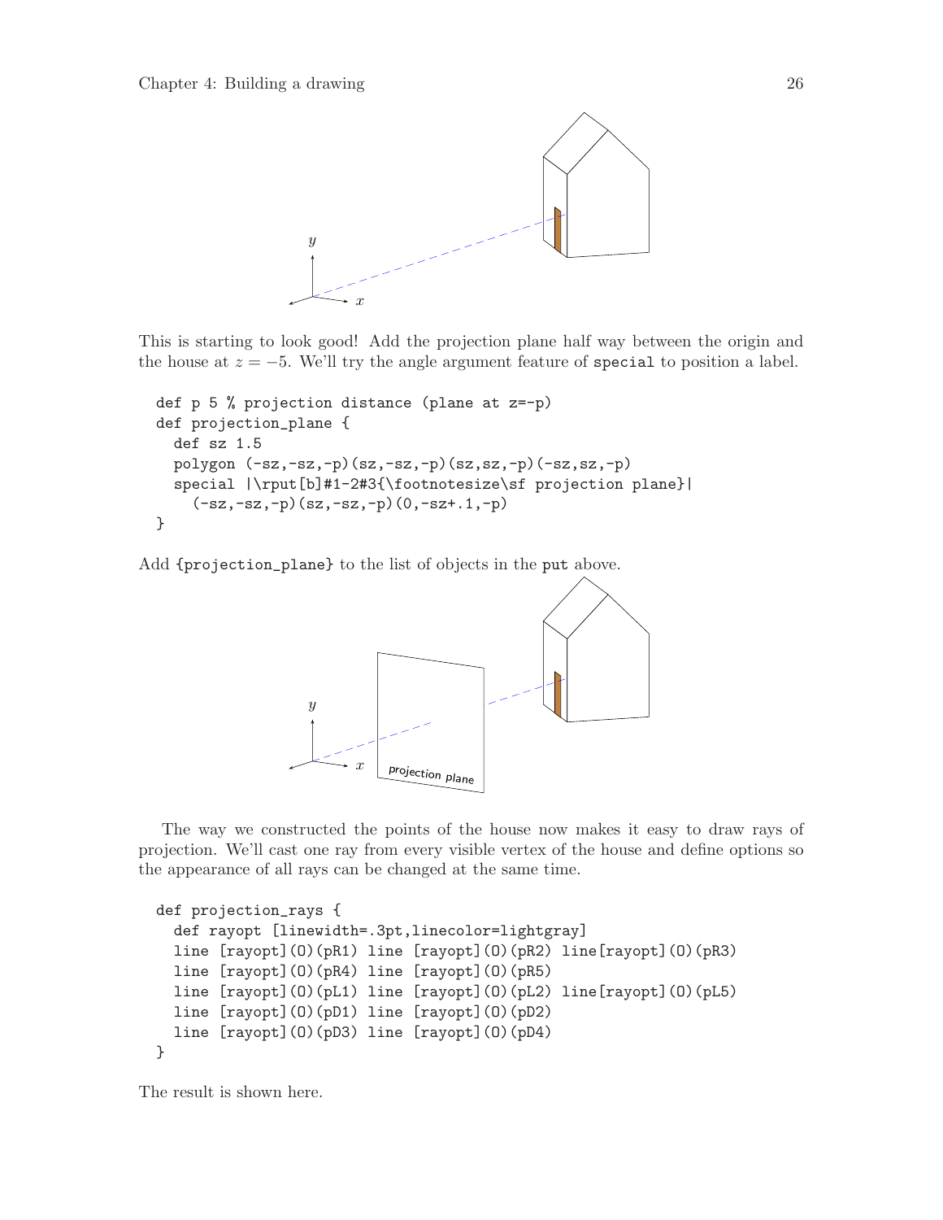This is starting to look good! Add the projection plane half way between the origin and the house at $z = -5$. We'll try the angle argument feature of `special` to position a label.

```
def p 5 % projection distance (plane at z=-p)
def projection_plane {
  def sz 1.5
  polygon (-sz,-sz,-p)(sz,-sz,-p)(sz,sz,-p)(-sz,sz,-p)
  special |\rput[b]#1-2#3{\footnotesize\sf projection plane}|
    (-sz,-sz,-p)(sz,-sz,-p)(0,-sz+.1,-p)
}
```

Add `{projection_plane}` to the list of objects in the `put` above.

The way we constructed the points of the house now makes it easy to draw rays of projection. We'll cast one ray from every visible vertex of the house and define options so the appearance of all rays can be changed at the same time.

```
def projection_rays {
  def rayopt [linewidth=.3pt,linecolor=lightgray]
  line [rayopt](O)(pR1) line [rayopt](O)(pR2) line[rayopt](O)(pR3)
  line [rayopt](O)(pR4) line [rayopt](O)(pR5)
  line [rayopt](O)(pL1) line [rayopt](O)(pL2) line[rayopt](O)(pL5)
  line [rayopt](O)(pD1) line [rayopt](O)(pD2)
  line [rayopt](O)(pD3) line [rayopt](O)(pD4)
}
```

The result is shown here.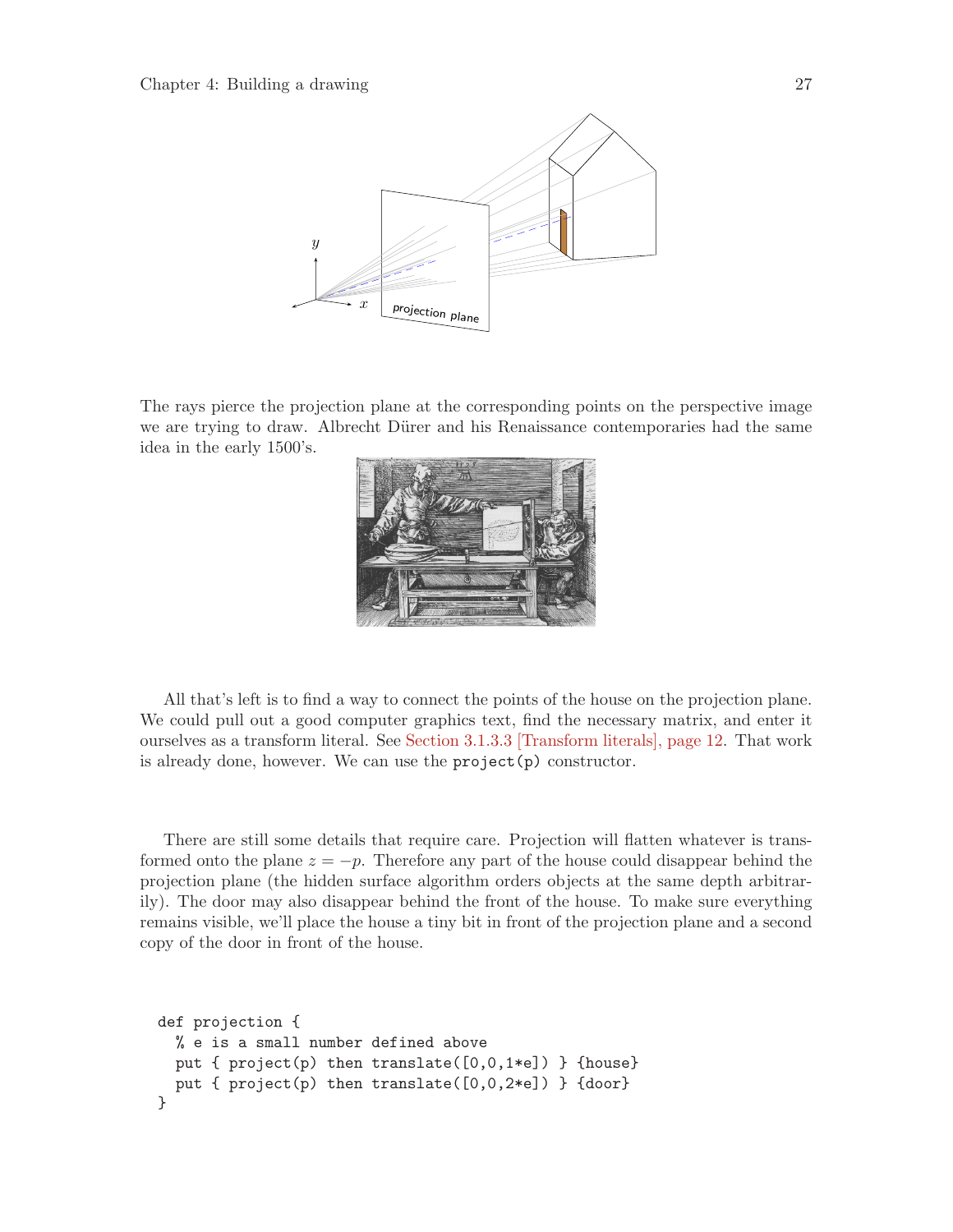The rays pierce the projection plane at the corresponding points on the perspective image we are trying to draw. Albrecht Dürer and his Renaissance contemporaries had the same idea in the early 1500's.

All that's left is to find a way to connect the points of the house on the projection plane. We could pull out a good computer graphics text, find the necessary matrix, and enter it ourselves as a transform literal. See Section 3.1.3.3 [Transform literals], page 12. That work is already done, however. We can use the `project(p)` constructor.

There are still some details that require care. Projection will flatten whatever is transformed onto the plane $z = -p$. Therefore any part of the house could disappear behind the projection plane (the hidden surface algorithm orders objects at the same depth arbitrarily). The door may also disappear behind the front of the house. To make sure everything remains visible, we'll place the house a tiny bit in front of the projection plane and a second copy of the door in front of the house.

```
def projection {
  % e is a small number defined above
  put { project(p) then translate([0,0,1*e]) } {house}
  put { project(p) then translate([0,0,2*e]) } {door}
}
```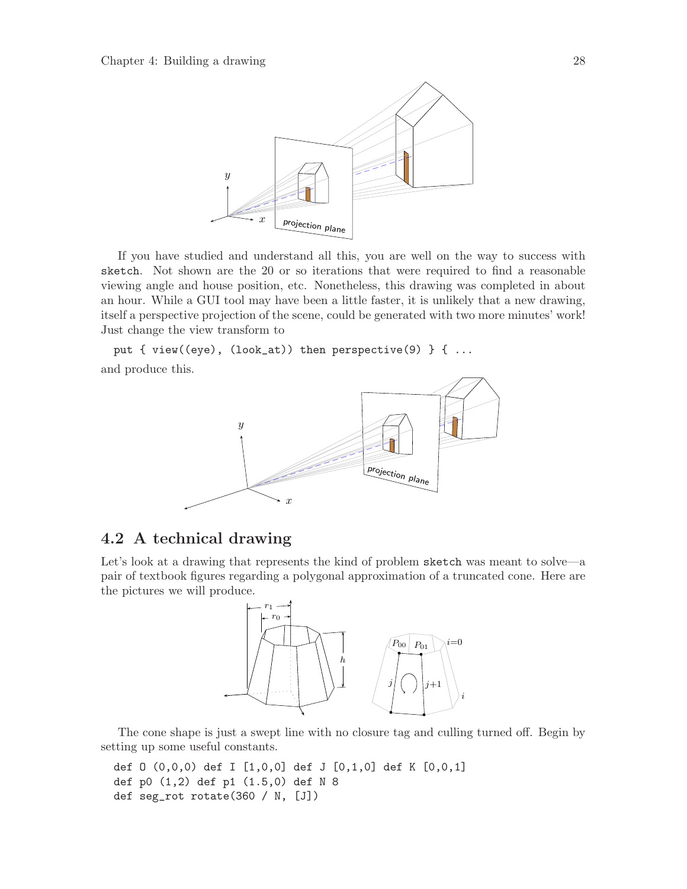If you have studied and understand all this, you are well on the way to success with `sketch`. Not shown are the 20 or so iterations that were required to find a reasonable viewing angle and house position, etc. Nonetheless, this drawing was completed in about an hour. While a GUI tool may have been a little faster, it is unlikely that a new drawing, itself a perspective projection of the scene, could be generated with two more minutes' work! Just change the view transform to

```
put { view((eye), (look_at)) then perspective(9) } { ...
```

and produce this.

## 4.2 A technical drawing

Let's look at a drawing that represents the kind of problem `sketch` was meant to solve—a pair of textbook figures regarding a polygonal approximation of a truncated cone. Here are the pictures we will produce.

The cone shape is just a swept line with no closure tag and culling turned off. Begin by setting up some useful constants.

```
def O (0,0,0) def I [1,0,0] def J [0,1,0] def K [0,0,1]
def p0 (1,2) def p1 (1.5,0) def N 8
def seg_rot rotate(360 / N, [J])
```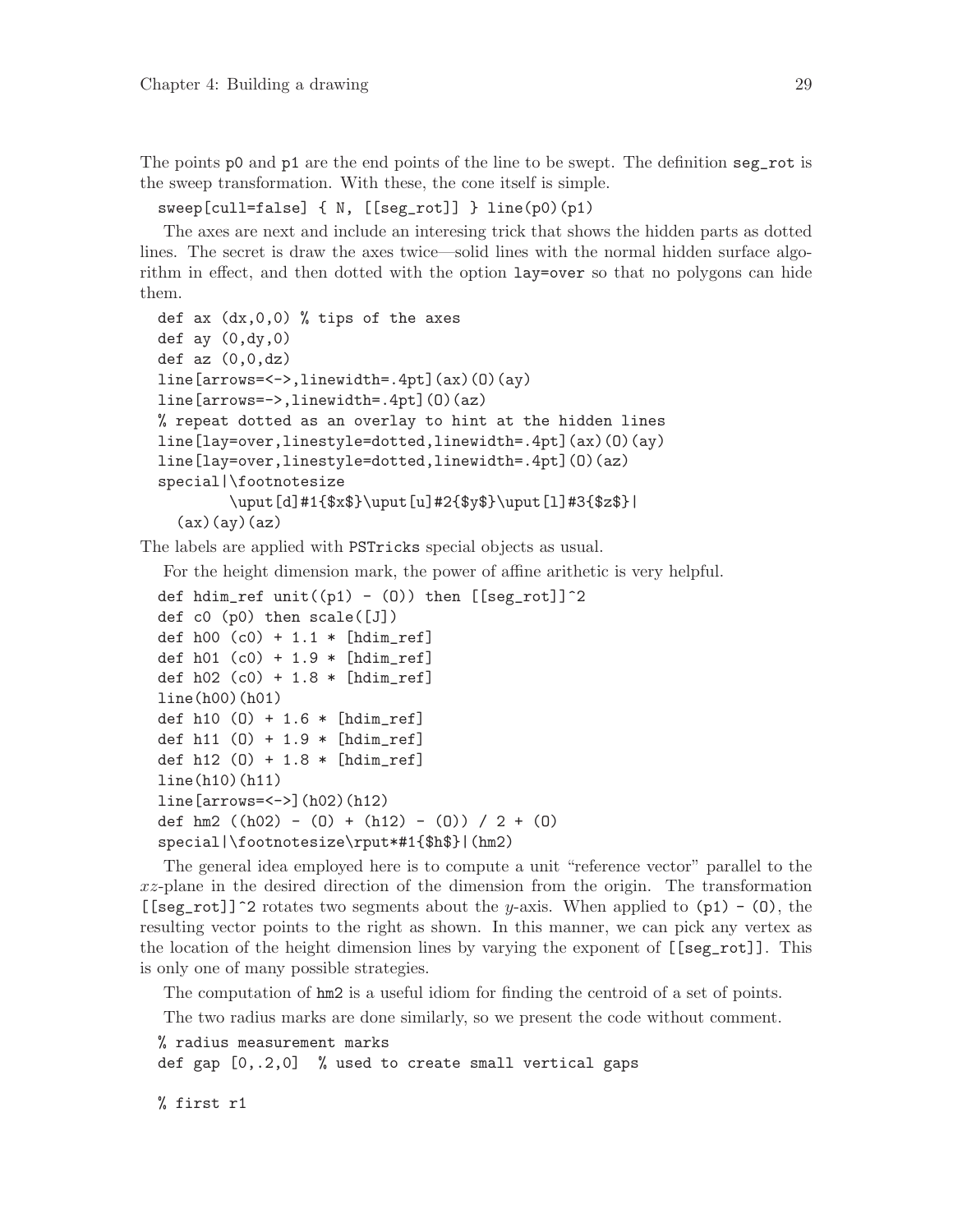The points `p0` and `p1` are the end points of the line to be swept. The definition `seg_rot` is the sweep transformation. With these, the cone itself is simple.

```
sweep[cull=false] { N, [[seg_rot]] } line(p0)(p1)
```

The axes are next and include an interesing trick that shows the hidden parts as dotted lines. The secret is draw the axes twice—solid lines with the normal hidden surface algorithm in effect, and then dotted with the option `lay=over` so that no polygons can hide them.

```
def ax (dx,0,0) % tips of the axes
def ay (0,dy,0)
def az (0,0,dz)
line[arrows=<->,linewidth=.4pt](ax)(O)(ay)
line[arrows=->,linewidth=.4pt](O)(az)
% repeat dotted as an overlay to hint at the hidden lines
line[lay=over,linestyle=dotted,linewidth=.4pt](ax)(O)(ay)
line[lay=over,linestyle=dotted,linewidth=.4pt](O)(az)
special|\footnotesize
        \uput[d]#1{$x$}\uput[u]#2{$y$}\uput[l]#3{$z$}|
  (ax)(ay)(az)
```

The labels are applied with `PSTricks` special objects as usual.

For the height dimension mark, the power of affine arithetic is very helpful.

```
def hdim_ref unit((p1) - (O)) then [[seg_rot]]^2
def c0 (p0) then scale([J])
def h00 (c0) + 1.1 * [hdim_ref]
def h01 (c0) + 1.9 * [hdim_ref]
def h02 (c0) + 1.8 * [hdim_ref]
line(h00)(h01)
def h10 (O) + 1.6 * [hdim_ref]
def h11 (O) + 1.9 * [hdim_ref]
def h12 (O) + 1.8 * [hdim_ref]
line(h10)(h11)
line[arrows=<->](h02)(h12)
def hm2 ((h02) - (O) + (h12) - (O)) / 2 + (O)
special|\footnotesize\rput*#1{$h$}|(hm2)
```

The general idea employed here is to compute a unit "reference vector" parallel to the $xz$-plane in the desired direction of the dimension from the origin. The transformation `[[seg_rot]]^2` rotates two segments about the $y$-axis. When applied to `(p1) - (O)`, the resulting vector points to the right as shown. In this manner, we can pick any vertex as the location of the height dimension lines by varying the exponent of `[[seg_rot]]`. This is only one of many possible strategies.

The computation of `hm2` is a useful idiom for finding the centroid of a set of points.

The two radius marks are done similarly, so we present the code without comment.

```
% radius measurement marks
def gap [0,.2,0]  % used to create small vertical gaps

% first r1
```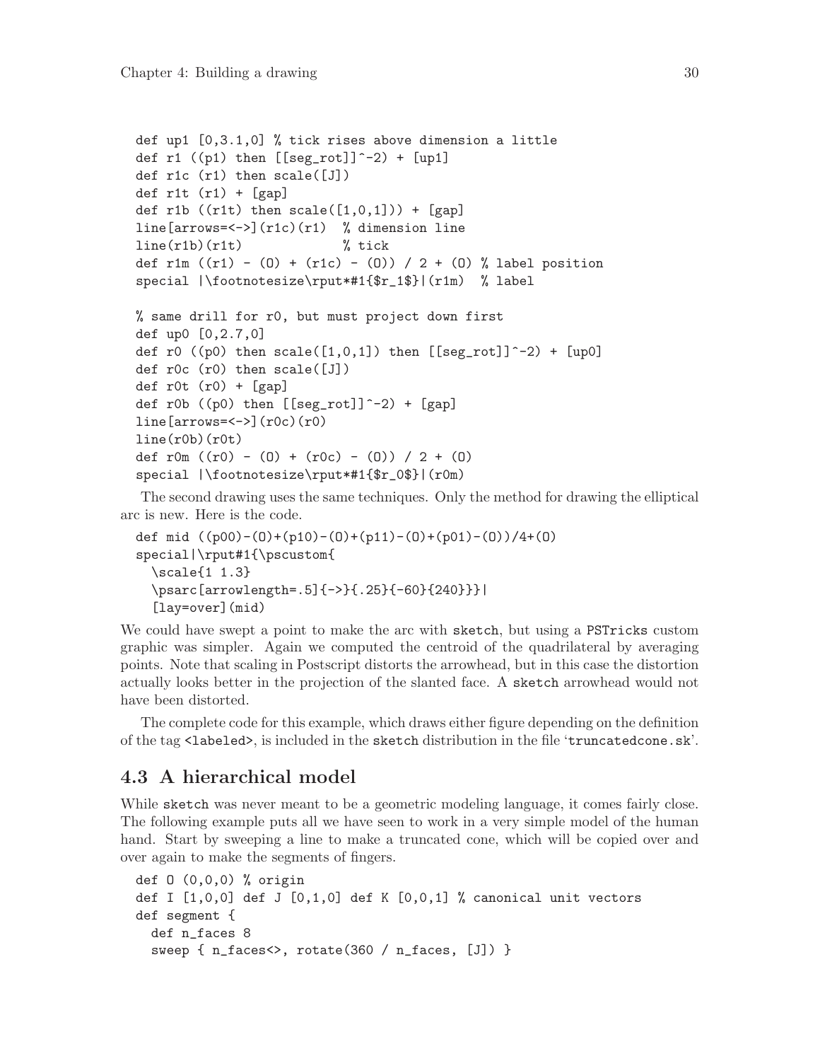```
def up1 [0,3.1,0] % tick rises above dimension a little
def r1 ((p1) then [[seg_rot]]^-2) + [up1]
def r1c (r1) then scale([J])
def r1t (r1) + [gap]
def r1b ((r1t) then scale([1,0,1])) + [gap]
line[arrows=<->](r1c)(r1)  % dimension line
line(r1b)(r1t)             % tick
def r1m ((r1) - (O) + (r1c) - (O)) / 2 + (O) % label position
special |\footnotesize\rput*#1{$r_1$}|(r1m)  % label

% same drill for r0, but must project down first
def up0 [0,2.7,0]
def r0 ((p0) then scale([1,0,1]) then [[seg_rot]]^-2) + [up0]
def r0c (r0) then scale([J])
def r0t (r0) + [gap]
def r0b ((p0) then [[seg_rot]]^-2) + [gap]
line[arrows=<->](r0c)(r0)
line(r0b)(r0t)
def r0m ((r0) - (O) + (r0c) - (O)) / 2 + (O)
special |\footnotesize\rput*#1{$r_0$}|(r0m)
```

The second drawing uses the same techniques. Only the method for drawing the elliptical arc is new. Here is the code.

```
def mid ((p00)-(O)+(p10)-(O)+(p11)-(O)+(p01)-(O))/4+(O)
special|\rput#1{\pscustom{
  \scale{1 1.3}
  \psarc[arrowlength=.5]{->}{.25}{-60}{240}}}|
  [lay=over](mid)
```

We could have swept a point to make the arc with `sketch`, but using a `PSTricks` custom graphic was simpler. Again we computed the centroid of the quadrilateral by averaging points. Note that scaling in Postscript distorts the arrowhead, but in this case the distortion actually looks better in the projection of the slanted face. A `sketch` arrowhead would not have been distorted.

The complete code for this example, which draws either figure depending on the definition of the tag `<labeled>`, is included in the `sketch` distribution in the file '`truncatedcone.sk`'.

## 4.3 A hierarchical model

While `sketch` was never meant to be a geometric modeling language, it comes fairly close. The following example puts all we have seen to work in a very simple model of the human hand. Start by sweeping a line to make a truncated cone, which will be copied over and over again to make the segments of fingers.

```
def O (0,0,0) % origin
def I [1,0,0] def J [0,1,0] def K [0,0,1] % canonical unit vectors
def segment {
  def n_faces 8
  sweep { n_faces<>, rotate(360 / n_faces, [J]) }
```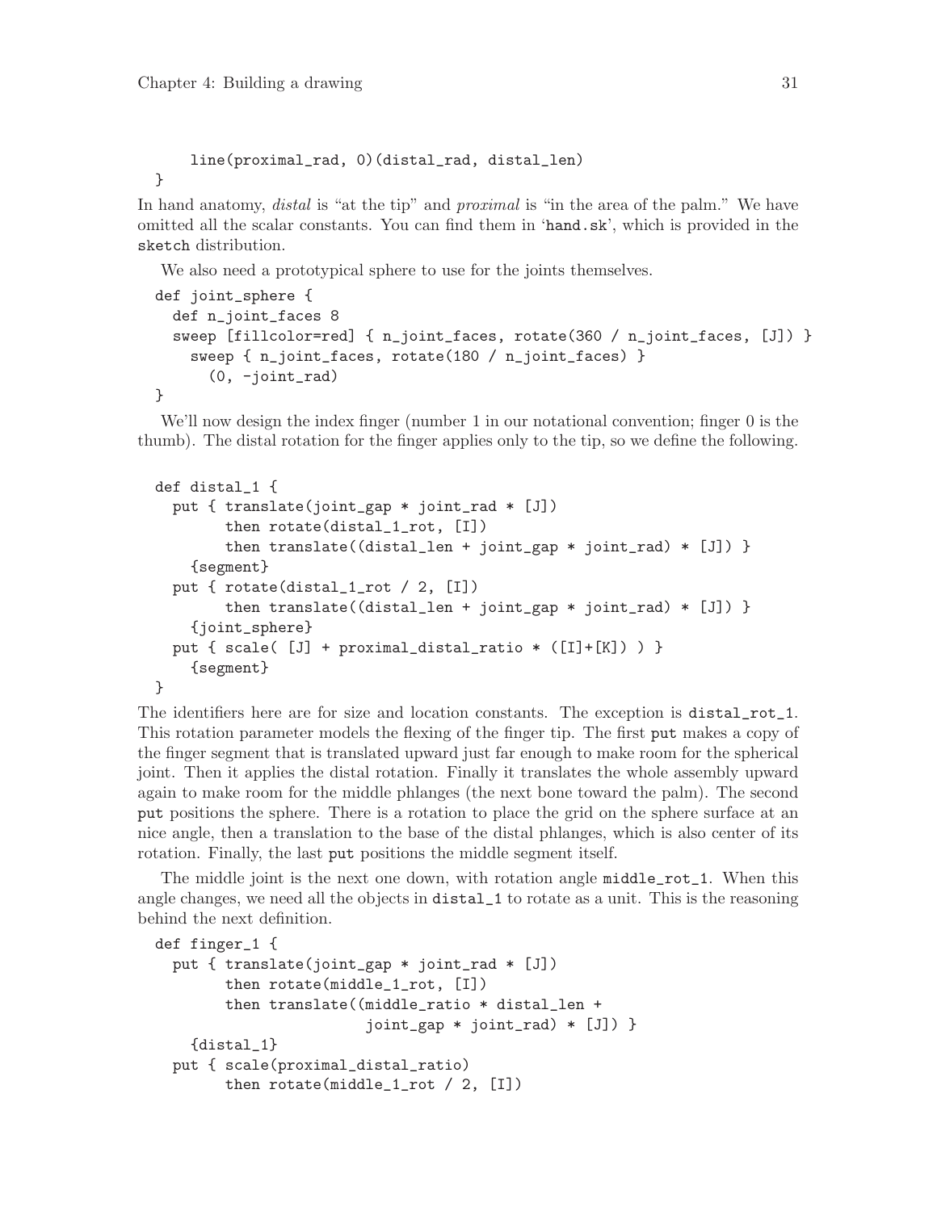```
    line(proximal_rad, 0)(distal_rad, distal_len)
}
```

In hand anatomy, *distal* is "at the tip" and *proximal* is "in the area of the palm." We have omitted all the scalar constants. You can find them in 'hand.sk', which is provided in the `sketch` distribution.

We also need a prototypical sphere to use for the joints themselves.

```
def joint_sphere {
  def n_joint_faces 8
  sweep [fillcolor=red] { n_joint_faces, rotate(360 / n_joint_faces, [J]) }
    sweep { n_joint_faces, rotate(180 / n_joint_faces) }
      (0, -joint_rad)
}
```

We'll now design the index finger (number 1 in our notational convention; finger 0 is the thumb). The distal rotation for the finger applies only to the tip, so we define the following.

```
def distal_1 {
  put { translate(joint_gap * joint_rad * [J])
        then rotate(distal_1_rot, [I])
        then translate((distal_len + joint_gap * joint_rad) * [J]) }
    {segment}
  put { rotate(distal_1_rot / 2, [I])
        then translate((distal_len + joint_gap * joint_rad) * [J]) }
    {joint_sphere}
  put { scale( [J] + proximal_distal_ratio * ([I]+[K]) ) }
    {segment}
}
```

The identifiers here are for size and location constants. The exception is `distal_rot_1`. This rotation parameter models the flexing of the finger tip. The first `put` makes a copy of the finger segment that is translated upward just far enough to make room for the spherical joint. Then it applies the distal rotation. Finally it translates the whole assembly upward again to make room for the middle phlanges (the next bone toward the palm). The second `put` positions the sphere. There is a rotation to place the grid on the sphere surface at an nice angle, then a translation to the base of the distal phlanges, which is also center of its rotation. Finally, the last `put` positions the middle segment itself.

The middle joint is the next one down, with rotation angle `middle_rot_1`. When this angle changes, we need all the objects in `distal_1` to rotate as a unit. This is the reasoning behind the next definition.

```
def finger_1 {
  put { translate(joint_gap * joint_rad * [J])
        then rotate(middle_1_rot, [I])
        then translate((middle_ratio * distal_len +
                        joint_gap * joint_rad) * [J]) }
    {distal_1}
  put { scale(proximal_distal_ratio)
        then rotate(middle_1_rot / 2, [I])
```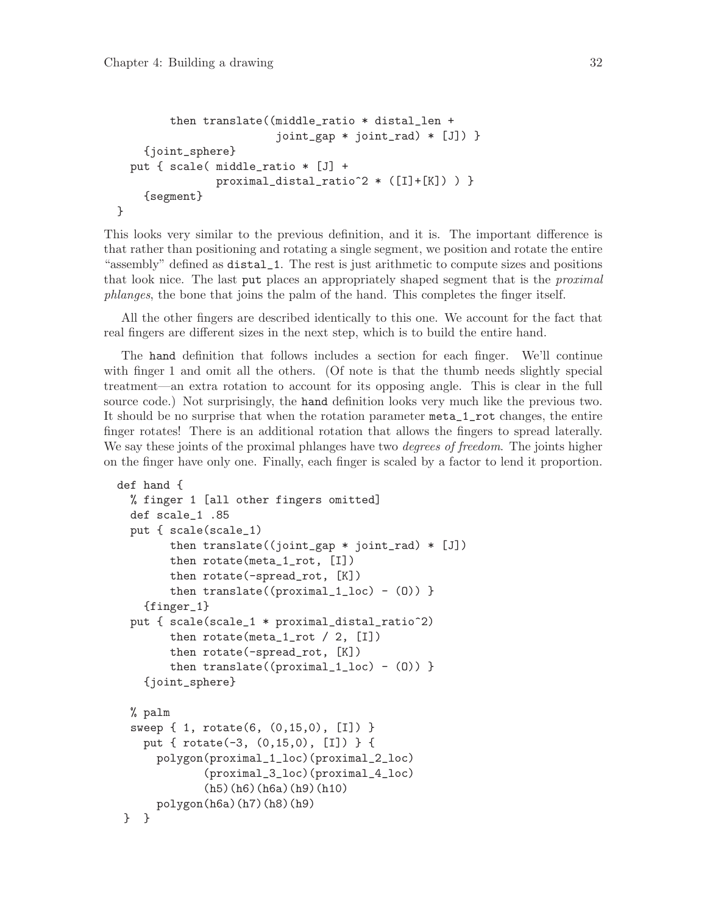```
        then translate((middle_ratio * distal_len +
                        joint_gap * joint_rad) * [J]) }
    {joint_sphere}
  put { scale( middle_ratio * [J] +
               proximal_distal_ratio^2 * ([I]+[K]) ) }
    {segment}
}
```

This looks very similar to the previous definition, and it is. The important difference is that rather than positioning and rotating a single segment, we position and rotate the entire "assembly" defined as `distal_1`. The rest is just arithmetic to compute sizes and positions that look nice. The last `put` places an appropriately shaped segment that is the *proximal phlanges*, the bone that joins the palm of the hand. This completes the finger itself.

All the other fingers are described identically to this one. We account for the fact that real fingers are different sizes in the next step, which is to build the entire hand.

The `hand` definition that follows includes a section for each finger. We'll continue with finger 1 and omit all the others. (Of note is that the thumb needs slightly special treatment—an extra rotation to account for its opposing angle. This is clear in the full source code.) Not surprisingly, the `hand` definition looks very much like the previous two. It should be no surprise that when the rotation parameter `meta_1_rot` changes, the entire finger rotates! There is an additional rotation that allows the fingers to spread laterally. We say these joints of the proximal phlanges have two *degrees of freedom*. The joints higher on the finger have only one. Finally, each finger is scaled by a factor to lend it proportion.

```
def hand {
  % finger 1 [all other fingers omitted]
  def scale_1 .85
  put { scale(scale_1)
        then translate((joint_gap * joint_rad) * [J])
        then rotate(meta_1_rot, [I])
        then rotate(-spread_rot, [K])
        then translate((proximal_1_loc) - (O)) }
    {finger_1}
  put { scale(scale_1 * proximal_distal_ratio^2)
        then rotate(meta_1_rot / 2, [I])
        then rotate(-spread_rot, [K])
        then translate((proximal_1_loc) - (O)) }
    {joint_sphere}

  % palm
  sweep { 1, rotate(6, (0,15,0), [I]) }
    put { rotate(-3, (0,15,0), [I]) } {
      polygon(proximal_1_loc)(proximal_2_loc)
             (proximal_3_loc)(proximal_4_loc)
             (h5)(h6)(h6a)(h9)(h10)
      polygon(h6a)(h7)(h8)(h9)
 }  }
```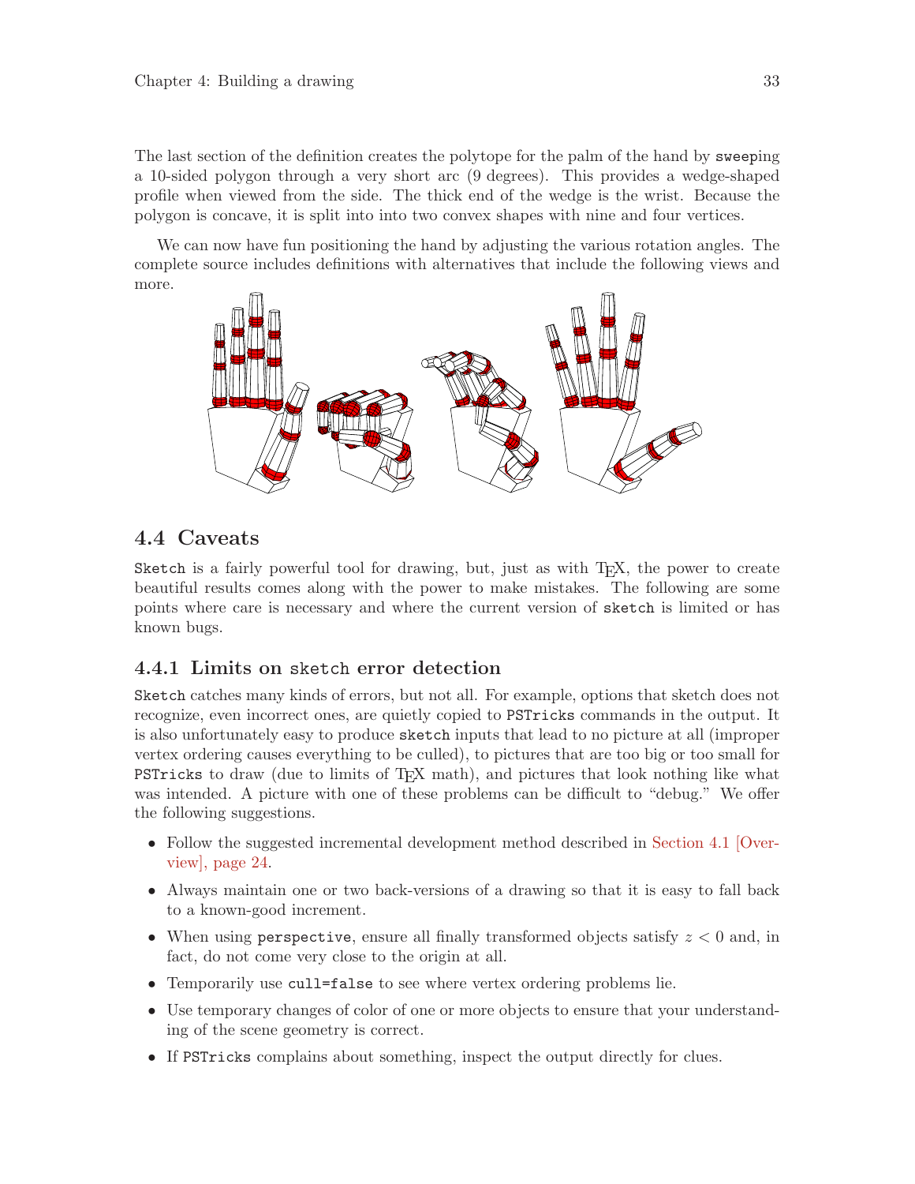The last section of the definition creates the polytope for the palm of the hand by sweeping a 10-sided polygon through a very short arc (9 degrees). This provides a wedge-shaped profile when viewed from the side. The thick end of the wedge is the wrist. Because the polygon is concave, it is split into into two convex shapes with nine and four vertices.

We can now have fun positioning the hand by adjusting the various rotation angles. The complete source includes definitions with alternatives that include the following views and more.

## 4.4 Caveats

`Sketch` is a fairly powerful tool for drawing, but, just as with TEX, the power to create beautiful results comes along with the power to make mistakes. The following are some points where care is necessary and where the current version of `sketch` is limited or has known bugs.

### 4.4.1 Limits on `sketch` error detection

`Sketch` catches many kinds of errors, but not all. For example, options that sketch does not recognize, even incorrect ones, are quietly copied to `PSTricks` commands in the output. It is also unfortunately easy to produce `sketch` inputs that lead to no picture at all (improper vertex ordering causes everything to be culled), to pictures that are too big or too small for `PSTricks` to draw (due to limits of TEX math), and pictures that look nothing like what was intended. A picture with one of these problems can be difficult to "debug." We offer the following suggestions.

- Follow the suggested incremental development method described in Section 4.1 [Overview], page 24.
- Always maintain one or two back-versions of a drawing so that it is easy to fall back to a known-good increment.
- When using `perspective`, ensure all finally transformed objects satisfy $z < 0$ and, in fact, do not come very close to the origin at all.
- Temporarily use `cull=false` to see where vertex ordering problems lie.
- Use temporary changes of color of one or more objects to ensure that your understanding of the scene geometry is correct.
- If `PSTricks` complains about something, inspect the output directly for clues.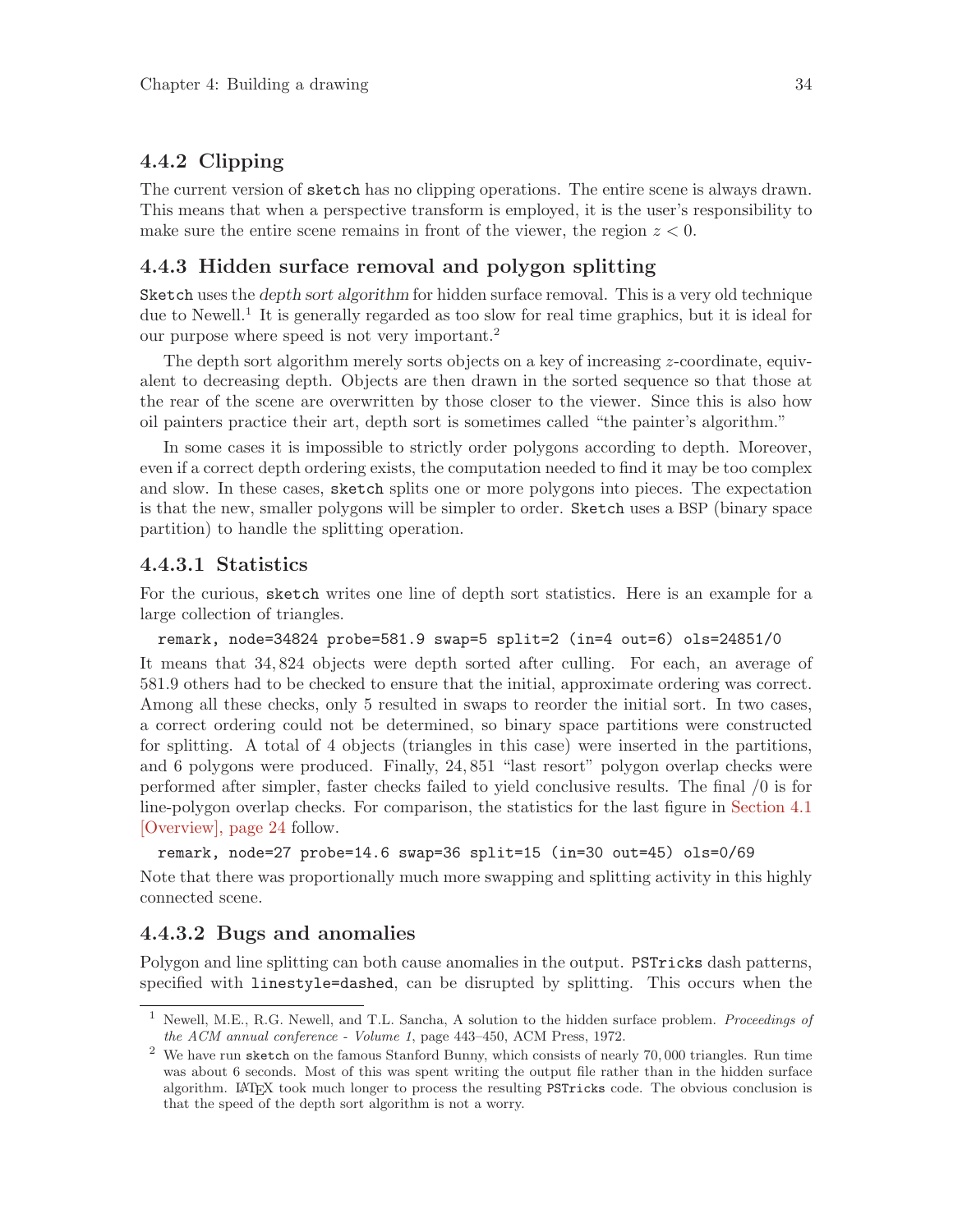### 4.4.2 Clipping

The current version of `sketch` has no clipping operations. The entire scene is always drawn. This means that when a perspective transform is employed, it is the user's responsibility to make sure the entire scene remains in front of the viewer, the region $z < 0$.

### 4.4.3 Hidden surface removal and polygon splitting

`Sketch` uses the *depth sort algorithm* for hidden surface removal. This is a very old technique due to Newell.[1] It is generally regarded as too slow for real time graphics, but it is ideal for our purpose where speed is not very important.[2]

The depth sort algorithm merely sorts objects on a key of increasing $z$-coordinate, equivalent to decreasing depth. Objects are then drawn in the sorted sequence so that those at the rear of the scene are overwritten by those closer to the viewer. Since this is also how oil painters practice their art, depth sort is sometimes called "the painter's algorithm."

In some cases it is impossible to strictly order polygons according to depth. Moreover, even if a correct depth ordering exists, the computation needed to find it may be too complex and slow. In these cases, `sketch` splits one or more polygons into pieces. The expectation is that the new, smaller polygons will be simpler to order. `Sketch` uses a BSP (binary space partition) to handle the splitting operation.

#### 4.4.3.1 Statistics

For the curious, `sketch` writes one line of depth sort statistics. Here is an example for a large collection of triangles.

```
remark, node=34824 probe=581.9 swap=5 split=2 (in=4 out=6) ols=24851/0
```

It means that 34,824 objects were depth sorted after culling. For each, an average of 581.9 others had to be checked to ensure that the initial, approximate ordering was correct. Among all these checks, only 5 resulted in swaps to reorder the initial sort. In two cases, a correct ordering could not be determined, so binary space partitions were constructed for splitting. A total of 4 objects (triangles in this case) were inserted in the partitions, and 6 polygons were produced. Finally, 24,851 "last resort" polygon overlap checks were performed after simpler, faster checks failed to yield conclusive results. The final /0 is for line-polygon overlap checks. For comparison, the statistics for the last figure in Section 4.1 [Overview], page 24 follow.

```
remark, node=27 probe=14.6 swap=36 split=15 (in=30 out=45) ols=0/69
```

Note that there was proportionally much more swapping and splitting activity in this highly connected scene.

#### 4.4.3.2 Bugs and anomalies

Polygon and line splitting can both cause anomalies in the output. `PSTricks` dash patterns, specified with `linestyle=dashed`, can be disrupted by splitting. This occurs when the

---

[1] Newell, M.E., R.G. Newell, and T.L. Sancha, A solution to the hidden surface problem. *Proceedings of the ACM annual conference - Volume 1*, page 443–450, ACM Press, 1972.

[2] We have run `sketch` on the famous Stanford Bunny, which consists of nearly 70,000 triangles. Run time was about 6 seconds. Most of this was spent writing the output file rather than in the hidden surface algorithm. LaTeX took much longer to process the resulting `PSTricks` code. The obvious conclusion is that the speed of the depth sort algorithm is not a worry.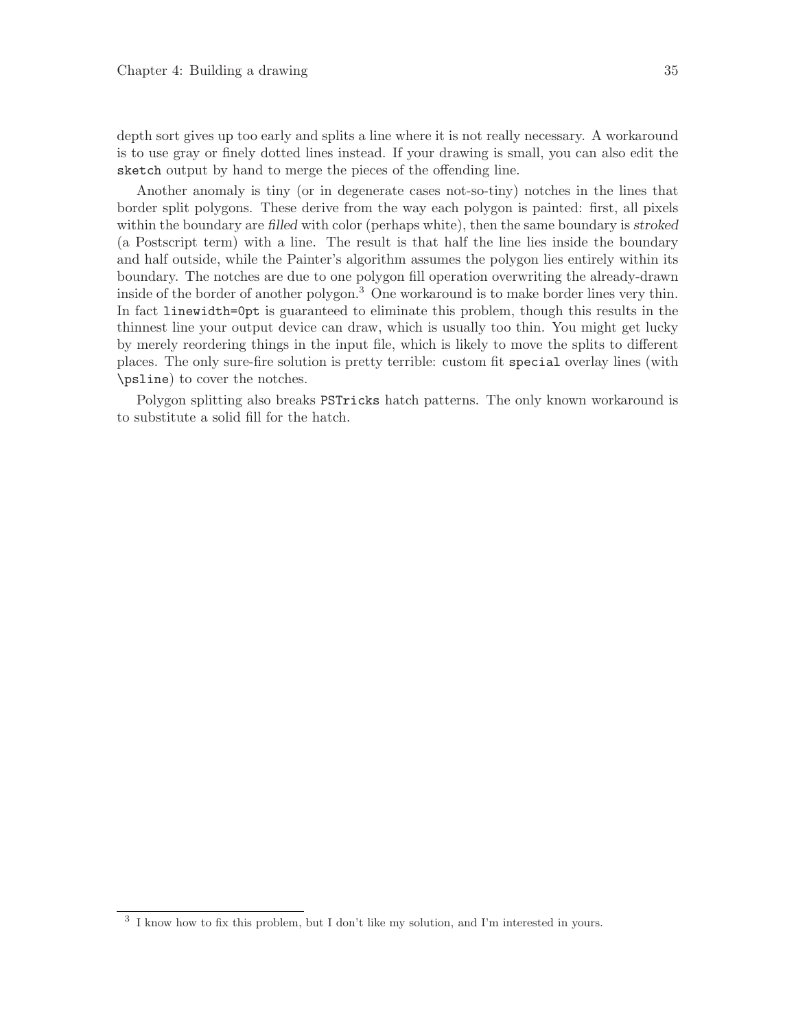depth sort gives up too early and splits a line where it is not really necessary. A workaround is to use gray or finely dotted lines instead. If your drawing is small, you can also edit the `sketch` output by hand to merge the pieces of the offending line.

Another anomaly is tiny (or in degenerate cases not-so-tiny) notches in the lines that border split polygons. These derive from the way each polygon is painted: first, all pixels within the boundary are *filled* with color (perhaps white), then the same boundary is *stroked* (a Postscript term) with a line. The result is that half the line lies inside the boundary and half outside, while the Painter's algorithm assumes the polygon lies entirely within its boundary. The notches are due to one polygon fill operation overwriting the already-drawn inside of the border of another polygon.[3] One workaround is to make border lines very thin. In fact `linewidth=0pt` is guaranteed to eliminate this problem, though this results in the thinnest line your output device can draw, which is usually too thin. You might get lucky by merely reordering things in the input file, which is likely to move the splits to different places. The only sure-fire solution is pretty terrible: custom fit `special` overlay lines (with `\psline`) to cover the notches.

Polygon splitting also breaks `PSTricks` hatch patterns. The only known workaround is to substitute a solid fill for the hatch.

---

[3] I know how to fix this problem, but I don't like my solution, and I'm interested in yours.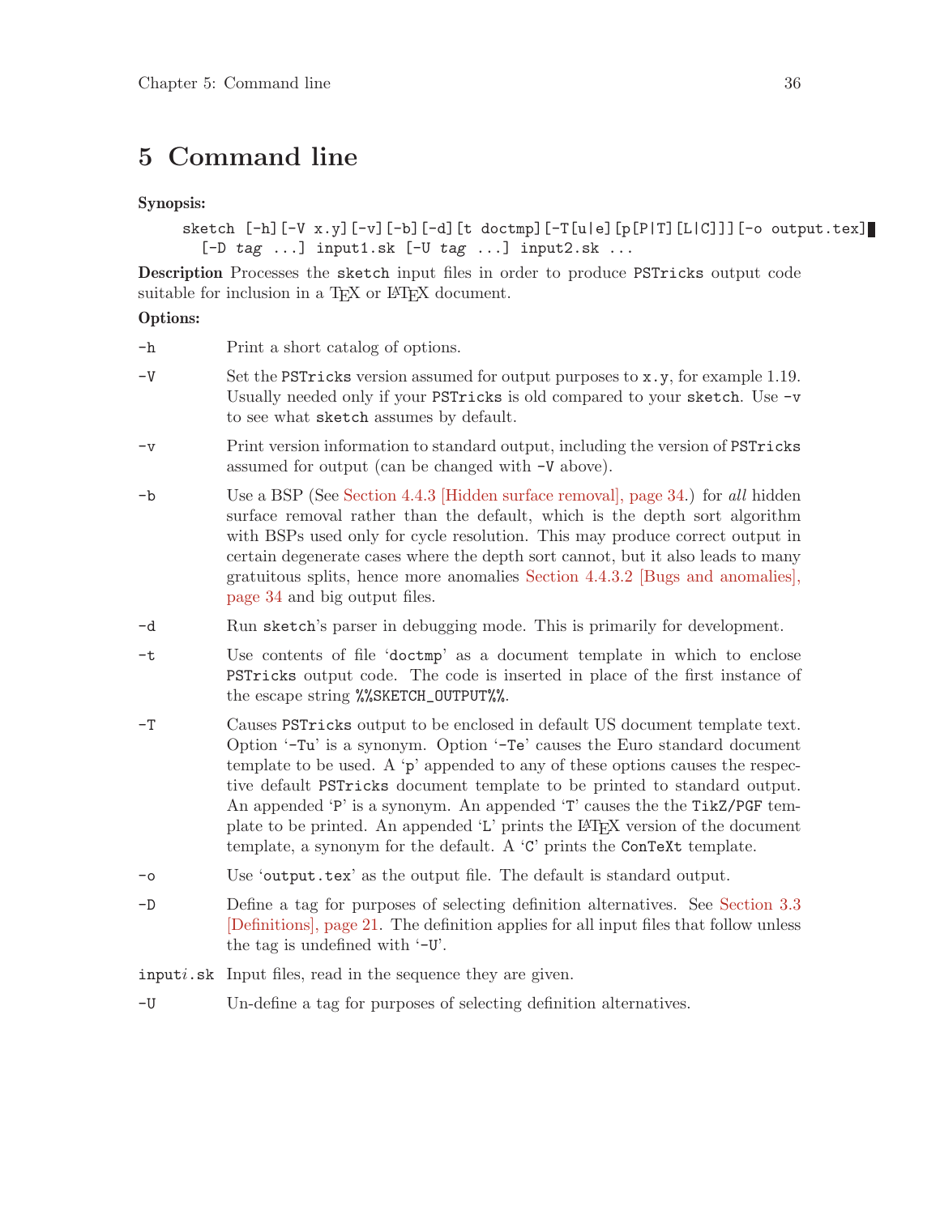# 5 Command line

**Synopsis:**

```
sketch [-h][-V x.y][-v][-b][-d][t doctmp][-T[u|e][p[P|T][L|C]]][-o output.tex]
  [-D tag ...] input1.sk [-U tag ...] input2.sk ...
```

**Description** Processes the `sketch` input files in order to produce `PSTricks` output code suitable for inclusion in a TeX or LaTeX document.

**Options:**

`-h` Print a short catalog of options.

`-V` Set the `PSTricks` version assumed for output purposes to `x.y`, for example 1.19. Usually needed only if your `PSTricks` is old compared to your `sketch`. Use `-v` to see what `sketch` assumes by default.

`-v` Print version information to standard output, including the version of `PSTricks` assumed for output (can be changed with `-V` above).

`-b` Use a BSP (See Section 4.4.3 [Hidden surface removal], page 34.) for *all* hidden surface removal rather than the default, which is the depth sort algorithm with BSPs used only for cycle resolution. This may produce correct output in certain degenerate cases where the depth sort cannot, but it also leads to many gratuitous splits, hence more anomalies Section 4.4.3.2 [Bugs and anomalies], page 34 and big output files.

`-d` Run `sketch`'s parser in debugging mode. This is primarily for development.

`-t` Use contents of file '`doctmp`' as a document template in which to enclose `PSTricks` output code. The code is inserted in place of the first instance of the escape string `%%SKETCH_OUTPUT%%`.

`-T` Causes `PSTricks` output to be enclosed in default US document template text. Option '`-Tu`' is a synonym. Option '`-Te`' causes the Euro standard document template to be used. A '`p`' appended to any of these options causes the respective default `PSTricks` document template to be printed to standard output. An appended '`P`' is a synonym. An appended '`T`' causes the the `TikZ/PGF` template to be printed. An appended '`L`' prints the LaTeX version of the document template, a synonym for the default. A '`C`' prints the `ConTeXt` template.

`-o` Use '`output.tex`' as the output file. The default is standard output.

`-D` Define a tag for purposes of selecting definition alternatives. See Section 3.3 [Definitions], page 21. The definition applies for all input files that follow unless the tag is undefined with '`-U`'.

`input`*i*`.sk` Input files, read in the sequence they are given.

`-U` Un-define a tag for purposes of selecting definition alternatives.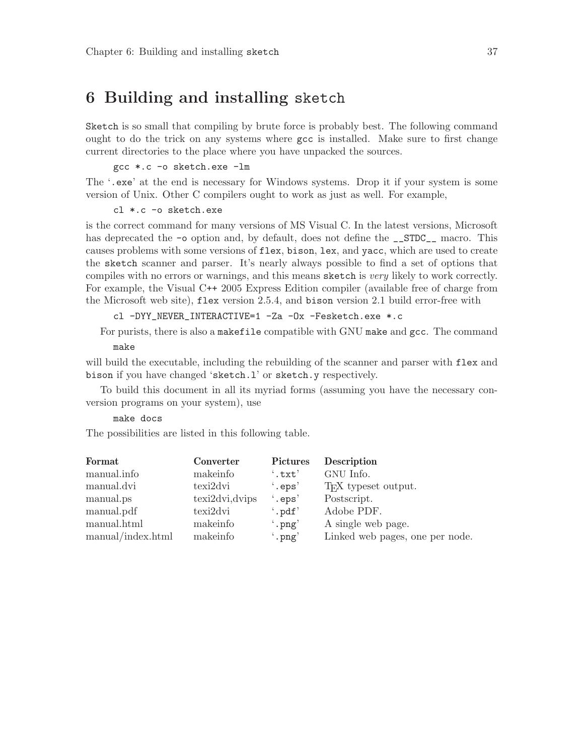# 6 Building and installing `sketch`

`Sketch` is so small that compiling by brute force is probably best. The following command ought to do the trick on any systems where `gcc` is installed. Make sure to first change current directories to the place where you have unpacked the sources.

```
gcc *.c -o sketch.exe -lm
```

The '`.exe`' at the end is necessary for Windows systems. Drop it if your system is some version of Unix. Other C compilers ought to work as just as well. For example,

```
cl *.c -o sketch.exe
```

is the correct command for many versions of MS Visual C. In the latest versions, Microsoft has deprecated the `-o` option and, by default, does not define the `__STDC__` macro. This causes problems with some versions of `flex`, `bison`, `lex`, and `yacc`, which are used to create the `sketch` scanner and parser. It's nearly always possible to find a set of options that compiles with no errors or warnings, and this means `sketch` is *very* likely to work correctly. For example, the Visual C++ 2005 Express Edition compiler (available free of charge from the Microsoft web site), `flex` version 2.5.4, and `bison` version 2.1 build error-free with

```
cl -DYY_NEVER_INTERACTIVE=1 -Za -Ox -Fesketch.exe *.c
```

For purists, there is also a `makefile` compatible with GNU `make` and `gcc`. The command

```
make
```

will build the executable, including the rebuilding of the scanner and parser with `flex` and `bison` if you have changed '`sketch.l`' or `sketch.y` respectively.

To build this document in all its myriad forms (assuming you have the necessary conversion programs on your system), use

```
make docs
```

The possibilities are listed in this following table.

| Format | Converter | Pictures | Description |
|---|---|---|---|
| manual.info | makeinfo | '`.txt`' | GNU Info. |
| manual.dvi | texi2dvi | '`.eps`' | TeX typeset output. |
| manual.ps | texi2dvi,dvips | '`.eps`' | Postscript. |
| manual.pdf | texi2dvi | '`.pdf`' | Adobe PDF. |
| manual.html | makeinfo | '`.png`' | A single web page. |
| manual/index.html | makeinfo | '`.png`' | Linked web pages, one per node. |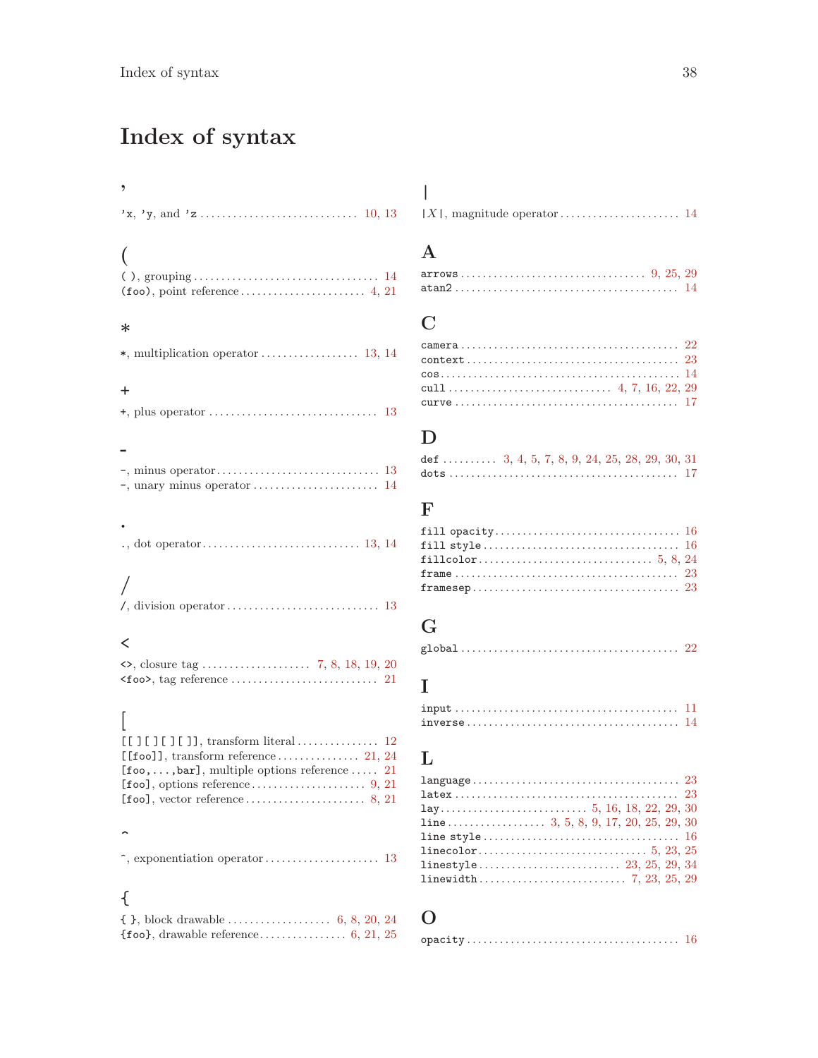# Index of syntax

## '

'x, 'y, and 'z .... 10, 13

## (

( ), grouping .... 14
(foo), point reference .... 4, 21

## *

*, multiplication operator .... 13, 14

## +

+, plus operator .... 13

## -

-, minus operator .... 13
-, unary minus operator .... 14

## .

., dot operator .... 13, 14

## /

/, division operator .... 13

## <

<>, closure tag .... 7, 8, 18, 19, 20
<foo>, tag reference .... 21

## [

[[ ][ ][ ][ ]], transform literal .... 12
[[foo]], transform reference .... 21, 24
[foo,...,bar], multiple options reference .... 21
[foo], options reference .... 9, 21
[foo], vector reference .... 8, 21

## ^

^, exponentiation operator .... 13

## {

{ }, block drawable .... 6, 8, 20, 24
{foo}, drawable reference .... 6, 21, 25

## |

|X|, magnitude operator .... 14

## A

arrows .... 9, 25, 29
atan2 .... 14

## C

camera .... 22
context .... 23
cos .... 14
cull .... 4, 7, 16, 22, 29
curve .... 17

## D

def .... 3, 4, 5, 7, 8, 9, 24, 25, 28, 29, 30, 31
dots .... 17

## F

fill opacity .... 16
fill style .... 16
fillcolor .... 5, 8, 24
frame .... 23
framesep .... 23

## G

global .... 22

## I

input .... 11
inverse .... 14

## L

language .... 23
latex .... 23
lay .... 5, 16, 18, 22, 29, 30
line .... 3, 5, 8, 9, 17, 20, 25, 29, 30
line style .... 16
linecolor .... 5, 23, 25
linestyle .... 23, 25, 29, 34
linewidth .... 7, 23, 25, 29

## O

opacity .... 16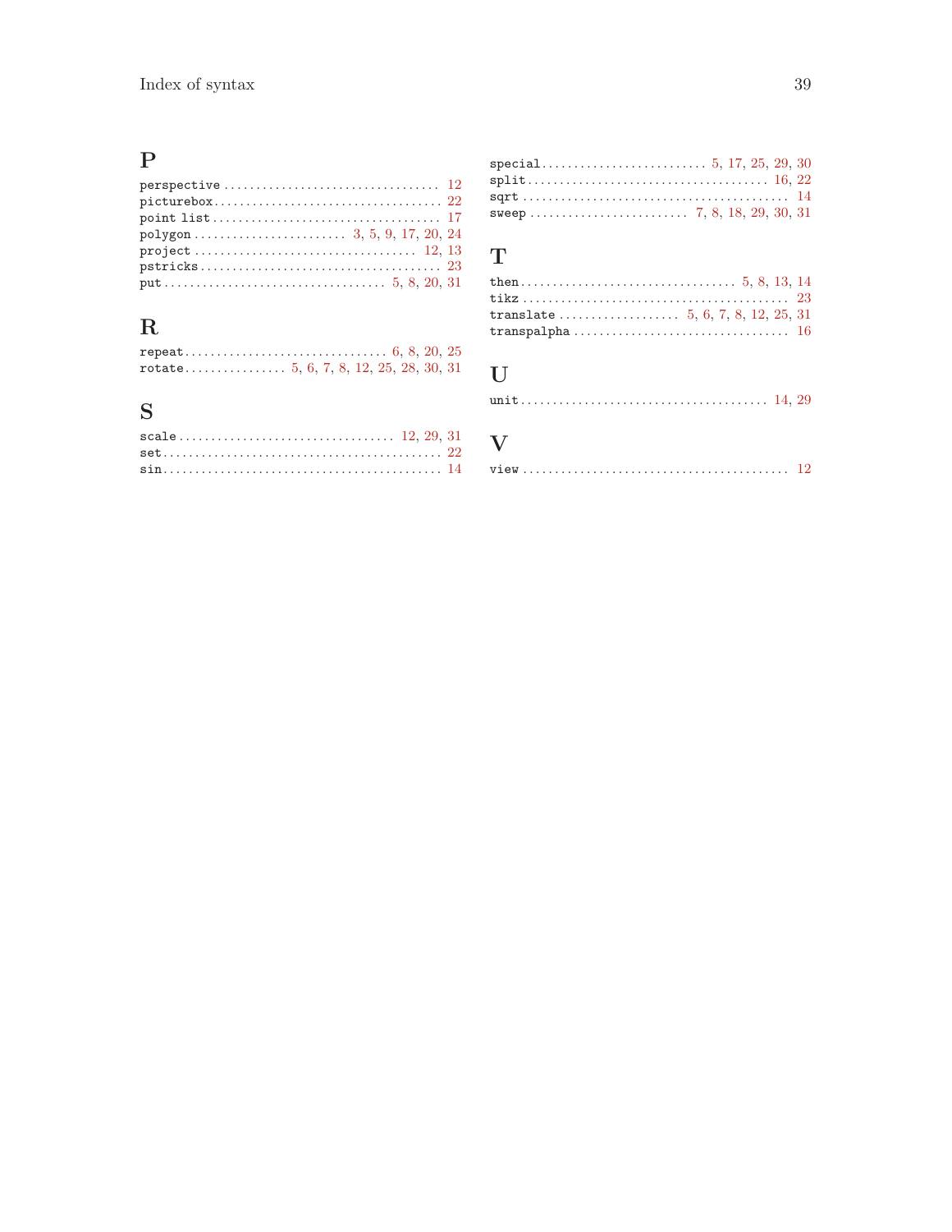## P

`perspective` ........ 12
`picturebox` ........ 22
`point list` ........ 17
`polygon` ........ 3, 5, 9, 17, 20, 24
`project` ........ 12, 13
`pstricks` ........ 23
`put` ........ 5, 8, 20, 31

## R

`repeat` ........ 6, 8, 20, 25
`rotate` ........ 5, 6, 7, 8, 12, 25, 28, 30, 31

## S

`scale` ........ 12, 29, 31
`set` ........ 22
`sin` ........ 14
`special` ........ 5, 17, 25, 29, 30
`split` ........ 16, 22
`sqrt` ........ 14
`sweep` ........ 7, 8, 18, 29, 30, 31

## T

`then` ........ 5, 8, 13, 14
`tikz` ........ 23
`translate` ........ 5, 6, 7, 8, 12, 25, 31
`transpalpha` ........ 16

## U

`unit` ........ 14, 29

## V

`view` ........ 12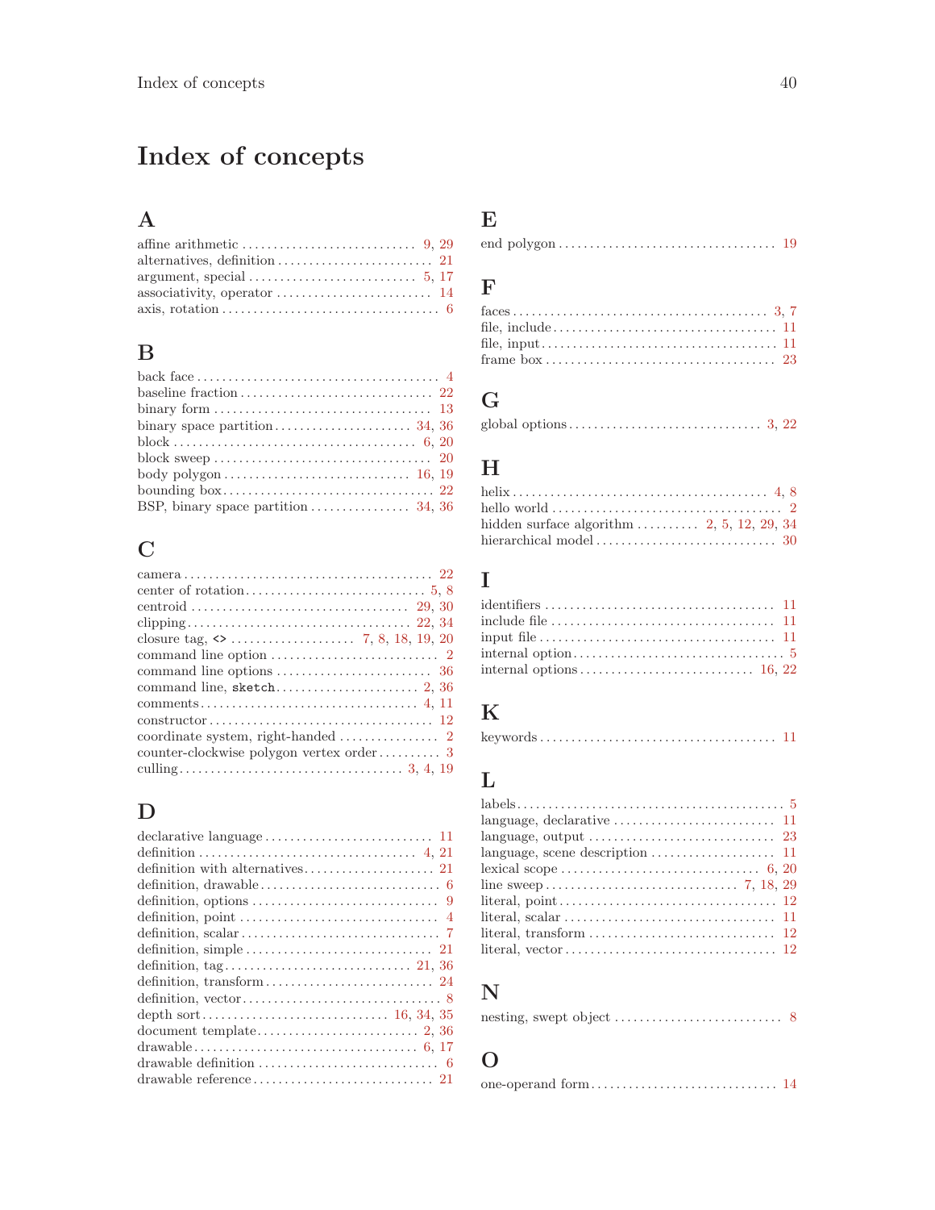# Index of concepts

## A

affine arithmetic ........ 9, 29
alternatives, definition ........ 21
argument, special ........ 5, 17
associativity, operator ........ 14
axis, rotation ........ 6

## B

back face ........ 4
baseline fraction ........ 22
binary form ........ 13
binary space partition ........ 34, 36
block ........ 6, 20
block sweep ........ 20
body polygon ........ 16, 19
bounding box ........ 22
BSP, binary space partition ........ 34, 36

## C

camera ........ 22
center of rotation ........ 5, 8
centroid ........ 29, 30
clipping ........ 22, 34
closure tag, `<>` ........ 7, 8, 18, 19, 20
command line option ........ 2
command line options ........ 36
command line, `sketch` ........ 2, 36
comments ........ 4, 11
constructor ........ 12
coordinate system, right-handed ........ 2
counter-clockwise polygon vertex order ........ 3
culling ........ 3, 4, 19

## D

declarative language ........ 11
definition ........ 4, 21
definition with alternatives ........ 21
definition, drawable ........ 6
definition, options ........ 9
definition, point ........ 4
definition, scalar ........ 7
definition, simple ........ 21
definition, tag ........ 21, 36
definition, transform ........ 24
definition, vector ........ 8
depth sort ........ 16, 34, 35
document template ........ 2, 36
drawable ........ 6, 17
drawable definition ........ 6
drawable reference ........ 21

## E

end polygon ........ 19

## F

faces ........ 3, 7
file, include ........ 11
file, input ........ 11
frame box ........ 23

## G

global options ........ 3, 22

## H

helix ........ 4, 8
hello world ........ 2
hidden surface algorithm ........ 2, 5, 12, 29, 34
hierarchical model ........ 30

## I

identifiers ........ 11
include file ........ 11
input file ........ 11
internal option ........ 5
internal options ........ 16, 22

## K

keywords ........ 11

## L

labels ........ 5
language, declarative ........ 11
language, output ........ 23
language, scene description ........ 11
lexical scope ........ 6, 20
line sweep ........ 7, 18, 29
literal, point ........ 12
literal, scalar ........ 11
literal, transform ........ 12
literal, vector ........ 12

## N

nesting, swept object ........ 8

## O

one-operand form ........ 14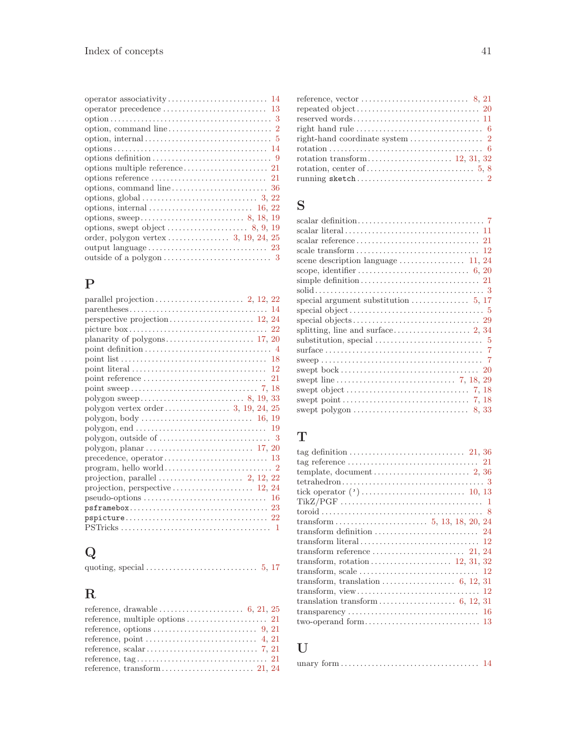operator associativity . . . . . . . . . . . . . . . . . . . . . . . . . 14
operator precedence . . . . . . . . . . . . . . . . . . . . . . . . . . 13
option . . . . . . . . . . . . . . . . . . . . . . . . . . . . . . . . . . . . . . . . . 3
option, command line . . . . . . . . . . . . . . . . . . . . . . . . . . 2
option, internal . . . . . . . . . . . . . . . . . . . . . . . . . . . . . . . . 5
options . . . . . . . . . . . . . . . . . . . . . . . . . . . . . . . . . . . . . . 14
options definition . . . . . . . . . . . . . . . . . . . . . . . . . . . . . . 9
options multiple reference . . . . . . . . . . . . . . . . . . . . . 21
options reference . . . . . . . . . . . . . . . . . . . . . . . . . . . . . 21
options, command line . . . . . . . . . . . . . . . . . . . . . . . . 36
options, global . . . . . . . . . . . . . . . . . . . . . . . . . . . . . 3, 22
options, internal . . . . . . . . . . . . . . . . . . . . . . . . . . 16, 22
options, sweep . . . . . . . . . . . . . . . . . . . . . . . . . . 8, 18, 19
options, swept object . . . . . . . . . . . . . . . . . . . . 8, 9, 19
order, polygon vertex . . . . . . . . . . . . . . . . 3, 19, 24, 25
output language . . . . . . . . . . . . . . . . . . . . . . . . . . . . . . 23
outside of a polygon . . . . . . . . . . . . . . . . . . . . . . . . . . . 3

## P

parallel projection . . . . . . . . . . . . . . . . . . . . . . 2, 12, 22
parentheses . . . . . . . . . . . . . . . . . . . . . . . . . . . . . . . . . . 14
perspective projection . . . . . . . . . . . . . . . . . . . . . 12, 24
picture box . . . . . . . . . . . . . . . . . . . . . . . . . . . . . . . . . . 22
planarity of polygons . . . . . . . . . . . . . . . . . . . . . . 17, 20
point definition . . . . . . . . . . . . . . . . . . . . . . . . . . . . . . . . 4
point list . . . . . . . . . . . . . . . . . . . . . . . . . . . . . . . . . . . . 18
point literal . . . . . . . . . . . . . . . . . . . . . . . . . . . . . . . . . . 12
point reference . . . . . . . . . . . . . . . . . . . . . . . . . . . . . . . 21
point sweep . . . . . . . . . . . . . . . . . . . . . . . . . . . . . . . . 7, 18
polygon sweep . . . . . . . . . . . . . . . . . . . . . . . . . . 8, 19, 33
polygon vertex order . . . . . . . . . . . . . . . . 3, 19, 24, 25
polygon, body . . . . . . . . . . . . . . . . . . . . . . . . . . . . 16, 19
polygon, end . . . . . . . . . . . . . . . . . . . . . . . . . . . . . . . . . 19
polygon, outside of . . . . . . . . . . . . . . . . . . . . . . . . . . . . 3
polygon, planar . . . . . . . . . . . . . . . . . . . . . . . . . . . 17, 20
precedence, operator . . . . . . . . . . . . . . . . . . . . . . . . . . 13
program, hello world . . . . . . . . . . . . . . . . . . . . . . . . . . . 2
projection, parallel . . . . . . . . . . . . . . . . . . . . . . 2, 12, 22
projection, perspective . . . . . . . . . . . . . . . . . . . . . 12, 24
pseudo-options . . . . . . . . . . . . . . . . . . . . . . . . . . . . . . . 16
`psframebox` . . . . . . . . . . . . . . . . . . . . . . . . . . . . . . . . . 23
`pspicture` . . . . . . . . . . . . . . . . . . . . . . . . . . . . . . . . . . 22
PSTricks . . . . . . . . . . . . . . . . . . . . . . . . . . . . . . . . . . . . . 1

## Q

quoting, special . . . . . . . . . . . . . . . . . . . . . . . . . . . 5, 17

## R

reference, drawable . . . . . . . . . . . . . . . . . . . . . . 6, 21, 25
reference, multiple options . . . . . . . . . . . . . . . . . . . . 21
reference, options . . . . . . . . . . . . . . . . . . . . . . . . . . 9, 21
reference, point . . . . . . . . . . . . . . . . . . . . . . . . . . . . 4, 21
reference, scalar . . . . . . . . . . . . . . . . . . . . . . . . . . . 7, 21
reference, tag . . . . . . . . . . . . . . . . . . . . . . . . . . . . . . . . 21
reference, transform . . . . . . . . . . . . . . . . . . . . . . . 21, 24
reference, vector . . . . . . . . . . . . . . . . . . . . . . . . . . . 8, 21
repeated object . . . . . . . . . . . . . . . . . . . . . . . . . . . . . . . 20
reserved words . . . . . . . . . . . . . . . . . . . . . . . . . . . . . . . 11
right hand rule . . . . . . . . . . . . . . . . . . . . . . . . . . . . . . . . 6
right-hand coordinate system . . . . . . . . . . . . . . . . . . . 2
rotation . . . . . . . . . . . . . . . . . . . . . . . . . . . . . . . . . . . . . . 6
rotation transform . . . . . . . . . . . . . . . . . . . . . 12, 31, 32
rotation, center of . . . . . . . . . . . . . . . . . . . . . . . . . . . 5, 8
running `sketch` . . . . . . . . . . . . . . . . . . . . . . . . . . . . . . . 2

## S

scalar definition . . . . . . . . . . . . . . . . . . . . . . . . . . . . . . . 7
scalar literal . . . . . . . . . . . . . . . . . . . . . . . . . . . . . . . . . 11
scalar reference . . . . . . . . . . . . . . . . . . . . . . . . . . . . . . 21
scale transform . . . . . . . . . . . . . . . . . . . . . . . . . . . . . . 12
scene description language . . . . . . . . . . . . . . . . . 11, 24
scope, identifier . . . . . . . . . . . . . . . . . . . . . . . . . . . 6, 20
simple definition . . . . . . . . . . . . . . . . . . . . . . . . . . . . . 21
solid . . . . . . . . . . . . . . . . . . . . . . . . . . . . . . . . . . . . . . . . . 3
special argument substitution . . . . . . . . . . . . . . . 5, 17
special object . . . . . . . . . . . . . . . . . . . . . . . . . . . . . . . . . 5
special objects . . . . . . . . . . . . . . . . . . . . . . . . . . . . . . . 29
splitting, line and surface . . . . . . . . . . . . . . . . . . . 2, 34
substitution, special . . . . . . . . . . . . . . . . . . . . . . . . . . . 5
surface . . . . . . . . . . . . . . . . . . . . . . . . . . . . . . . . . . . . . . . 7
sweep . . . . . . . . . . . . . . . . . . . . . . . . . . . . . . . . . . . . . . . 7
swept bock . . . . . . . . . . . . . . . . . . . . . . . . . . . . . . . . . . 20
swept line . . . . . . . . . . . . . . . . . . . . . . . . . . . . . . 7, 18, 29
swept object . . . . . . . . . . . . . . . . . . . . . . . . . . . . . . . 7, 18
swept point . . . . . . . . . . . . . . . . . . . . . . . . . . . . . . . . 7, 18
swept polygon . . . . . . . . . . . . . . . . . . . . . . . . . . . . . 8, 33

## T

tag definition . . . . . . . . . . . . . . . . . . . . . . . . . . . . . 21, 36
tag reference . . . . . . . . . . . . . . . . . . . . . . . . . . . . . . . . 21
template, document . . . . . . . . . . . . . . . . . . . . . . . . . 2, 36
tetrahedron . . . . . . . . . . . . . . . . . . . . . . . . . . . . . . . . . . . 3
tick operator (') . . . . . . . . . . . . . . . . . . . . . . . . . . . 10, 13
TikZ/PGF . . . . . . . . . . . . . . . . . . . . . . . . . . . . . . . . . . . . 1
toroid . . . . . . . . . . . . . . . . . . . . . . . . . . . . . . . . . . . . . . . 8
transform . . . . . . . . . . . . . . . . . . . . . . . 5, 13, 18, 20, 24
transform definition . . . . . . . . . . . . . . . . . . . . . . . . . . 24
transform literal . . . . . . . . . . . . . . . . . . . . . . . . . . . . . 12
transform reference . . . . . . . . . . . . . . . . . . . . . . . . 21, 24
transform, rotation . . . . . . . . . . . . . . . . . . . . . 12, 31, 32
transform, scale . . . . . . . . . . . . . . . . . . . . . . . . . . . . . . 12
transform, translation . . . . . . . . . . . . . . . . . . . 6, 12, 31
transform, view . . . . . . . . . . . . . . . . . . . . . . . . . . . . . . 12
translation transform . . . . . . . . . . . . . . . . . . . 6, 12, 31
transparency . . . . . . . . . . . . . . . . . . . . . . . . . . . . . . . . 16
two-operand form . . . . . . . . . . . . . . . . . . . . . . . . . . . . 13

## U

unary form . . . . . . . . . . . . . . . . . . . . . . . . . . . . . . . . . . 14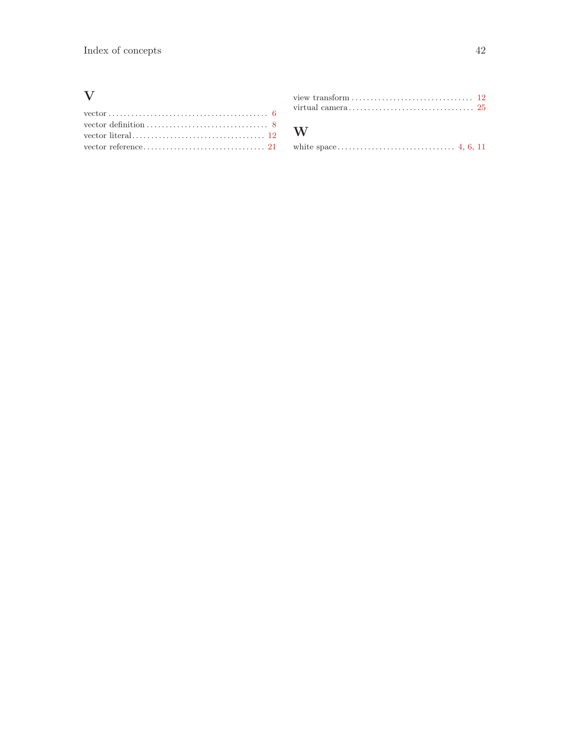## V

vector . . . . . . . . . . . . . . . . . . . . . . . . . . . . . . . . . . . . . . . . . 6
vector definition . . . . . . . . . . . . . . . . . . . . . . . . . . . . . . . . 8
vector literal . . . . . . . . . . . . . . . . . . . . . . . . . . . . . . . . . . 12
vector reference . . . . . . . . . . . . . . . . . . . . . . . . . . . . . . . 21
view transform . . . . . . . . . . . . . . . . . . . . . . . . . . . . . . . 12
virtual camera . . . . . . . . . . . . . . . . . . . . . . . . . . . . . . . . 25

## W

white space . . . . . . . . . . . . . . . . . . . . . . . . . . . . . . 4, 6, 11